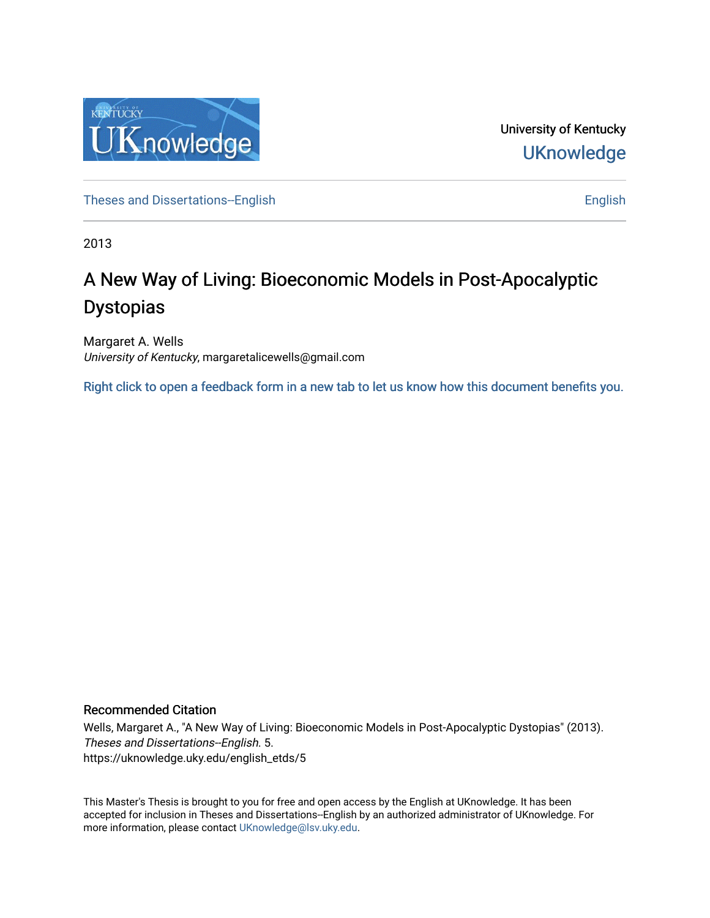University of Kentucky

UKnowledge

Theses and Dissertations--English

English

2013

# A New Way of Living: Bioeconomic Models in Post-Apocalyptic Dystopias

Margaret A. Wells
*University of Kentucky*, margaretalicewells@gmail.com

Right click to open a feedback form in a new tab to let us know how this document benefits you.

## Recommended Citation

Wells, Margaret A., "A New Way of Living: Bioeconomic Models in Post-Apocalyptic Dystopias" (2013). *Theses and Dissertations--English*. 5.
https://uknowledge.uky.edu/english_etds/5

This Master's Thesis is brought to you for free and open access by the English at UKnowledge. It has been accepted for inclusion in Theses and Dissertations--English by an authorized administrator of UKnowledge. For more information, please contact UKnowledge@lsv.uky.edu.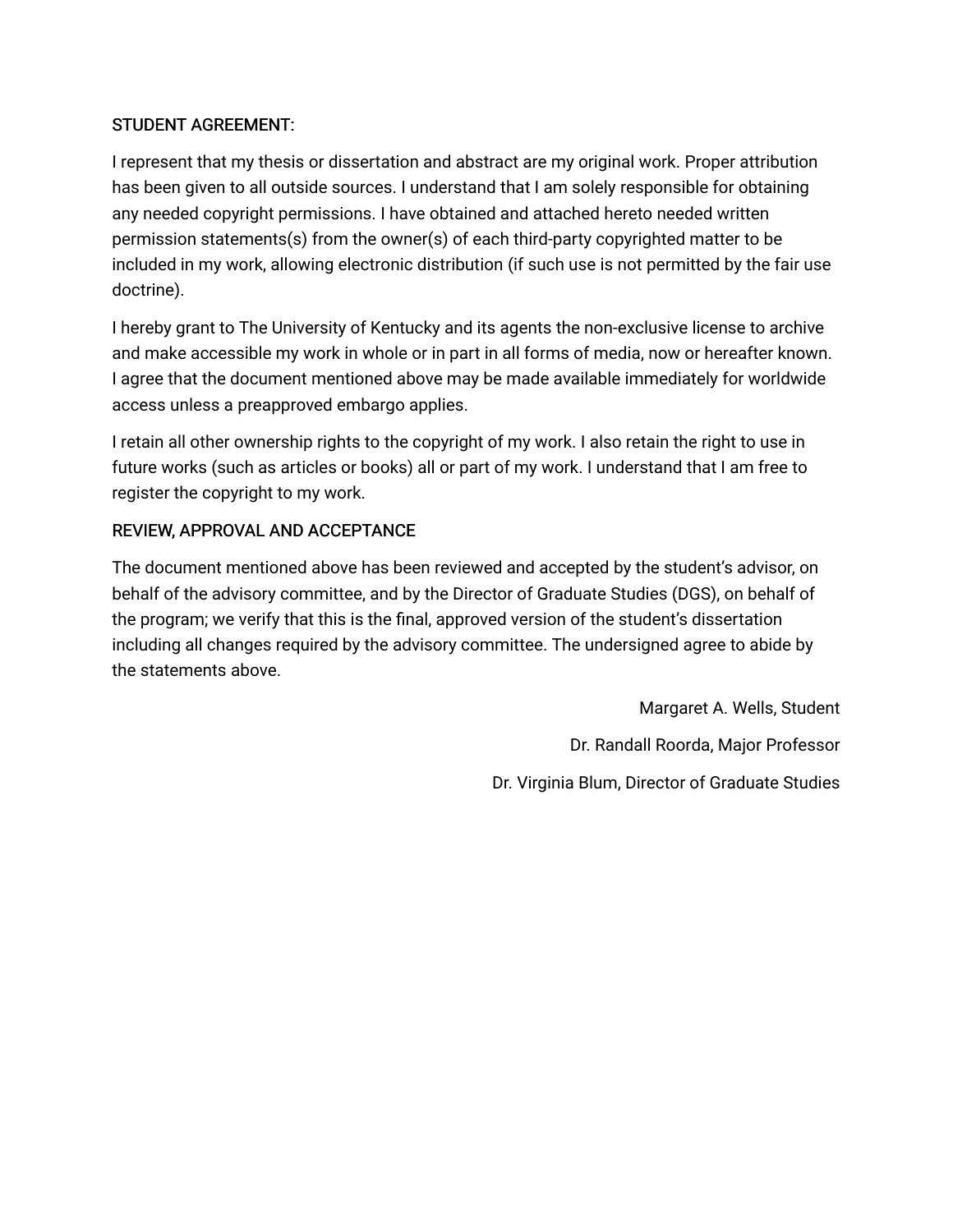STUDENT AGREEMENT:

I represent that my thesis or dissertation and abstract are my original work. Proper attribution has been given to all outside sources. I understand that I am solely responsible for obtaining any needed copyright permissions. I have obtained and attached hereto needed written permission statements(s) from the owner(s) of each third-party copyrighted matter to be included in my work, allowing electronic distribution (if such use is not permitted by the fair use doctrine).

I hereby grant to The University of Kentucky and its agents the non-exclusive license to archive and make accessible my work in whole or in part in all forms of media, now or hereafter known. I agree that the document mentioned above may be made available immediately for worldwide access unless a preapproved embargo applies.

I retain all other ownership rights to the copyright of my work. I also retain the right to use in future works (such as articles or books) all or part of my work. I understand that I am free to register the copyright to my work.

REVIEW, APPROVAL AND ACCEPTANCE

The document mentioned above has been reviewed and accepted by the student's advisor, on behalf of the advisory committee, and by the Director of Graduate Studies (DGS), on behalf of the program; we verify that this is the final, approved version of the student's dissertation including all changes required by the advisory committee. The undersigned agree to abide by the statements above.

Margaret A. Wells, Student

Dr. Randall Roorda, Major Professor

Dr. Virginia Blum, Director of Graduate Studies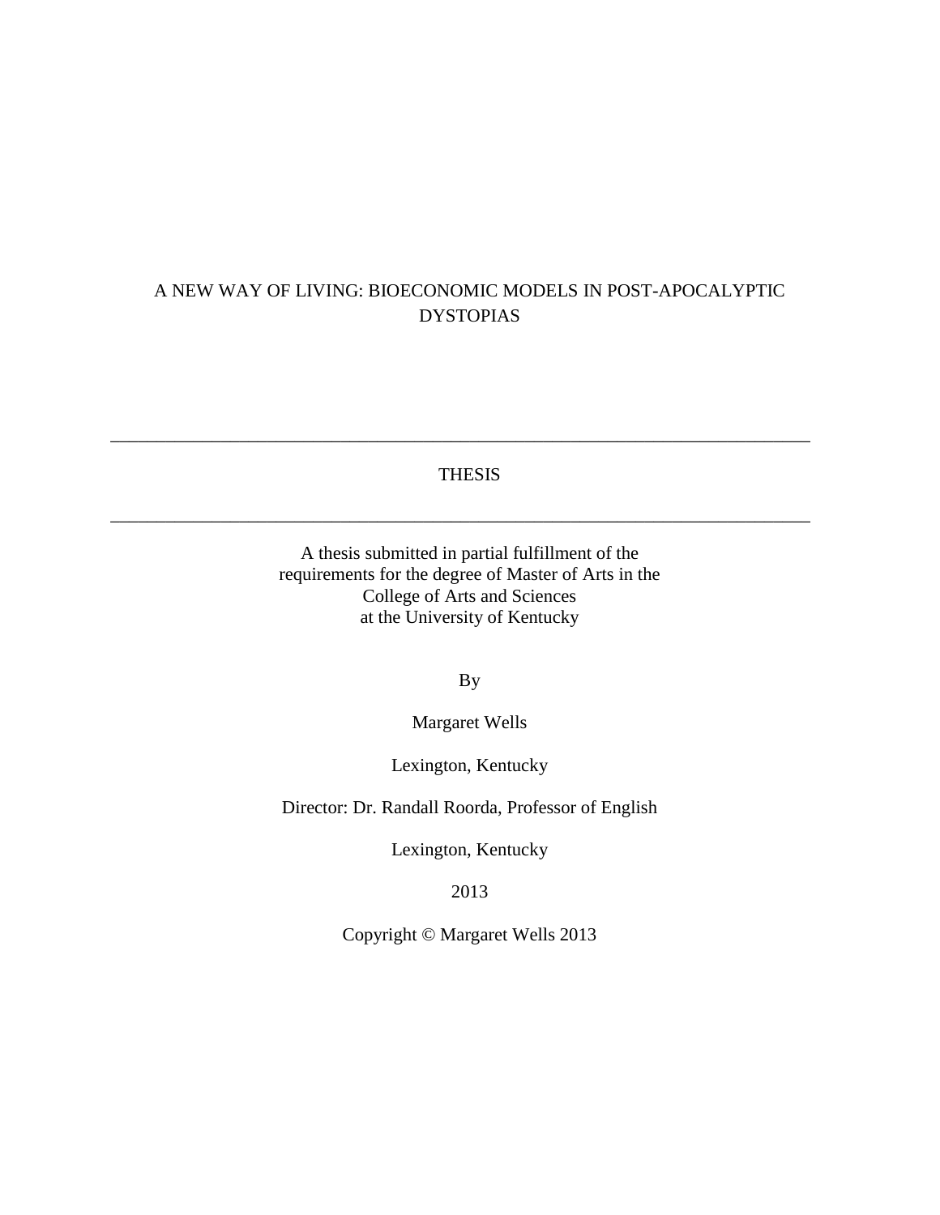# A NEW WAY OF LIVING: BIOECONOMIC MODELS IN POST-APOCALYPTIC DYSTOPIAS

---

THESIS

---

A thesis submitted in partial fulfillment of the requirements for the degree of Master of Arts in the College of Arts and Sciences at the University of Kentucky

By

Margaret Wells

Lexington, Kentucky

Director: Dr. Randall Roorda, Professor of English

Lexington, Kentucky

2013

Copyright © Margaret Wells 2013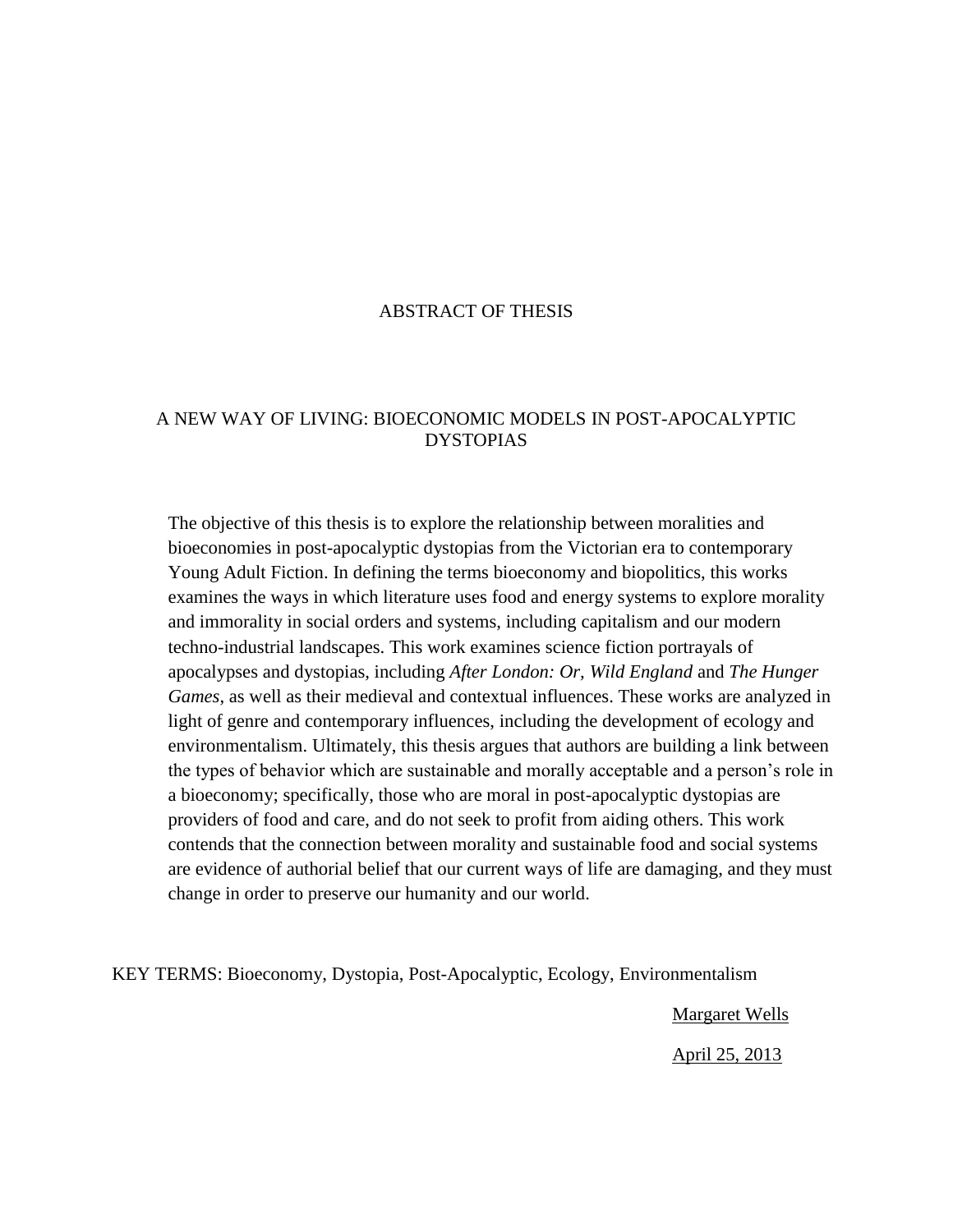# ABSTRACT OF THESIS

## A NEW WAY OF LIVING: BIOECONOMIC MODELS IN POST-APOCALYPTIC DYSTOPIAS

The objective of this thesis is to explore the relationship between moralities and bioeconomies in post-apocalyptic dystopias from the Victorian era to contemporary Young Adult Fiction. In defining the terms bioeconomy and biopolitics, this works examines the ways in which literature uses food and energy systems to explore morality and immorality in social orders and systems, including capitalism and our modern techno-industrial landscapes. This work examines science fiction portrayals of apocalypses and dystopias, including *After London: Or, Wild England* and *The Hunger Games*, as well as their medieval and contextual influences. These works are analyzed in light of genre and contemporary influences, including the development of ecology and environmentalism. Ultimately, this thesis argues that authors are building a link between the types of behavior which are sustainable and morally acceptable and a person's role in a bioeconomy; specifically, those who are moral in post-apocalyptic dystopias are providers of food and care, and do not seek to profit from aiding others. This work contends that the connection between morality and sustainable food and social systems are evidence of authorial belief that our current ways of life are damaging, and they must change in order to preserve our humanity and our world.

KEY TERMS: Bioeconomy, Dystopia, Post-Apocalyptic, Ecology, Environmentalism

Margaret Wells

April 25, 2013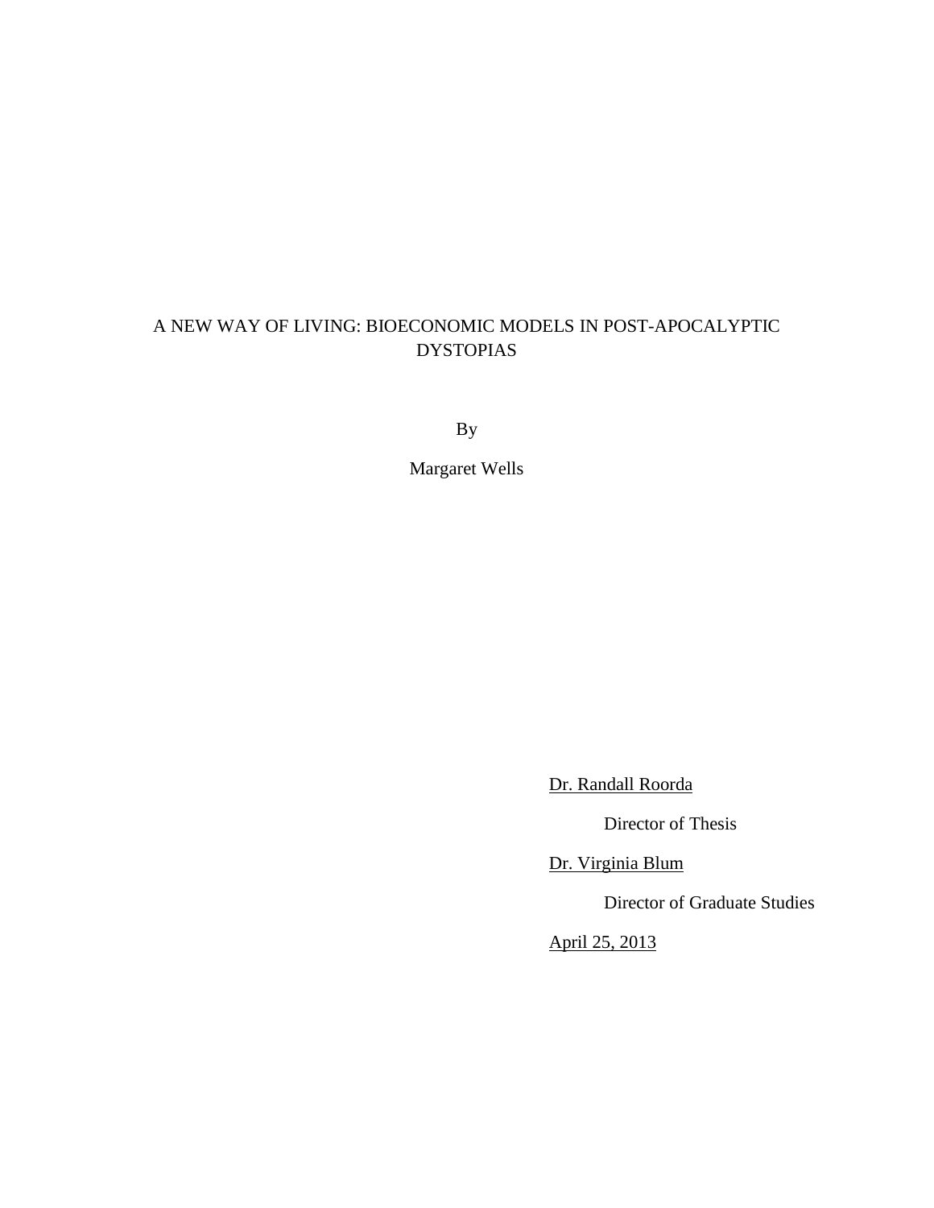A NEW WAY OF LIVING: BIOECONOMIC MODELS IN POST-APOCALYPTIC DYSTOPIAS

By

Margaret Wells

Dr. Randall Roorda

Director of Thesis

Dr. Virginia Blum

Director of Graduate Studies

April 25, 2013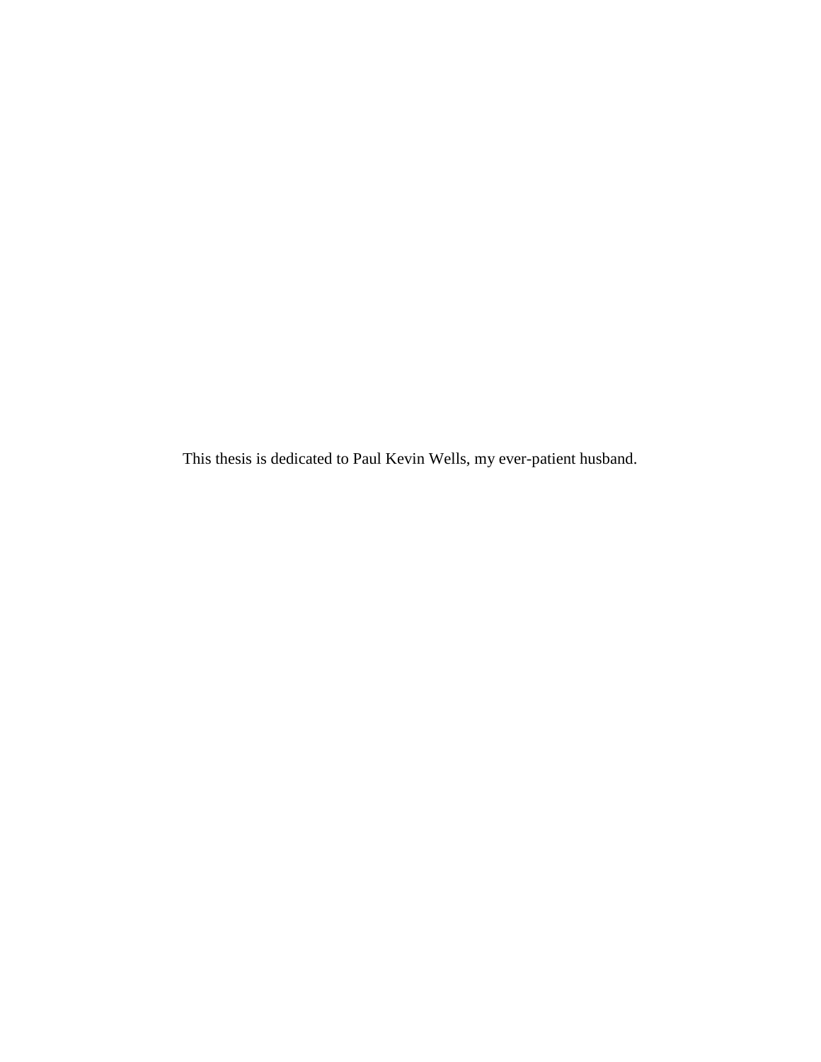This thesis is dedicated to Paul Kevin Wells, my ever-patient husband.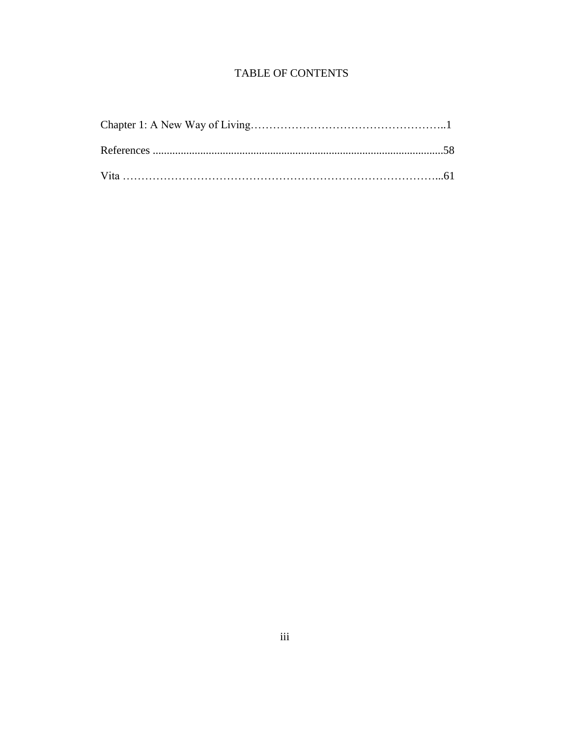# TABLE OF CONTENTS

Chapter 1: A New Way of Living……………………………………………..1

References .......................................................................................................58

Vita …………………………………………………………………………...61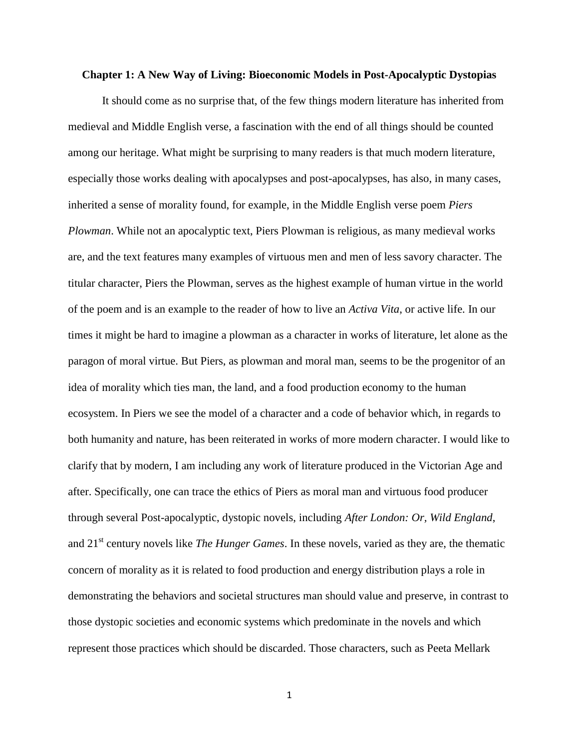# Chapter 1: A New Way of Living: Bioeconomic Models in Post-Apocalyptic Dystopias

It should come as no surprise that, of the few things modern literature has inherited from medieval and Middle English verse, a fascination with the end of all things should be counted among our heritage. What might be surprising to many readers is that much modern literature, especially those works dealing with apocalypses and post-apocalypses, has also, in many cases, inherited a sense of morality found, for example, in the Middle English verse poem *Piers Plowman*. While not an apocalyptic text, Piers Plowman is religious, as many medieval works are, and the text features many examples of virtuous men and men of less savory character. The titular character, Piers the Plowman, serves as the highest example of human virtue in the world of the poem and is an example to the reader of how to live an *Activa Vita*, or active life. In our times it might be hard to imagine a plowman as a character in works of literature, let alone as the paragon of moral virtue. But Piers, as plowman and moral man, seems to be the progenitor of an idea of morality which ties man, the land, and a food production economy to the human ecosystem. In Piers we see the model of a character and a code of behavior which, in regards to both humanity and nature, has been reiterated in works of more modern character. I would like to clarify that by modern, I am including any work of literature produced in the Victorian Age and after. Specifically, one can trace the ethics of Piers as moral man and virtuous food producer through several Post-apocalyptic, dystopic novels, including *After London: Or, Wild England*, and 21st century novels like *The Hunger Games*. In these novels, varied as they are, the thematic concern of morality as it is related to food production and energy distribution plays a role in demonstrating the behaviors and societal structures man should value and preserve, in contrast to those dystopic societies and economic systems which predominate in the novels and which represent those practices which should be discarded. Those characters, such as Peeta Mellark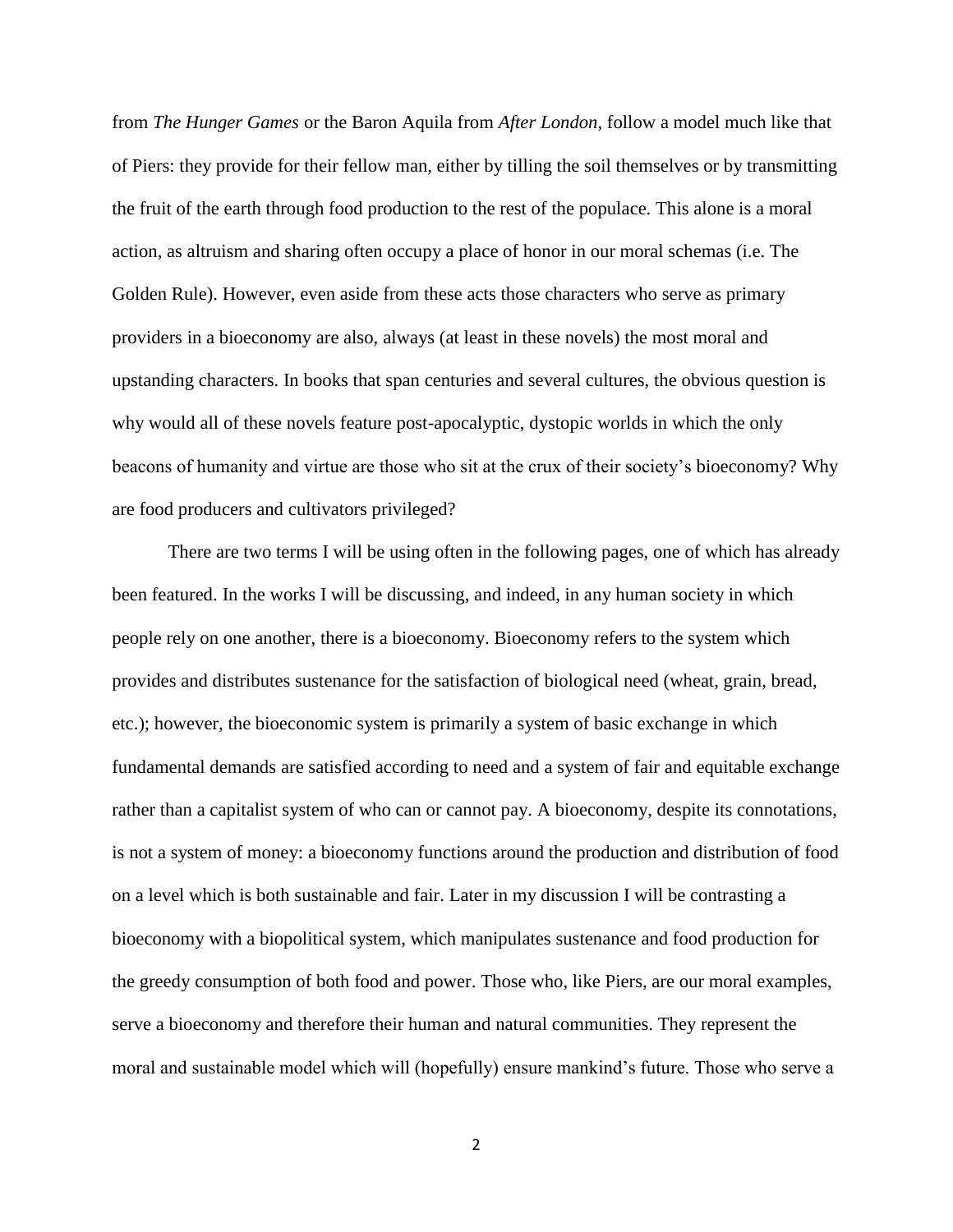from *The Hunger Games* or the Baron Aquila from *After London*, follow a model much like that of Piers: they provide for their fellow man, either by tilling the soil themselves or by transmitting the fruit of the earth through food production to the rest of the populace. This alone is a moral action, as altruism and sharing often occupy a place of honor in our moral schemas (i.e. The Golden Rule). However, even aside from these acts those characters who serve as primary providers in a bioeconomy are also, always (at least in these novels) the most moral and upstanding characters. In books that span centuries and several cultures, the obvious question is why would all of these novels feature post-apocalyptic, dystopic worlds in which the only beacons of humanity and virtue are those who sit at the crux of their society's bioeconomy? Why are food producers and cultivators privileged?

There are two terms I will be using often in the following pages, one of which has already been featured. In the works I will be discussing, and indeed, in any human society in which people rely on one another, there is a bioeconomy. Bioeconomy refers to the system which provides and distributes sustenance for the satisfaction of biological need (wheat, grain, bread, etc.); however, the bioeconomic system is primarily a system of basic exchange in which fundamental demands are satisfied according to need and a system of fair and equitable exchange rather than a capitalist system of who can or cannot pay. A bioeconomy, despite its connotations, is not a system of money: a bioeconomy functions around the production and distribution of food on a level which is both sustainable and fair. Later in my discussion I will be contrasting a bioeconomy with a biopolitical system, which manipulates sustenance and food production for the greedy consumption of both food and power. Those who, like Piers, are our moral examples, serve a bioeconomy and therefore their human and natural communities. They represent the moral and sustainable model which will (hopefully) ensure mankind's future. Those who serve a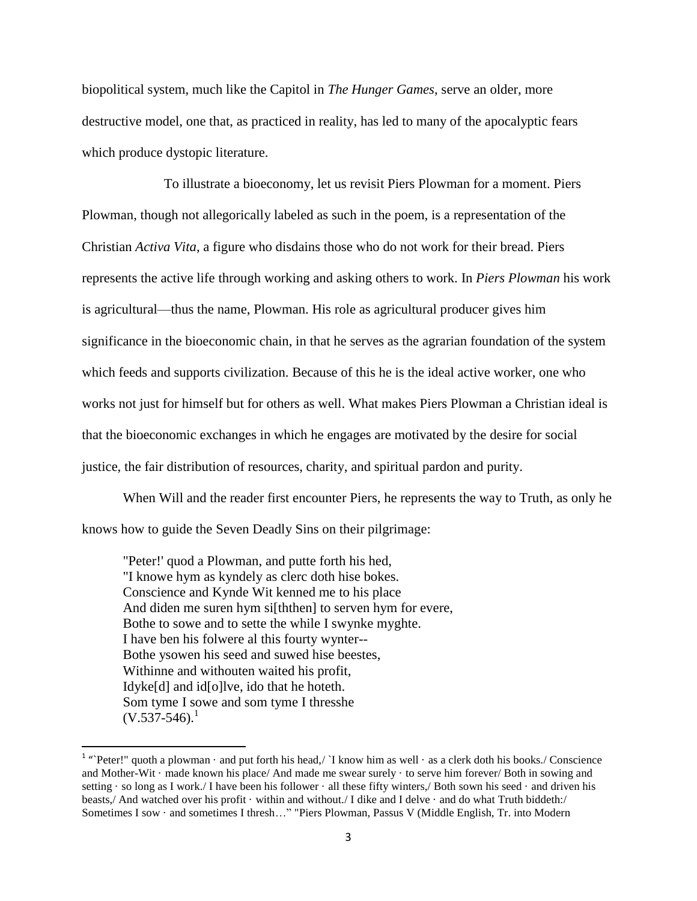biopolitical system, much like the Capitol in *The Hunger Games*, serve an older, more destructive model, one that, as practiced in reality, has led to many of the apocalyptic fears which produce dystopic literature.

To illustrate a bioeconomy, let us revisit Piers Plowman for a moment. Piers Plowman, though not allegorically labeled as such in the poem, is a representation of the Christian *Activa Vita*, a figure who disdains those who do not work for their bread. Piers represents the active life through working and asking others to work. In *Piers Plowman* his work is agricultural—thus the name, Plowman. His role as agricultural producer gives him significance in the bioeconomic chain, in that he serves as the agrarian foundation of the system which feeds and supports civilization. Because of this he is the ideal active worker, one who works not just for himself but for others as well. What makes Piers Plowman a Christian ideal is that the bioeconomic exchanges in which he engages are motivated by the desire for social justice, the fair distribution of resources, charity, and spiritual pardon and purity.

When Will and the reader first encounter Piers, he represents the way to Truth, as only he knows how to guide the Seven Deadly Sins on their pilgrimage:

> "Peter!' quod a Plowman, and putte forth his hed,
> "I knowe hym as kyndely as clerc doth hise bokes.
> Conscience and Kynde Wit kenned me to his place
> And diden me suren hym si[ththen] to serven hym for evere,
> Bothe to sowe and to sette the while I swynke myghte.
> I have ben his folwere al this fourty wynter--
> Bothe ysowen his seed and suwed hise beestes,
> Withinne and withouten waited his profit,
> Idyke[d] and id[o]lve, ido that he hoteth.
> Som tyme I sowe and som tyme I thresshe
> (V.537-546).[1]

[1] "`Peter!" quoth a plowman · and put forth his head,/ `I know him as well · as a clerk doth his books./ Conscience and Mother-Wit · made known his place/ And made me swear surely · to serve him forever/ Both in sowing and setting · so long as I work./ I have been his follower · all these fifty winters,/ Both sown his seed · and driven his beasts,/ And watched over his profit · within and without./ I dike and I delve · and do what Truth biddeth:/ Sometimes I sow · and sometimes I thresh…" "Piers Plowman, Passus V (Middle English, Tr. into Modern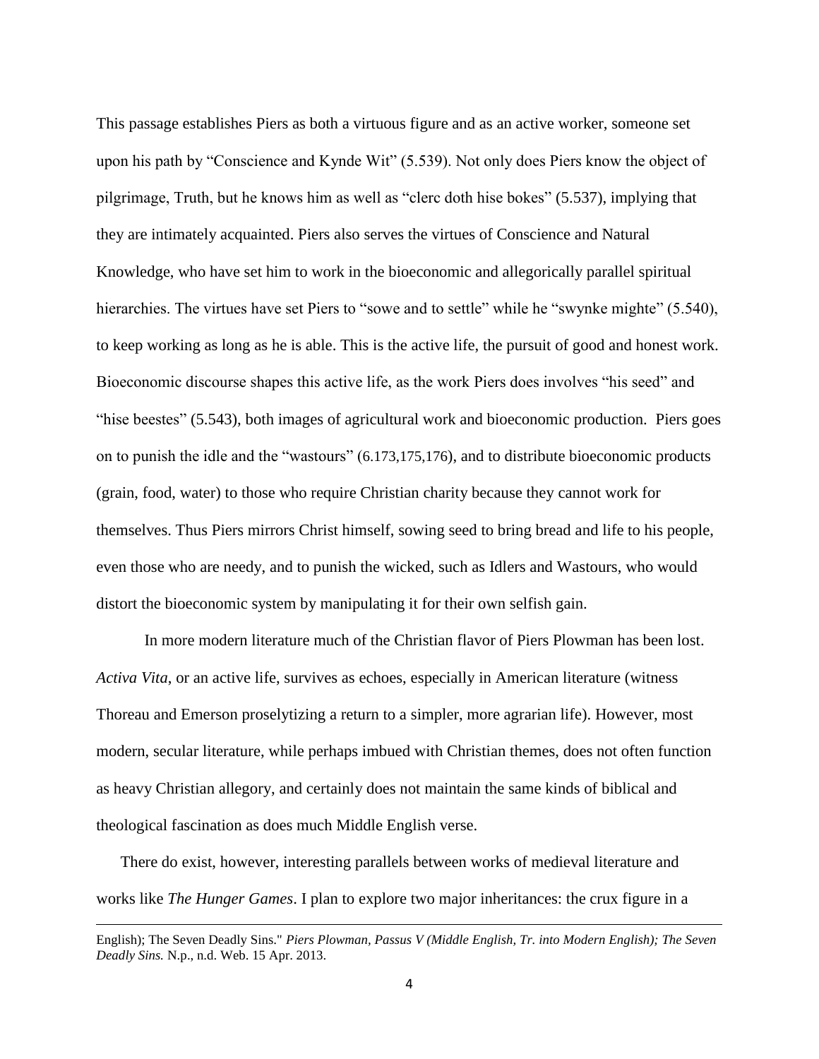This passage establishes Piers as both a virtuous figure and as an active worker, someone set upon his path by "Conscience and Kynde Wit" (5.539). Not only does Piers know the object of pilgrimage, Truth, but he knows him as well as "clerc doth hise bokes" (5.537), implying that they are intimately acquainted. Piers also serves the virtues of Conscience and Natural Knowledge, who have set him to work in the bioeconomic and allegorically parallel spiritual hierarchies. The virtues have set Piers to "sowe and to settle" while he "swynke mighte" (5.540), to keep working as long as he is able. This is the active life, the pursuit of good and honest work. Bioeconomic discourse shapes this active life, as the work Piers does involves "his seed" and "hise beestes" (5.543), both images of agricultural work and bioeconomic production. Piers goes on to punish the idle and the "wastours" (6.173,175,176), and to distribute bioeconomic products (grain, food, water) to those who require Christian charity because they cannot work for themselves. Thus Piers mirrors Christ himself, sowing seed to bring bread and life to his people, even those who are needy, and to punish the wicked, such as Idlers and Wastours, who would distort the bioeconomic system by manipulating it for their own selfish gain.

In more modern literature much of the Christian flavor of Piers Plowman has been lost. *Activa Vita*, or an active life, survives as echoes, especially in American literature (witness Thoreau and Emerson proselytizing a return to a simpler, more agrarian life). However, most modern, secular literature, while perhaps imbued with Christian themes, does not often function as heavy Christian allegory, and certainly does not maintain the same kinds of biblical and theological fascination as does much Middle English verse.

There do exist, however, interesting parallels between works of medieval literature and works like *The Hunger Games*. I plan to explore two major inheritances: the crux figure in a

English); The Seven Deadly Sins." *Piers Plowman, Passus V (Middle English, Tr. into Modern English); The Seven Deadly Sins.* N.p., n.d. Web. 15 Apr. 2013.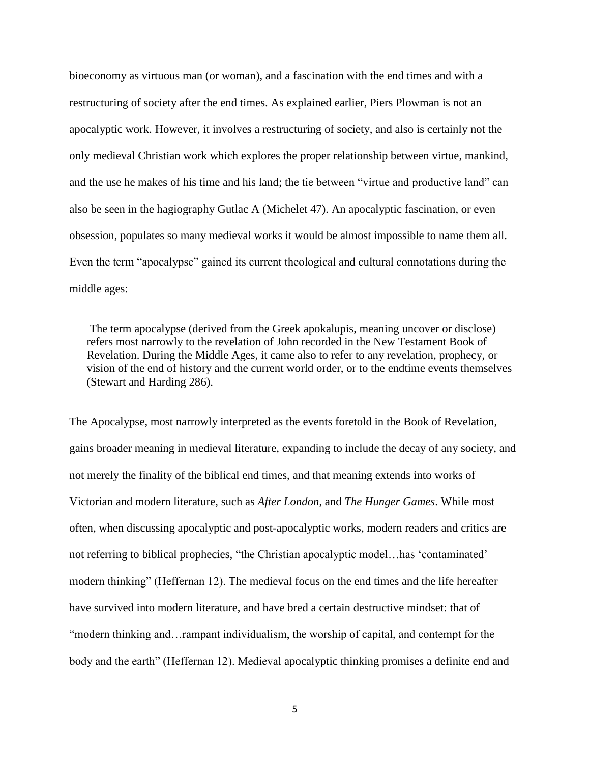bioeconomy as virtuous man (or woman), and a fascination with the end times and with a restructuring of society after the end times. As explained earlier, Piers Plowman is not an apocalyptic work. However, it involves a restructuring of society, and also is certainly not the only medieval Christian work which explores the proper relationship between virtue, mankind, and the use he makes of his time and his land; the tie between "virtue and productive land" can also be seen in the hagiography Gutlac A (Michelet 47). An apocalyptic fascination, or even obsession, populates so many medieval works it would be almost impossible to name them all. Even the term "apocalypse" gained its current theological and cultural connotations during the middle ages:

> The term apocalypse (derived from the Greek apokalupis, meaning uncover or disclose) refers most narrowly to the revelation of John recorded in the New Testament Book of Revelation. During the Middle Ages, it came also to refer to any revelation, prophecy, or vision of the end of history and the current world order, or to the endtime events themselves (Stewart and Harding 286).

The Apocalypse, most narrowly interpreted as the events foretold in the Book of Revelation, gains broader meaning in medieval literature, expanding to include the decay of any society, and not merely the finality of the biblical end times, and that meaning extends into works of Victorian and modern literature, such as *After London*, and *The Hunger Games*. While most often, when discussing apocalyptic and post-apocalyptic works, modern readers and critics are not referring to biblical prophecies, "the Christian apocalyptic model…has 'contaminated' modern thinking" (Heffernan 12). The medieval focus on the end times and the life hereafter have survived into modern literature, and have bred a certain destructive mindset: that of "modern thinking and…rampant individualism, the worship of capital, and contempt for the body and the earth" (Heffernan 12). Medieval apocalyptic thinking promises a definite end and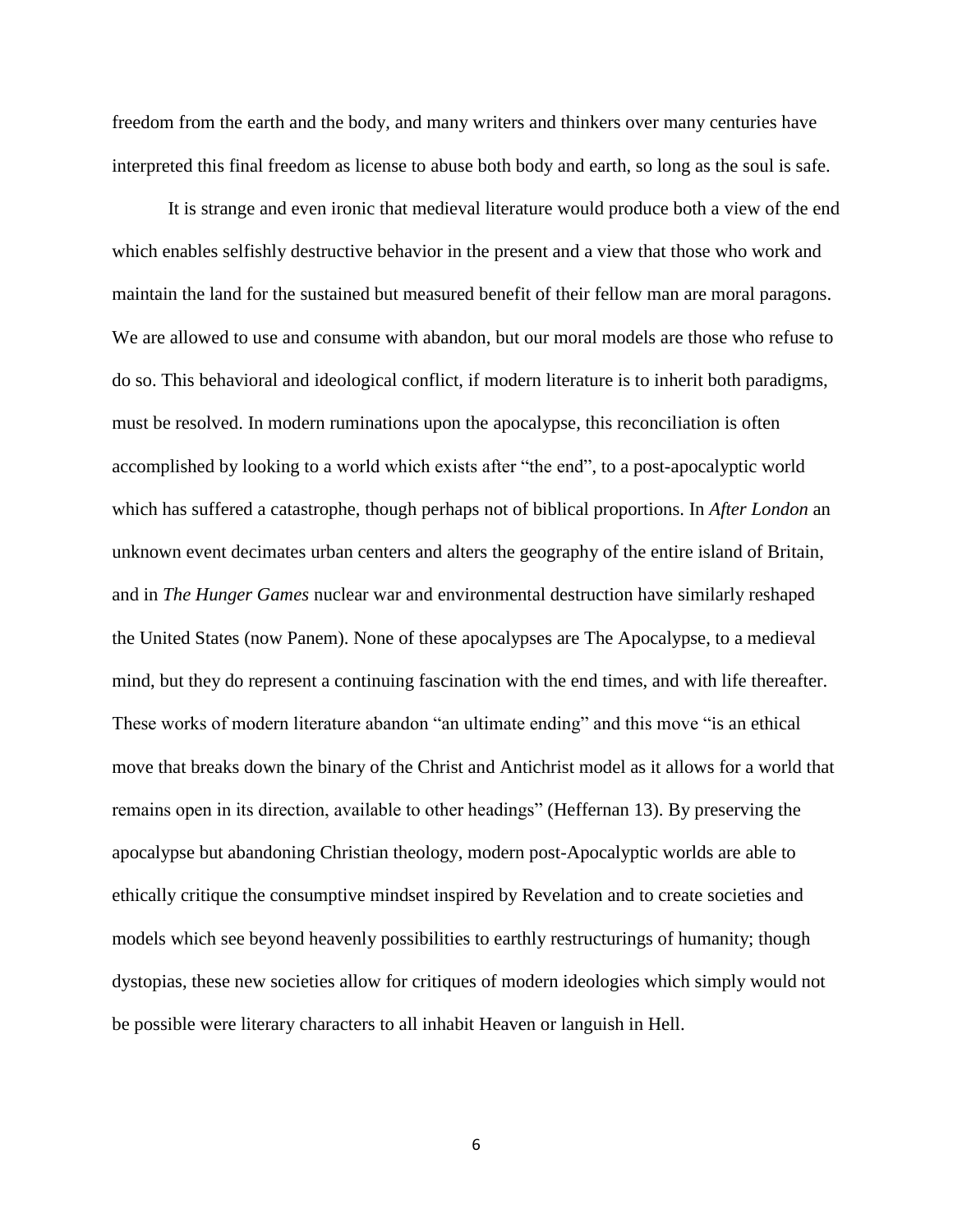freedom from the earth and the body, and many writers and thinkers over many centuries have interpreted this final freedom as license to abuse both body and earth, so long as the soul is safe.

It is strange and even ironic that medieval literature would produce both a view of the end which enables selfishly destructive behavior in the present and a view that those who work and maintain the land for the sustained but measured benefit of their fellow man are moral paragons. We are allowed to use and consume with abandon, but our moral models are those who refuse to do so. This behavioral and ideological conflict, if modern literature is to inherit both paradigms, must be resolved. In modern ruminations upon the apocalypse, this reconciliation is often accomplished by looking to a world which exists after "the end", to a post-apocalyptic world which has suffered a catastrophe, though perhaps not of biblical proportions. In *After London* an unknown event decimates urban centers and alters the geography of the entire island of Britain, and in *The Hunger Games* nuclear war and environmental destruction have similarly reshaped the United States (now Panem). None of these apocalypses are The Apocalypse, to a medieval mind, but they do represent a continuing fascination with the end times, and with life thereafter. These works of modern literature abandon "an ultimate ending" and this move "is an ethical move that breaks down the binary of the Christ and Antichrist model as it allows for a world that remains open in its direction, available to other headings" (Heffernan 13). By preserving the apocalypse but abandoning Christian theology, modern post-Apocalyptic worlds are able to ethically critique the consumptive mindset inspired by Revelation and to create societies and models which see beyond heavenly possibilities to earthly restructurings of humanity; though dystopias, these new societies allow for critiques of modern ideologies which simply would not be possible were literary characters to all inhabit Heaven or languish in Hell.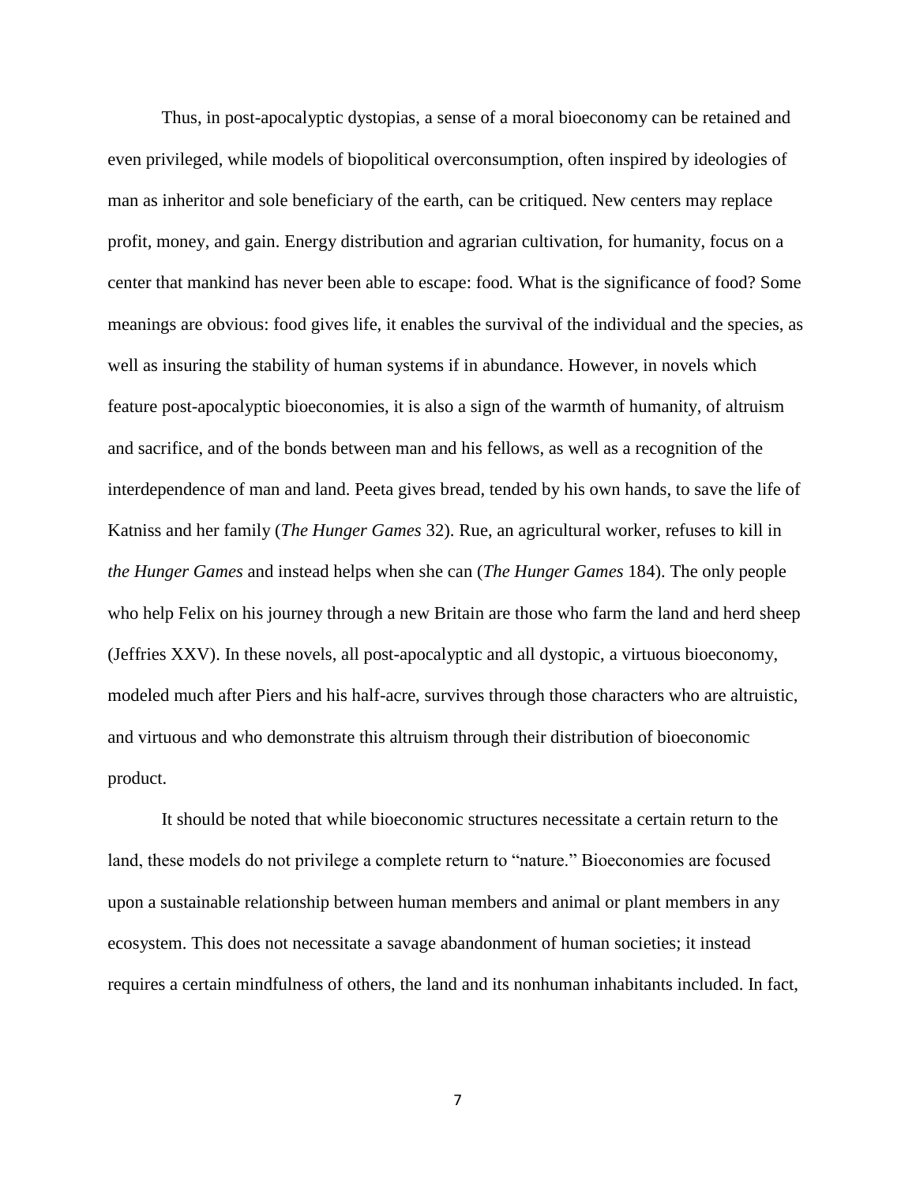Thus, in post-apocalyptic dystopias, a sense of a moral bioeconomy can be retained and even privileged, while models of biopolitical overconsumption, often inspired by ideologies of man as inheritor and sole beneficiary of the earth, can be critiqued. New centers may replace profit, money, and gain. Energy distribution and agrarian cultivation, for humanity, focus on a center that mankind has never been able to escape: food. What is the significance of food? Some meanings are obvious: food gives life, it enables the survival of the individual and the species, as well as insuring the stability of human systems if in abundance. However, in novels which feature post-apocalyptic bioeconomies, it is also a sign of the warmth of humanity, of altruism and sacrifice, and of the bonds between man and his fellows, as well as a recognition of the interdependence of man and land. Peeta gives bread, tended by his own hands, to save the life of Katniss and her family (*The Hunger Games* 32). Rue, an agricultural worker, refuses to kill in *the Hunger Games* and instead helps when she can (*The Hunger Games* 184). The only people who help Felix on his journey through a new Britain are those who farm the land and herd sheep (Jeffries XXV). In these novels, all post-apocalyptic and all dystopic, a virtuous bioeconomy, modeled much after Piers and his half-acre, survives through those characters who are altruistic, and virtuous and who demonstrate this altruism through their distribution of bioeconomic product.

It should be noted that while bioeconomic structures necessitate a certain return to the land, these models do not privilege a complete return to "nature." Bioeconomies are focused upon a sustainable relationship between human members and animal or plant members in any ecosystem. This does not necessitate a savage abandonment of human societies; it instead requires a certain mindfulness of others, the land and its nonhuman inhabitants included. In fact,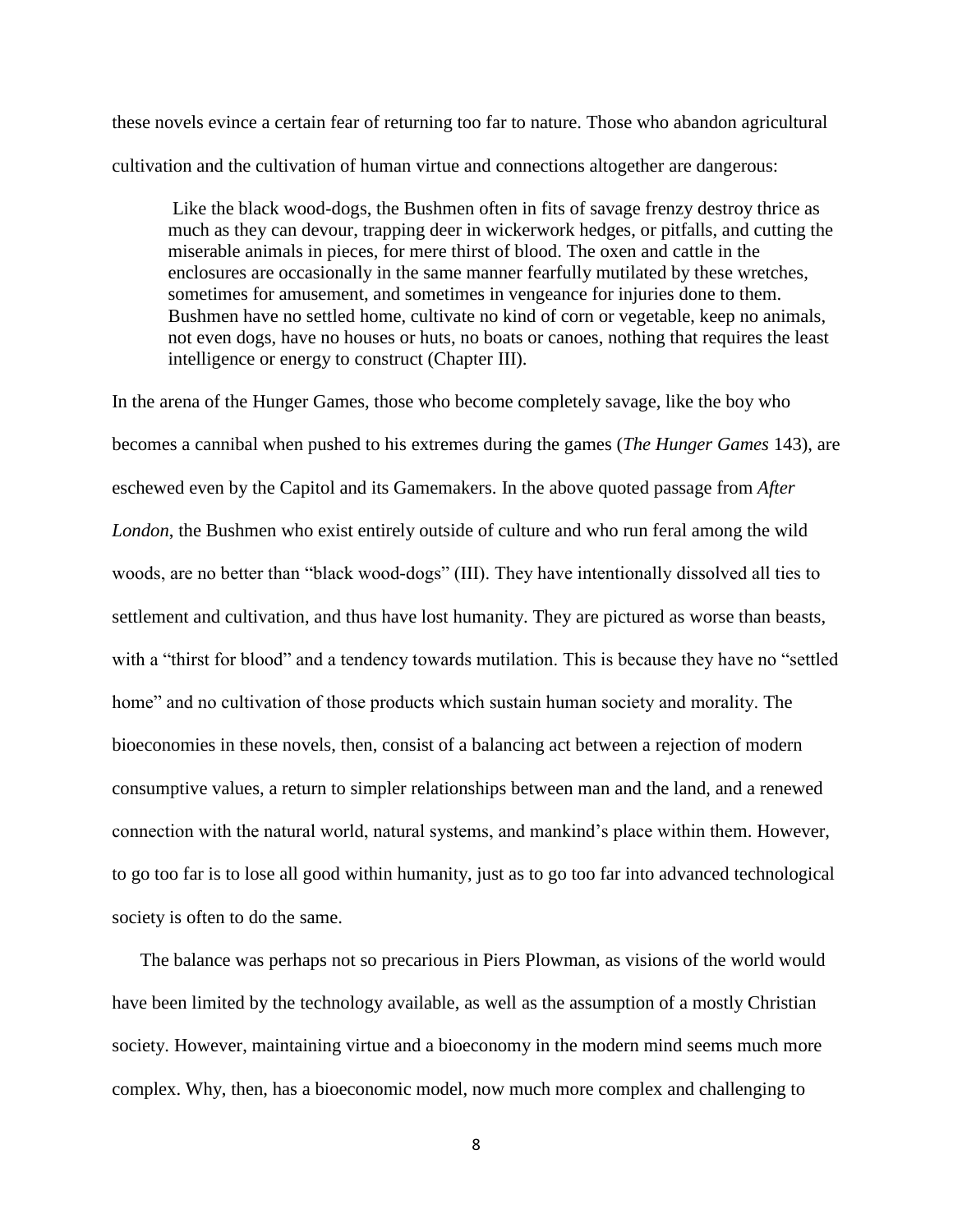these novels evince a certain fear of returning too far to nature. Those who abandon agricultural cultivation and the cultivation of human virtue and connections altogether are dangerous:

> Like the black wood-dogs, the Bushmen often in fits of savage frenzy destroy thrice as much as they can devour, trapping deer in wickerwork hedges, or pitfalls, and cutting the miserable animals in pieces, for mere thirst of blood. The oxen and cattle in the enclosures are occasionally in the same manner fearfully mutilated by these wretches, sometimes for amusement, and sometimes in vengeance for injuries done to them. Bushmen have no settled home, cultivate no kind of corn or vegetable, keep no animals, not even dogs, have no houses or huts, no boats or canoes, nothing that requires the least intelligence or energy to construct (Chapter III).

In the arena of the Hunger Games, those who become completely savage, like the boy who becomes a cannibal when pushed to his extremes during the games (*The Hunger Games* 143), are eschewed even by the Capitol and its Gamemakers. In the above quoted passage from *After London*, the Bushmen who exist entirely outside of culture and who run feral among the wild woods, are no better than "black wood-dogs" (III). They have intentionally dissolved all ties to settlement and cultivation, and thus have lost humanity. They are pictured as worse than beasts, with a "thirst for blood" and a tendency towards mutilation. This is because they have no "settled home" and no cultivation of those products which sustain human society and morality. The bioeconomies in these novels, then, consist of a balancing act between a rejection of modern consumptive values, a return to simpler relationships between man and the land, and a renewed connection with the natural world, natural systems, and mankind's place within them. However, to go too far is to lose all good within humanity, just as to go too far into advanced technological society is often to do the same.

The balance was perhaps not so precarious in Piers Plowman, as visions of the world would have been limited by the technology available, as well as the assumption of a mostly Christian society. However, maintaining virtue and a bioeconomy in the modern mind seems much more complex. Why, then, has a bioeconomic model, now much more complex and challenging to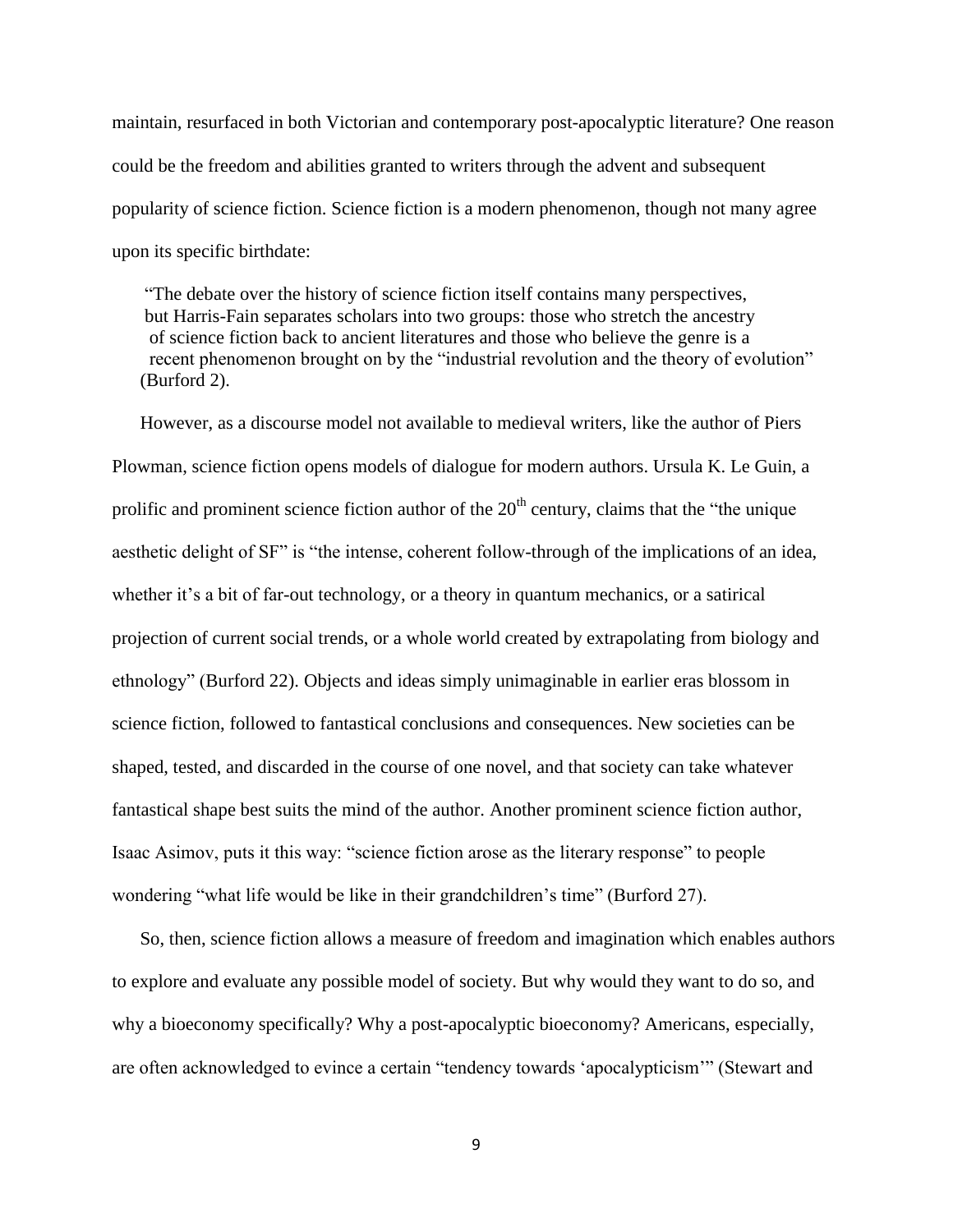maintain, resurfaced in both Victorian and contemporary post-apocalyptic literature? One reason could be the freedom and abilities granted to writers through the advent and subsequent popularity of science fiction. Science fiction is a modern phenomenon, though not many agree upon its specific birthdate:

> "The debate over the history of science fiction itself contains many perspectives, but Harris-Fain separates scholars into two groups: those who stretch the ancestry of science fiction back to ancient literatures and those who believe the genre is a recent phenomenon brought on by the "industrial revolution and the theory of evolution" (Burford 2).

However, as a discourse model not available to medieval writers, like the author of Piers Plowman, science fiction opens models of dialogue for modern authors. Ursula K. Le Guin, a prolific and prominent science fiction author of the 20th century, claims that the "the unique aesthetic delight of SF" is "the intense, coherent follow-through of the implications of an idea, whether it's a bit of far-out technology, or a theory in quantum mechanics, or a satirical projection of current social trends, or a whole world created by extrapolating from biology and ethnology" (Burford 22). Objects and ideas simply unimaginable in earlier eras blossom in science fiction, followed to fantastical conclusions and consequences. New societies can be shaped, tested, and discarded in the course of one novel, and that society can take whatever fantastical shape best suits the mind of the author. Another prominent science fiction author, Isaac Asimov, puts it this way: "science fiction arose as the literary response" to people wondering "what life would be like in their grandchildren's time" (Burford 27).

So, then, science fiction allows a measure of freedom and imagination which enables authors to explore and evaluate any possible model of society. But why would they want to do so, and why a bioeconomy specifically? Why a post-apocalyptic bioeconomy? Americans, especially, are often acknowledged to evince a certain "tendency towards 'apocalypticism'" (Stewart and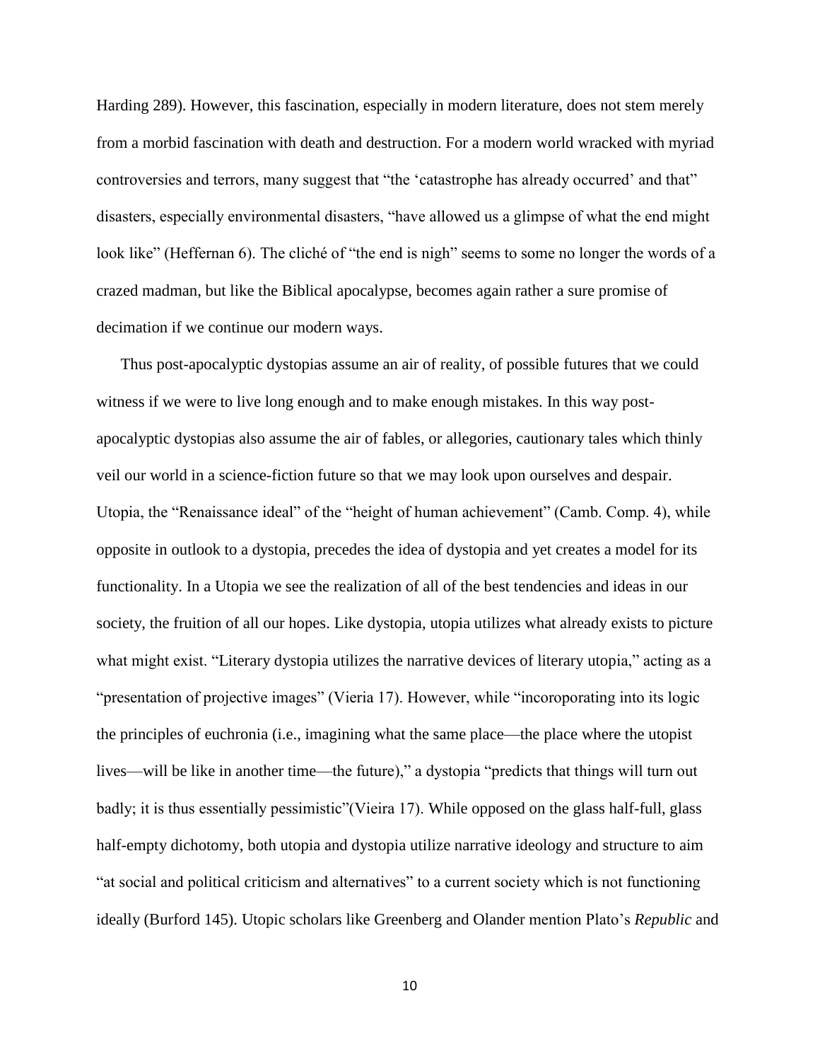Harding 289). However, this fascination, especially in modern literature, does not stem merely from a morbid fascination with death and destruction. For a modern world wracked with myriad controversies and terrors, many suggest that "the 'catastrophe has already occurred' and that" disasters, especially environmental disasters, "have allowed us a glimpse of what the end might look like" (Heffernan 6). The cliché of "the end is nigh" seems to some no longer the words of a crazed madman, but like the Biblical apocalypse, becomes again rather a sure promise of decimation if we continue our modern ways.

Thus post-apocalyptic dystopias assume an air of reality, of possible futures that we could witness if we were to live long enough and to make enough mistakes. In this way post-apocalyptic dystopias also assume the air of fables, or allegories, cautionary tales which thinly veil our world in a science-fiction future so that we may look upon ourselves and despair. Utopia, the "Renaissance ideal" of the "height of human achievement" (Camb. Comp. 4), while opposite in outlook to a dystopia, precedes the idea of dystopia and yet creates a model for its functionality. In a Utopia we see the realization of all of the best tendencies and ideas in our society, the fruition of all our hopes. Like dystopia, utopia utilizes what already exists to picture what might exist. "Literary dystopia utilizes the narrative devices of literary utopia," acting as a "presentation of projective images" (Vieria 17). However, while "incoroporating into its logic the principles of euchronia (i.e., imagining what the same place—the place where the utopist lives—will be like in another time—the future)," a dystopia "predicts that things will turn out badly; it is thus essentially pessimistic"(Vieira 17). While opposed on the glass half-full, glass half-empty dichotomy, both utopia and dystopia utilize narrative ideology and structure to aim "at social and political criticism and alternatives" to a current society which is not functioning ideally (Burford 145). Utopic scholars like Greenberg and Olander mention Plato's *Republic* and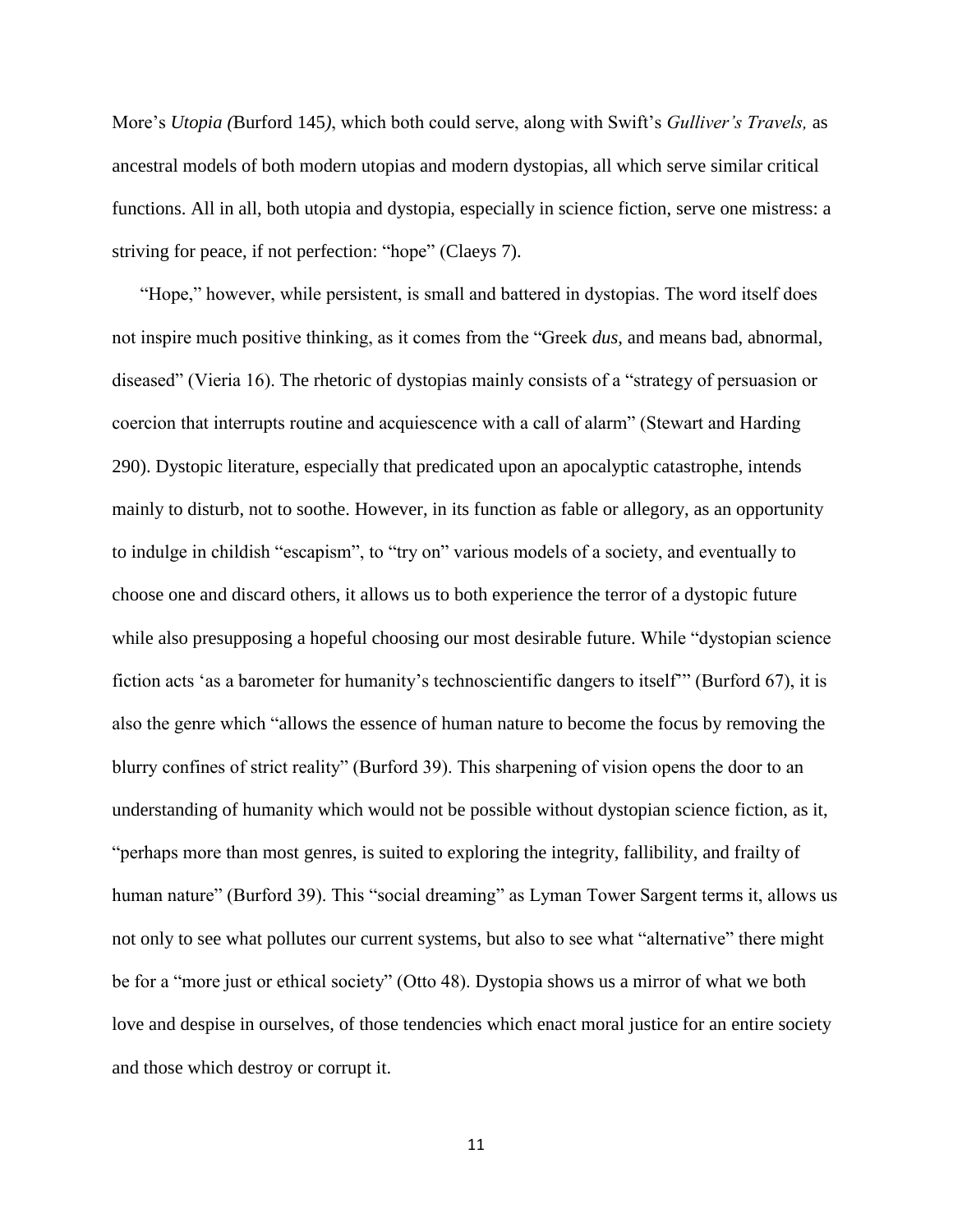More's *Utopia (*Burford 145*)*, which both could serve, along with Swift's *Gulliver's Travels,* as ancestral models of both modern utopias and modern dystopias, all which serve similar critical functions. All in all, both utopia and dystopia, especially in science fiction, serve one mistress: a striving for peace, if not perfection: "hope" (Claeys 7).

"Hope," however, while persistent, is small and battered in dystopias. The word itself does not inspire much positive thinking, as it comes from the "Greek *dus*, and means bad, abnormal, diseased" (Vieria 16). The rhetoric of dystopias mainly consists of a "strategy of persuasion or coercion that interrupts routine and acquiescence with a call of alarm" (Stewart and Harding 290). Dystopic literature, especially that predicated upon an apocalyptic catastrophe, intends mainly to disturb, not to soothe. However, in its function as fable or allegory, as an opportunity to indulge in childish "escapism", to "try on" various models of a society, and eventually to choose one and discard others, it allows us to both experience the terror of a dystopic future while also presupposing a hopeful choosing our most desirable future. While "dystopian science fiction acts 'as a barometer for humanity's technoscientific dangers to itself'" (Burford 67), it is also the genre which "allows the essence of human nature to become the focus by removing the blurry confines of strict reality" (Burford 39). This sharpening of vision opens the door to an understanding of humanity which would not be possible without dystopian science fiction, as it, "perhaps more than most genres, is suited to exploring the integrity, fallibility, and frailty of human nature" (Burford 39). This "social dreaming" as Lyman Tower Sargent terms it, allows us not only to see what pollutes our current systems, but also to see what "alternative" there might be for a "more just or ethical society" (Otto 48). Dystopia shows us a mirror of what we both love and despise in ourselves, of those tendencies which enact moral justice for an entire society and those which destroy or corrupt it.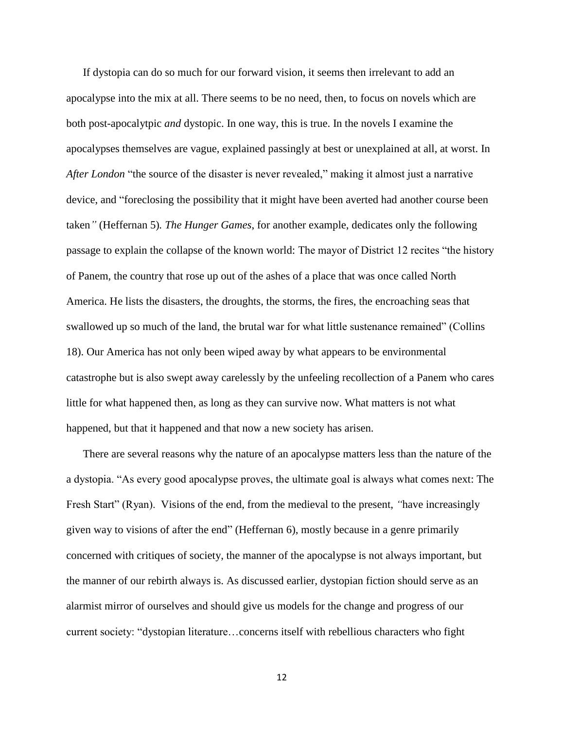If dystopia can do so much for our forward vision, it seems then irrelevant to add an apocalypse into the mix at all. There seems to be no need, then, to focus on novels which are both post-apocalytpic *and* dystopic. In one way, this is true. In the novels I examine the apocalypses themselves are vague, explained passingly at best or unexplained at all, at worst. In *After London* "the source of the disaster is never revealed," making it almost just a narrative device, and "foreclosing the possibility that it might have been averted had another course been taken*"* (Heffernan 5)*. The Hunger Games*, for another example, dedicates only the following passage to explain the collapse of the known world: The mayor of District 12 recites "the history of Panem, the country that rose up out of the ashes of a place that was once called North America. He lists the disasters, the droughts, the storms, the fires, the encroaching seas that swallowed up so much of the land, the brutal war for what little sustenance remained" (Collins 18). Our America has not only been wiped away by what appears to be environmental catastrophe but is also swept away carelessly by the unfeeling recollection of a Panem who cares little for what happened then, as long as they can survive now. What matters is not what happened, but that it happened and that now a new society has arisen.

There are several reasons why the nature of an apocalypse matters less than the nature of the a dystopia. "As every good apocalypse proves, the ultimate goal is always what comes next: The Fresh Start" (Ryan). Visions of the end, from the medieval to the present, *"*have increasingly given way to visions of after the end" (Heffernan 6), mostly because in a genre primarily concerned with critiques of society, the manner of the apocalypse is not always important, but the manner of our rebirth always is. As discussed earlier, dystopian fiction should serve as an alarmist mirror of ourselves and should give us models for the change and progress of our current society: "dystopian literature…concerns itself with rebellious characters who fight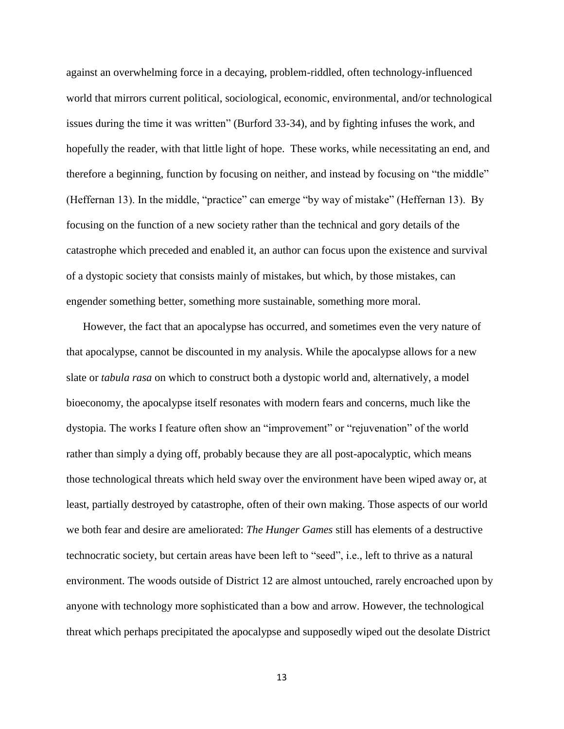against an overwhelming force in a decaying, problem-riddled, often technology-influenced world that mirrors current political, sociological, economic, environmental, and/or technological issues during the time it was written" (Burford 33-34), and by fighting infuses the work, and hopefully the reader, with that little light of hope. These works, while necessitating an end, and therefore a beginning, function by focusing on neither, and instead by focusing on "the middle" (Heffernan 13). In the middle, "practice" can emerge "by way of mistake" (Heffernan 13). By focusing on the function of a new society rather than the technical and gory details of the catastrophe which preceded and enabled it, an author can focus upon the existence and survival of a dystopic society that consists mainly of mistakes, but which, by those mistakes, can engender something better, something more sustainable, something more moral.

However, the fact that an apocalypse has occurred, and sometimes even the very nature of that apocalypse, cannot be discounted in my analysis. While the apocalypse allows for a new slate or *tabula rasa* on which to construct both a dystopic world and, alternatively, a model bioeconomy, the apocalypse itself resonates with modern fears and concerns, much like the dystopia. The works I feature often show an "improvement" or "rejuvenation" of the world rather than simply a dying off, probably because they are all post-apocalyptic, which means those technological threats which held sway over the environment have been wiped away or, at least, partially destroyed by catastrophe, often of their own making. Those aspects of our world we both fear and desire are ameliorated: *The Hunger Games* still has elements of a destructive technocratic society, but certain areas have been left to "seed", i.e., left to thrive as a natural environment. The woods outside of District 12 are almost untouched, rarely encroached upon by anyone with technology more sophisticated than a bow and arrow. However, the technological threat which perhaps precipitated the apocalypse and supposedly wiped out the desolate District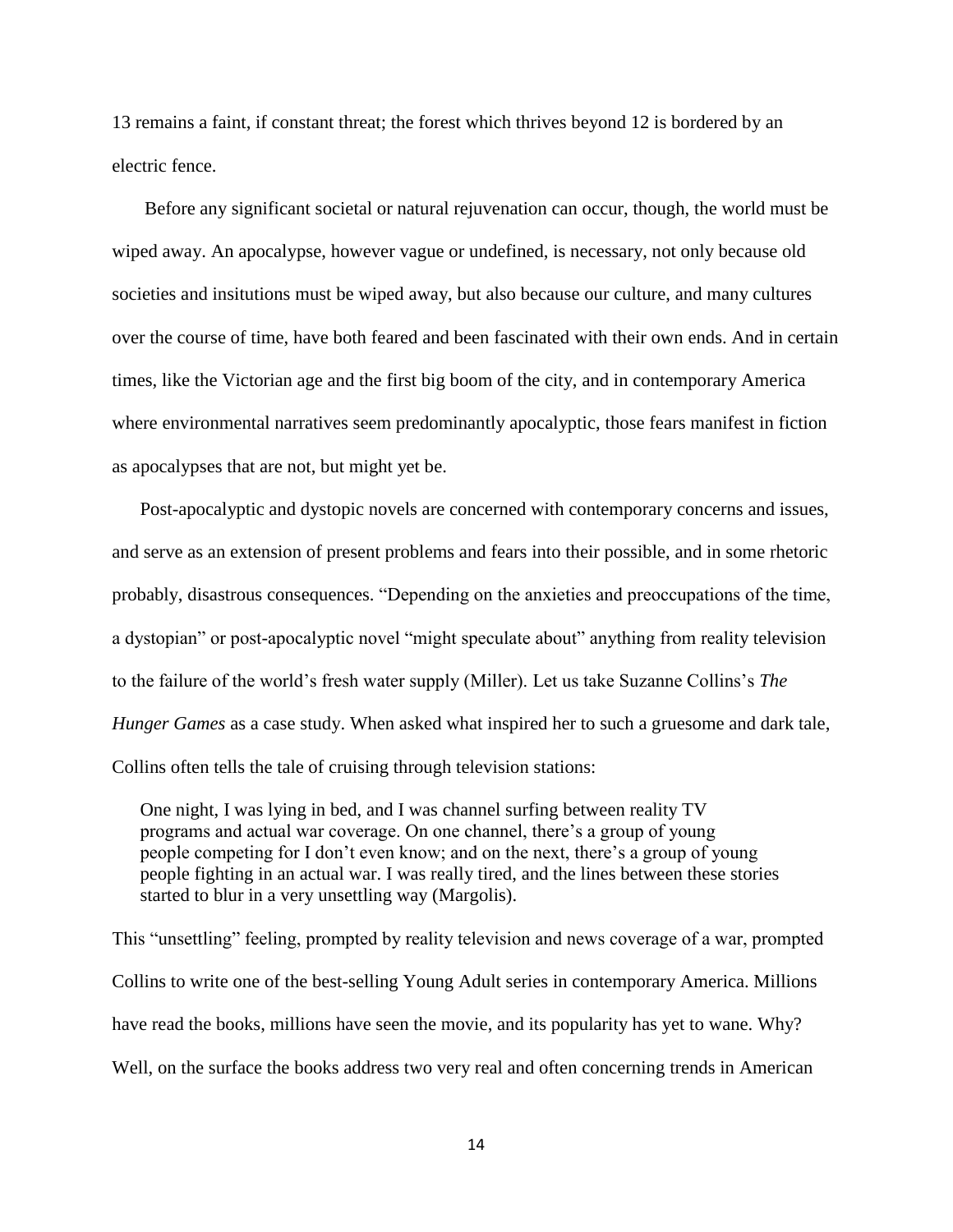13 remains a faint, if constant threat; the forest which thrives beyond 12 is bordered by an electric fence.

Before any significant societal or natural rejuvenation can occur, though, the world must be wiped away. An apocalypse, however vague or undefined, is necessary, not only because old societies and insitutions must be wiped away, but also because our culture, and many cultures over the course of time, have both feared and been fascinated with their own ends. And in certain times, like the Victorian age and the first big boom of the city, and in contemporary America where environmental narratives seem predominantly apocalyptic, those fears manifest in fiction as apocalypses that are not, but might yet be.

Post-apocalyptic and dystopic novels are concerned with contemporary concerns and issues, and serve as an extension of present problems and fears into their possible, and in some rhetoric probably, disastrous consequences. "Depending on the anxieties and preoccupations of the time, a dystopian" or post-apocalyptic novel "might speculate about" anything from reality television to the failure of the world's fresh water supply (Miller). Let us take Suzanne Collins's *The Hunger Games* as a case study. When asked what inspired her to such a gruesome and dark tale, Collins often tells the tale of cruising through television stations:

> One night, I was lying in bed, and I was channel surfing between reality TV programs and actual war coverage. On one channel, there's a group of young people competing for I don't even know; and on the next, there's a group of young people fighting in an actual war. I was really tired, and the lines between these stories started to blur in a very unsettling way (Margolis).

This "unsettling" feeling, prompted by reality television and news coverage of a war, prompted Collins to write one of the best-selling Young Adult series in contemporary America. Millions have read the books, millions have seen the movie, and its popularity has yet to wane. Why? Well, on the surface the books address two very real and often concerning trends in American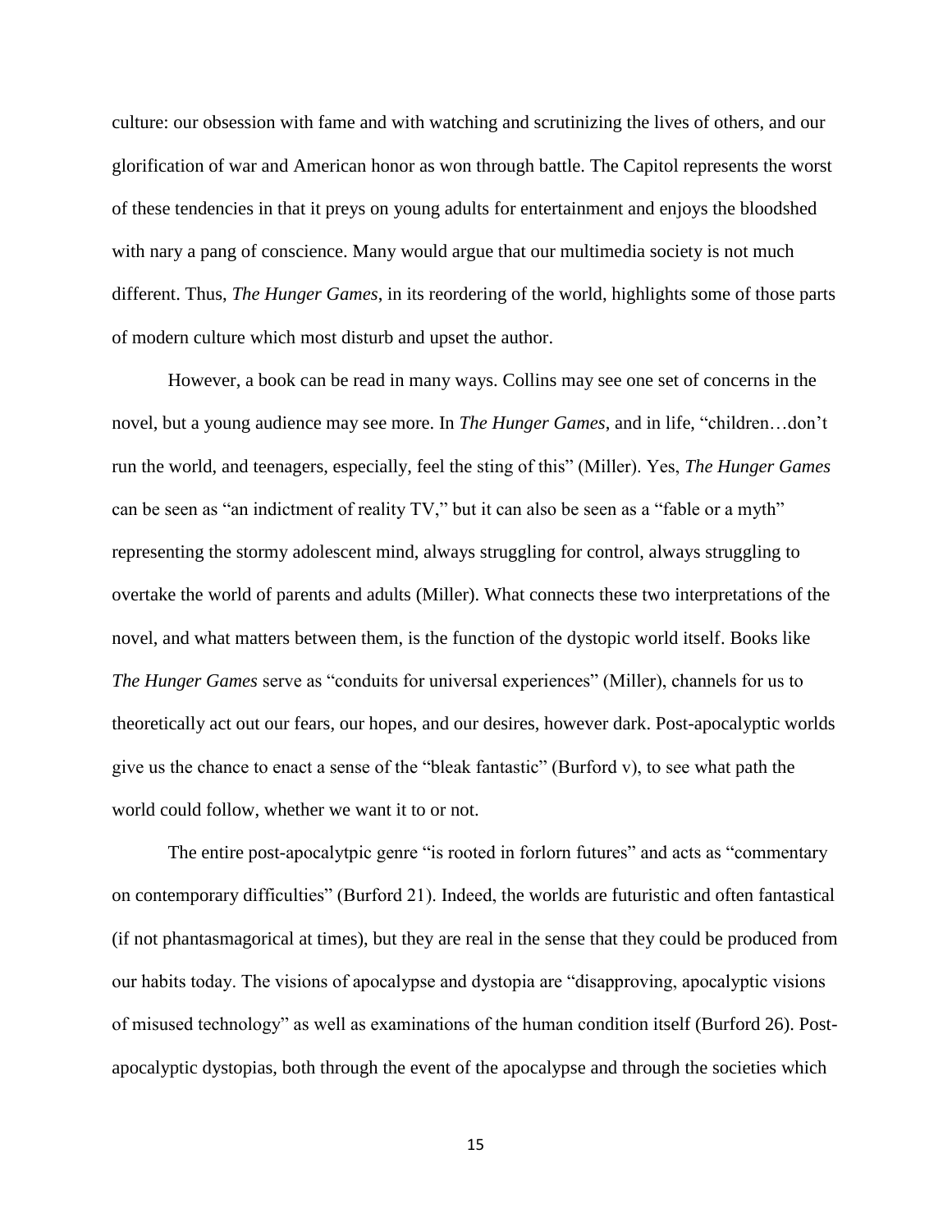culture: our obsession with fame and with watching and scrutinizing the lives of others, and our glorification of war and American honor as won through battle. The Capitol represents the worst of these tendencies in that it preys on young adults for entertainment and enjoys the bloodshed with nary a pang of conscience. Many would argue that our multimedia society is not much different. Thus, *The Hunger Games*, in its reordering of the world, highlights some of those parts of modern culture which most disturb and upset the author.

However, a book can be read in many ways. Collins may see one set of concerns in the novel, but a young audience may see more. In *The Hunger Games*, and in life, "children…don't run the world, and teenagers, especially, feel the sting of this" (Miller). Yes, *The Hunger Games* can be seen as "an indictment of reality TV," but it can also be seen as a "fable or a myth" representing the stormy adolescent mind, always struggling for control, always struggling to overtake the world of parents and adults (Miller). What connects these two interpretations of the novel, and what matters between them, is the function of the dystopic world itself. Books like *The Hunger Games* serve as "conduits for universal experiences" (Miller), channels for us to theoretically act out our fears, our hopes, and our desires, however dark. Post-apocalyptic worlds give us the chance to enact a sense of the "bleak fantastic" (Burford v), to see what path the world could follow, whether we want it to or not.

The entire post-apocalytpic genre "is rooted in forlorn futures" and acts as "commentary on contemporary difficulties" (Burford 21). Indeed, the worlds are futuristic and often fantastical (if not phantasmagorical at times), but they are real in the sense that they could be produced from our habits today. The visions of apocalypse and dystopia are "disapproving, apocalyptic visions of misused technology" as well as examinations of the human condition itself (Burford 26). Post-apocalyptic dystopias, both through the event of the apocalypse and through the societies which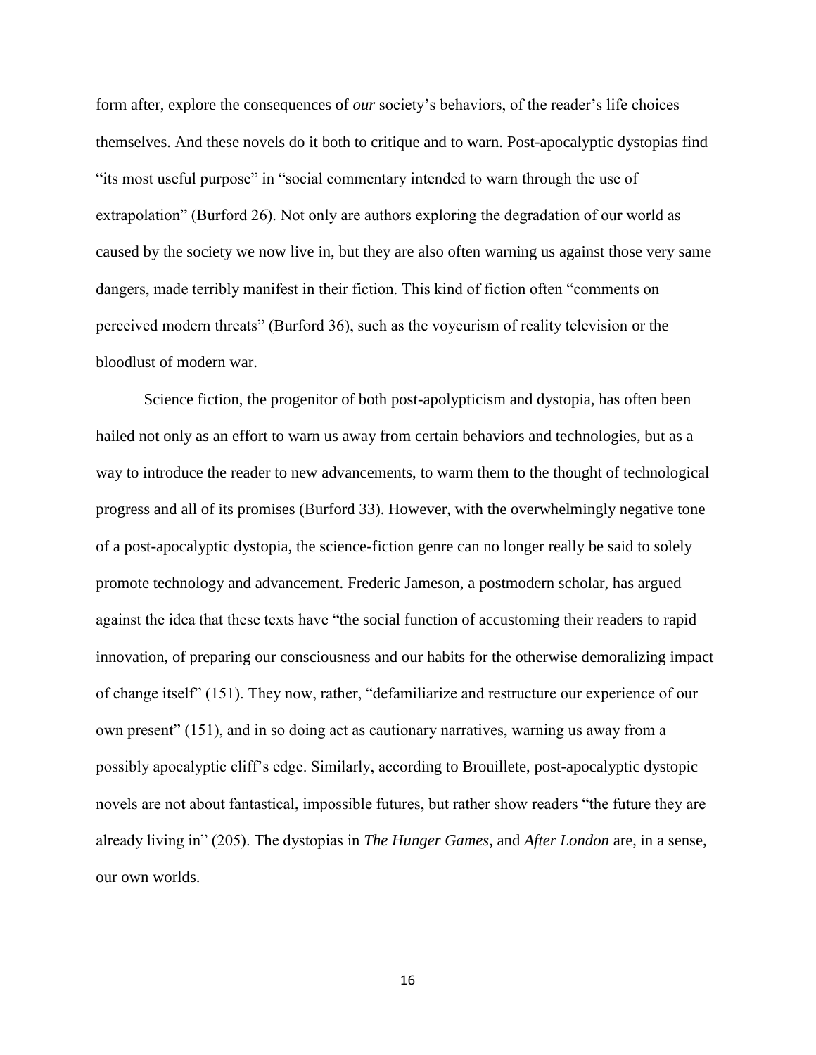form after, explore the consequences of *our* society's behaviors, of the reader's life choices themselves. And these novels do it both to critique and to warn. Post-apocalyptic dystopias find "its most useful purpose" in "social commentary intended to warn through the use of extrapolation" (Burford 26). Not only are authors exploring the degradation of our world as caused by the society we now live in, but they are also often warning us against those very same dangers, made terribly manifest in their fiction. This kind of fiction often "comments on perceived modern threats" (Burford 36), such as the voyeurism of reality television or the bloodlust of modern war.

Science fiction, the progenitor of both post-apolypticism and dystopia, has often been hailed not only as an effort to warn us away from certain behaviors and technologies, but as a way to introduce the reader to new advancements, to warm them to the thought of technological progress and all of its promises (Burford 33). However, with the overwhelmingly negative tone of a post-apocalyptic dystopia, the science-fiction genre can no longer really be said to solely promote technology and advancement. Frederic Jameson, a postmodern scholar, has argued against the idea that these texts have "the social function of accustoming their readers to rapid innovation, of preparing our consciousness and our habits for the otherwise demoralizing impact of change itself" (151). They now, rather, "defamiliarize and restructure our experience of our own present" (151), and in so doing act as cautionary narratives, warning us away from a possibly apocalyptic cliff's edge. Similarly, according to Brouillete, post-apocalyptic dystopic novels are not about fantastical, impossible futures, but rather show readers "the future they are already living in" (205). The dystopias in *The Hunger Games*, and *After London* are, in a sense, our own worlds.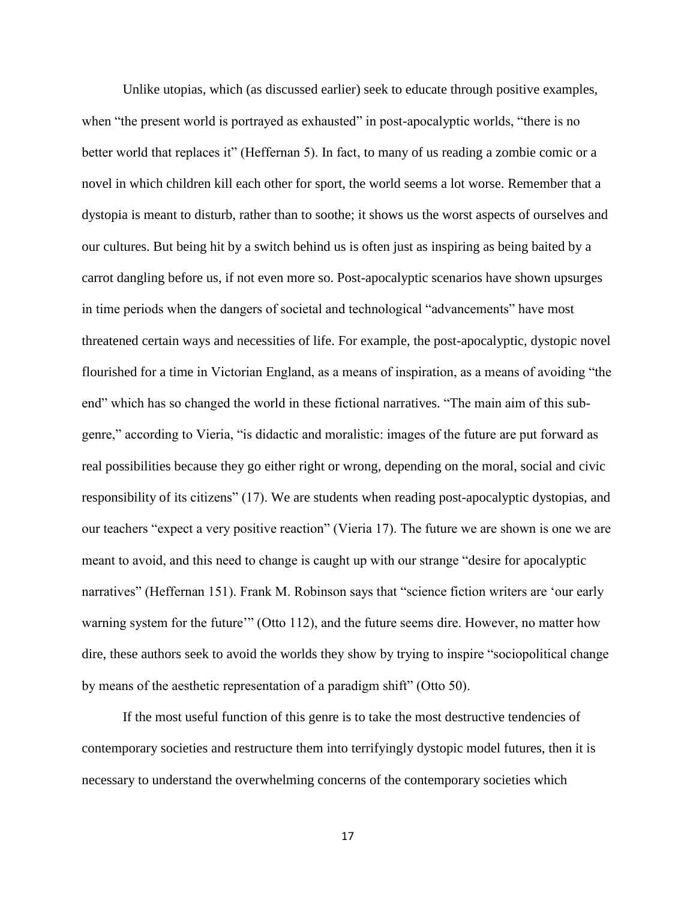Unlike utopias, which (as discussed earlier) seek to educate through positive examples, when "the present world is portrayed as exhausted" in post-apocalyptic worlds, "there is no better world that replaces it" (Heffernan 5). In fact, to many of us reading a zombie comic or a novel in which children kill each other for sport, the world seems a lot worse. Remember that a dystopia is meant to disturb, rather than to soothe; it shows us the worst aspects of ourselves and our cultures. But being hit by a switch behind us is often just as inspiring as being baited by a carrot dangling before us, if not even more so. Post-apocalyptic scenarios have shown upsurges in time periods when the dangers of societal and technological "advancements" have most threatened certain ways and necessities of life. For example, the post-apocalyptic, dystopic novel flourished for a time in Victorian England, as a means of inspiration, as a means of avoiding "the end" which has so changed the world in these fictional narratives. "The main aim of this sub-genre," according to Vieria, "is didactic and moralistic: images of the future are put forward as real possibilities because they go either right or wrong, depending on the moral, social and civic responsibility of its citizens" (17). We are students when reading post-apocalyptic dystopias, and our teachers "expect a very positive reaction" (Vieria 17). The future we are shown is one we are meant to avoid, and this need to change is caught up with our strange "desire for apocalyptic narratives" (Heffernan 151). Frank M. Robinson says that "science fiction writers are 'our early warning system for the future'" (Otto 112), and the future seems dire. However, no matter how dire, these authors seek to avoid the worlds they show by trying to inspire "sociopolitical change by means of the aesthetic representation of a paradigm shift" (Otto 50).

If the most useful function of this genre is to take the most destructive tendencies of contemporary societies and restructure them into terrifyingly dystopic model futures, then it is necessary to understand the overwhelming concerns of the contemporary societies which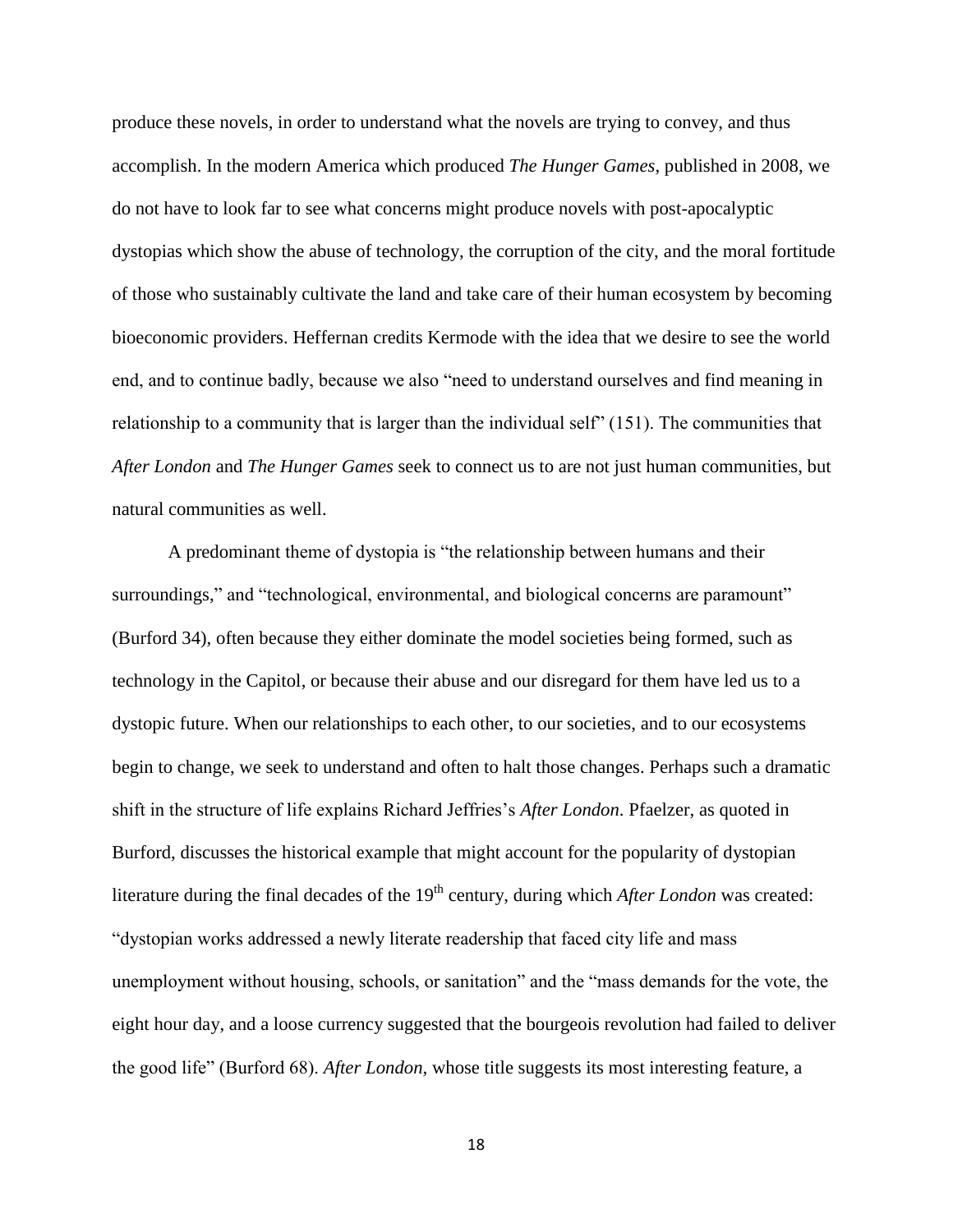produce these novels, in order to understand what the novels are trying to convey, and thus accomplish. In the modern America which produced *The Hunger Games*, published in 2008, we do not have to look far to see what concerns might produce novels with post-apocalyptic dystopias which show the abuse of technology, the corruption of the city, and the moral fortitude of those who sustainably cultivate the land and take care of their human ecosystem by becoming bioeconomic providers. Heffernan credits Kermode with the idea that we desire to see the world end, and to continue badly, because we also "need to understand ourselves and find meaning in relationship to a community that is larger than the individual self" (151). The communities that *After London* and *The Hunger Games* seek to connect us to are not just human communities, but natural communities as well.

A predominant theme of dystopia is "the relationship between humans and their surroundings," and "technological, environmental, and biological concerns are paramount" (Burford 34), often because they either dominate the model societies being formed, such as technology in the Capitol, or because their abuse and our disregard for them have led us to a dystopic future. When our relationships to each other, to our societies, and to our ecosystems begin to change, we seek to understand and often to halt those changes. Perhaps such a dramatic shift in the structure of life explains Richard Jeffries's *After London*. Pfaelzer, as quoted in Burford, discusses the historical example that might account for the popularity of dystopian literature during the final decades of the 19th century, during which *After London* was created: "dystopian works addressed a newly literate readership that faced city life and mass unemployment without housing, schools, or sanitation" and the "mass demands for the vote, the eight hour day, and a loose currency suggested that the bourgeois revolution had failed to deliver the good life" (Burford 68). *After London*, whose title suggests its most interesting feature, a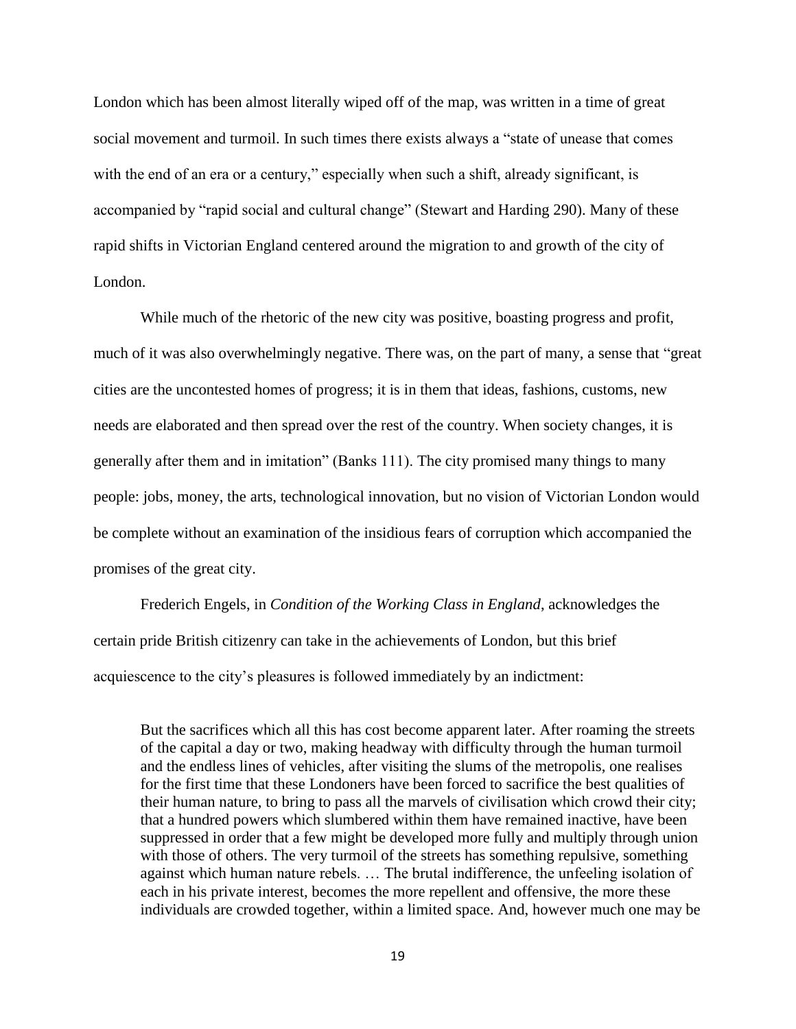London which has been almost literally wiped off of the map, was written in a time of great social movement and turmoil. In such times there exists always a "state of unease that comes with the end of an era or a century," especially when such a shift, already significant, is accompanied by "rapid social and cultural change" (Stewart and Harding 290). Many of these rapid shifts in Victorian England centered around the migration to and growth of the city of London.

While much of the rhetoric of the new city was positive, boasting progress and profit, much of it was also overwhelmingly negative. There was, on the part of many, a sense that "great cities are the uncontested homes of progress; it is in them that ideas, fashions, customs, new needs are elaborated and then spread over the rest of the country. When society changes, it is generally after them and in imitation" (Banks 111). The city promised many things to many people: jobs, money, the arts, technological innovation, but no vision of Victorian London would be complete without an examination of the insidious fears of corruption which accompanied the promises of the great city.

Frederich Engels, in *Condition of the Working Class in England*, acknowledges the certain pride British citizenry can take in the achievements of London, but this brief acquiescence to the city's pleasures is followed immediately by an indictment:

> But the sacrifices which all this has cost become apparent later. After roaming the streets of the capital a day or two, making headway with difficulty through the human turmoil and the endless lines of vehicles, after visiting the slums of the metropolis, one realises for the first time that these Londoners have been forced to sacrifice the best qualities of their human nature, to bring to pass all the marvels of civilisation which crowd their city; that a hundred powers which slumbered within them have remained inactive, have been suppressed in order that a few might be developed more fully and multiply through union with those of others. The very turmoil of the streets has something repulsive, something against which human nature rebels. … The brutal indifference, the unfeeling isolation of each in his private interest, becomes the more repellent and offensive, the more these individuals are crowded together, within a limited space. And, however much one may be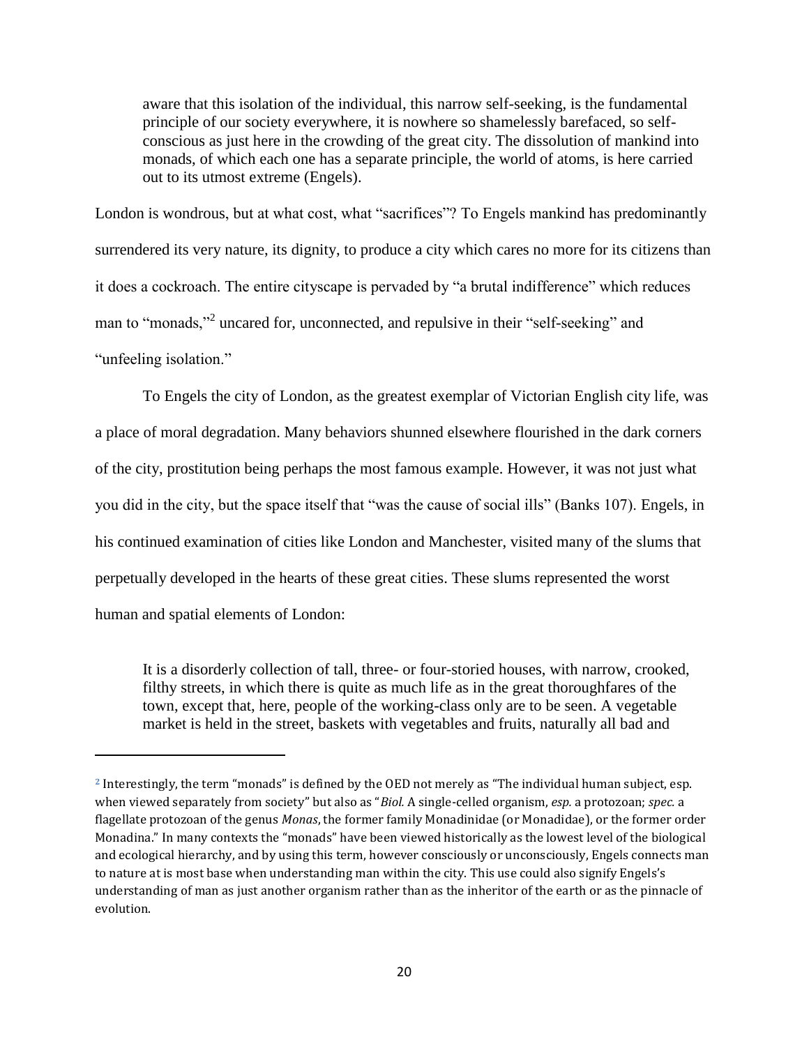> aware that this isolation of the individual, this narrow self-seeking, is the fundamental principle of our society everywhere, it is nowhere so shamelessly barefaced, so self-conscious as just here in the crowding of the great city. The dissolution of mankind into monads, of which each one has a separate principle, the world of atoms, is here carried out to its utmost extreme (Engels).

London is wondrous, but at what cost, what "sacrifices"? To Engels mankind has predominantly surrendered its very nature, its dignity, to produce a city which cares no more for its citizens than it does a cockroach. The entire cityscape is pervaded by "a brutal indifference" which reduces man to "monads,"[2] uncared for, unconnected, and repulsive in their "self-seeking" and "unfeeling isolation."

To Engels the city of London, as the greatest exemplar of Victorian English city life, was a place of moral degradation. Many behaviors shunned elsewhere flourished in the dark corners of the city, prostitution being perhaps the most famous example. However, it was not just what you did in the city, but the space itself that "was the cause of social ills" (Banks 107). Engels, in his continued examination of cities like London and Manchester, visited many of the slums that perpetually developed in the hearts of these great cities. These slums represented the worst human and spatial elements of London:

> It is a disorderly collection of tall, three- or four-storied houses, with narrow, crooked, filthy streets, in which there is quite as much life as in the great thoroughfares of the town, except that, here, people of the working-class only are to be seen. A vegetable market is held in the street, baskets with vegetables and fruits, naturally all bad and

---

[2] Interestingly, the term "monads" is defined by the OED not merely as "The individual human subject, esp. when viewed separately from society" but also as "*Biol.* A single-celled organism, *esp.* a protozoan; *spec.* a flagellate protozoan of the genus *Monas*, the former family Monadinidae (or Monadidae), or the former order Monadina." In many contexts the "monads" have been viewed historically as the lowest level of the biological and ecological hierarchy, and by using this term, however consciously or unconsciously, Engels connects man to nature at is most base when understanding man within the city. This use could also signify Engels's understanding of man as just another organism rather than as the inheritor of the earth or as the pinnacle of evolution.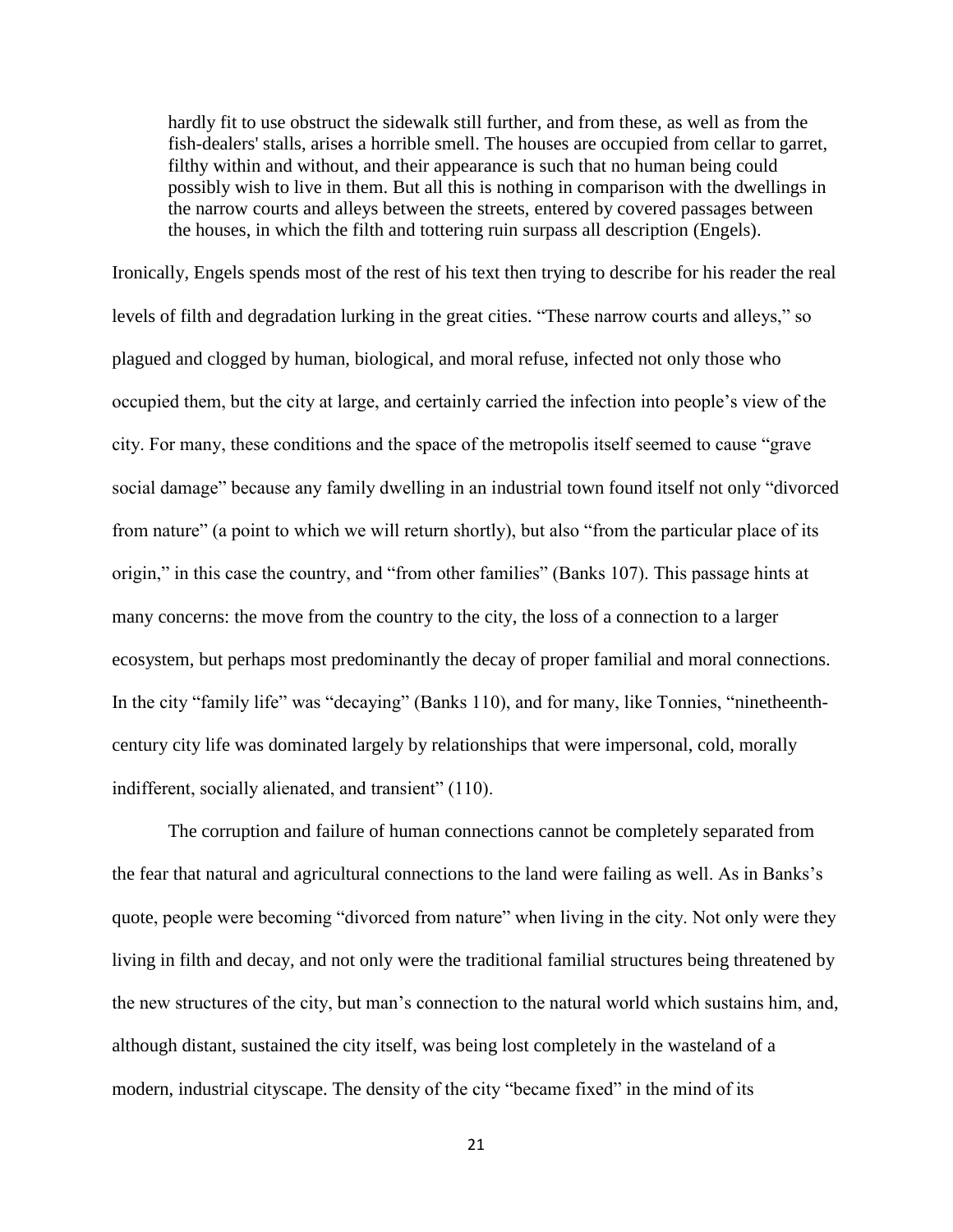> hardly fit to use obstruct the sidewalk still further, and from these, as well as from the fish-dealers' stalls, arises a horrible smell. The houses are occupied from cellar to garret, filthy within and without, and their appearance is such that no human being could possibly wish to live in them. But all this is nothing in comparison with the dwellings in the narrow courts and alleys between the streets, entered by covered passages between the houses, in which the filth and tottering ruin surpass all description (Engels).

Ironically, Engels spends most of the rest of his text then trying to describe for his reader the real levels of filth and degradation lurking in the great cities. "These narrow courts and alleys," so plagued and clogged by human, biological, and moral refuse, infected not only those who occupied them, but the city at large, and certainly carried the infection into people's view of the city. For many, these conditions and the space of the metropolis itself seemed to cause "grave social damage" because any family dwelling in an industrial town found itself not only "divorced from nature" (a point to which we will return shortly), but also "from the particular place of its origin," in this case the country, and "from other families" (Banks 107). This passage hints at many concerns: the move from the country to the city, the loss of a connection to a larger ecosystem, but perhaps most predominantly the decay of proper familial and moral connections. In the city "family life" was "decaying" (Banks 110), and for many, like Tonnies, "ninetheenth-century city life was dominated largely by relationships that were impersonal, cold, morally indifferent, socially alienated, and transient" (110).

The corruption and failure of human connections cannot be completely separated from the fear that natural and agricultural connections to the land were failing as well. As in Banks's quote, people were becoming "divorced from nature" when living in the city. Not only were they living in filth and decay, and not only were the traditional familial structures being threatened by the new structures of the city, but man's connection to the natural world which sustains him, and, although distant, sustained the city itself, was being lost completely in the wasteland of a modern, industrial cityscape. The density of the city "became fixed" in the mind of its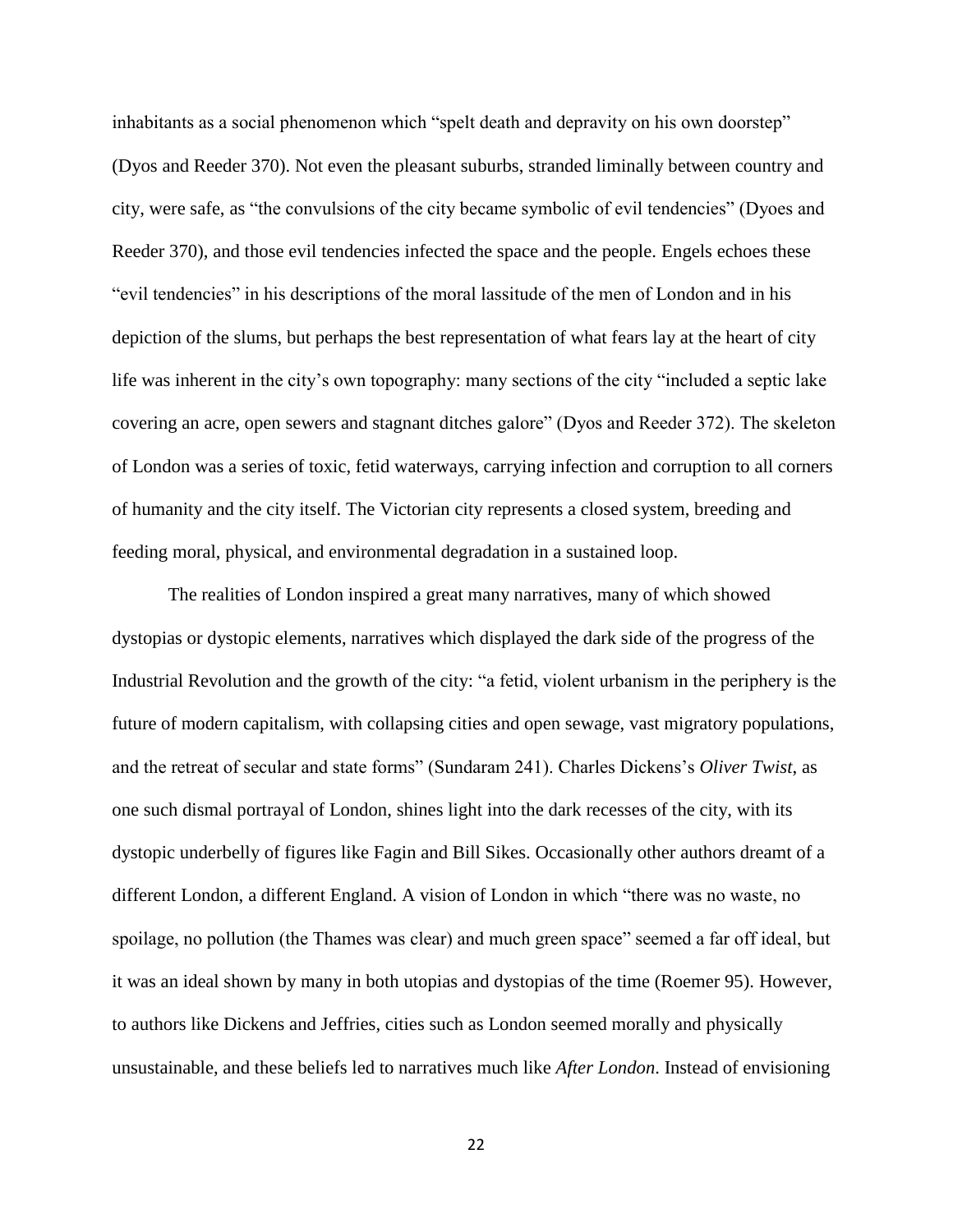inhabitants as a social phenomenon which "spelt death and depravity on his own doorstep" (Dyos and Reeder 370). Not even the pleasant suburbs, stranded liminally between country and city, were safe, as "the convulsions of the city became symbolic of evil tendencies" (Dyoes and Reeder 370), and those evil tendencies infected the space and the people. Engels echoes these "evil tendencies" in his descriptions of the moral lassitude of the men of London and in his depiction of the slums, but perhaps the best representation of what fears lay at the heart of city life was inherent in the city's own topography: many sections of the city "included a septic lake covering an acre, open sewers and stagnant ditches galore" (Dyos and Reeder 372). The skeleton of London was a series of toxic, fetid waterways, carrying infection and corruption to all corners of humanity and the city itself. The Victorian city represents a closed system, breeding and feeding moral, physical, and environmental degradation in a sustained loop.

The realities of London inspired a great many narratives, many of which showed dystopias or dystopic elements, narratives which displayed the dark side of the progress of the Industrial Revolution and the growth of the city: "a fetid, violent urbanism in the periphery is the future of modern capitalism, with collapsing cities and open sewage, vast migratory populations, and the retreat of secular and state forms" (Sundaram 241). Charles Dickens's *Oliver Twist*, as one such dismal portrayal of London, shines light into the dark recesses of the city, with its dystopic underbelly of figures like Fagin and Bill Sikes. Occasionally other authors dreamt of a different London, a different England. A vision of London in which "there was no waste, no spoilage, no pollution (the Thames was clear) and much green space" seemed a far off ideal, but it was an ideal shown by many in both utopias and dystopias of the time (Roemer 95). However, to authors like Dickens and Jeffries, cities such as London seemed morally and physically unsustainable, and these beliefs led to narratives much like *After London*. Instead of envisioning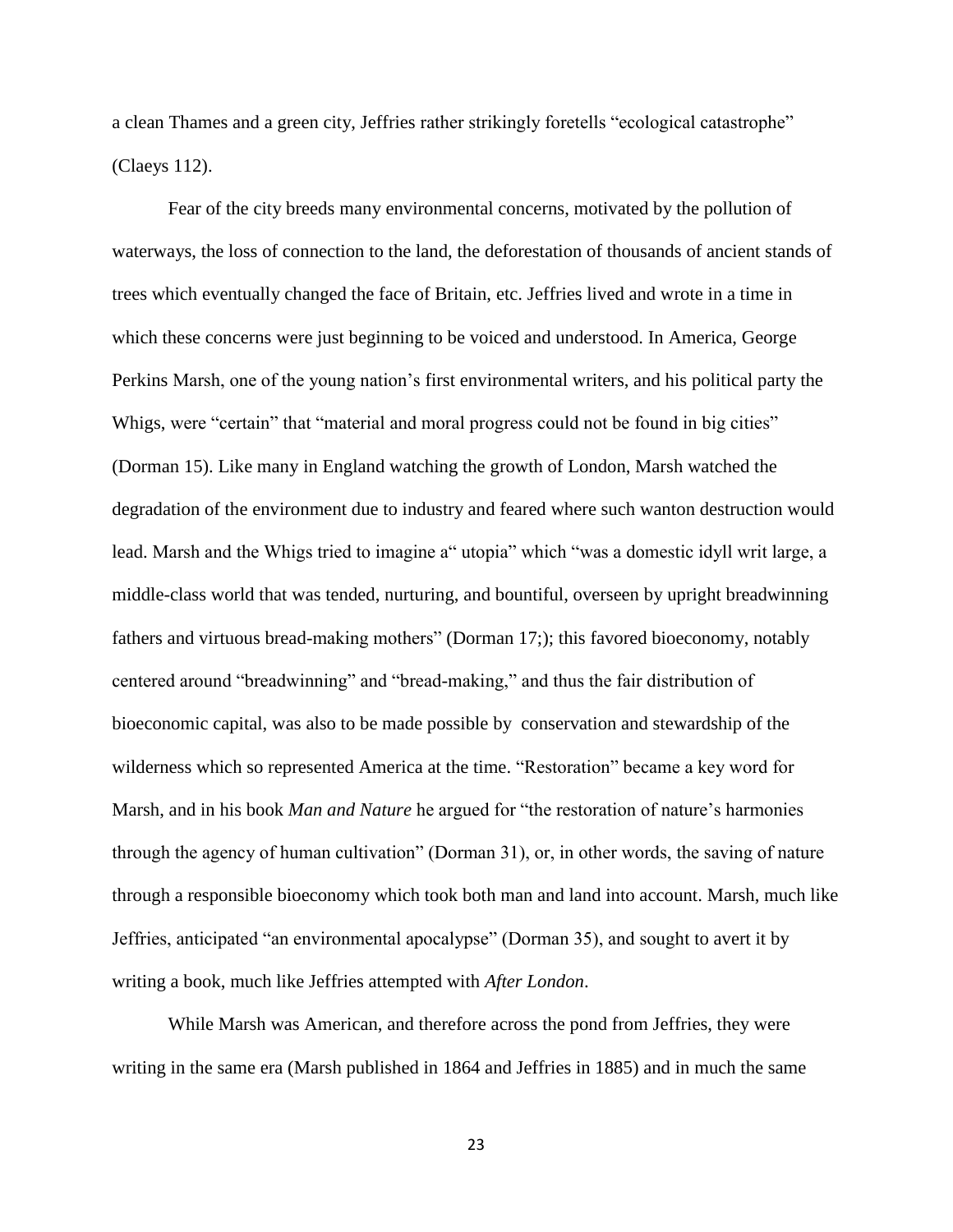a clean Thames and a green city, Jeffries rather strikingly foretells "ecological catastrophe" (Claeys 112).

Fear of the city breeds many environmental concerns, motivated by the pollution of waterways, the loss of connection to the land, the deforestation of thousands of ancient stands of trees which eventually changed the face of Britain, etc. Jeffries lived and wrote in a time in which these concerns were just beginning to be voiced and understood. In America, George Perkins Marsh, one of the young nation's first environmental writers, and his political party the Whigs, were "certain" that "material and moral progress could not be found in big cities" (Dorman 15). Like many in England watching the growth of London, Marsh watched the degradation of the environment due to industry and feared where such wanton destruction would lead. Marsh and the Whigs tried to imagine a" utopia" which "was a domestic idyll writ large, a middle-class world that was tended, nurturing, and bountiful, overseen by upright breadwinning fathers and virtuous bread-making mothers" (Dorman 17;); this favored bioeconomy, notably centered around "breadwinning" and "bread-making," and thus the fair distribution of bioeconomic capital, was also to be made possible by conservation and stewardship of the wilderness which so represented America at the time. "Restoration" became a key word for Marsh, and in his book *Man and Nature* he argued for "the restoration of nature's harmonies through the agency of human cultivation" (Dorman 31), or, in other words, the saving of nature through a responsible bioeconomy which took both man and land into account. Marsh, much like Jeffries, anticipated "an environmental apocalypse" (Dorman 35), and sought to avert it by writing a book, much like Jeffries attempted with *After London*.

While Marsh was American, and therefore across the pond from Jeffries, they were writing in the same era (Marsh published in 1864 and Jeffries in 1885) and in much the same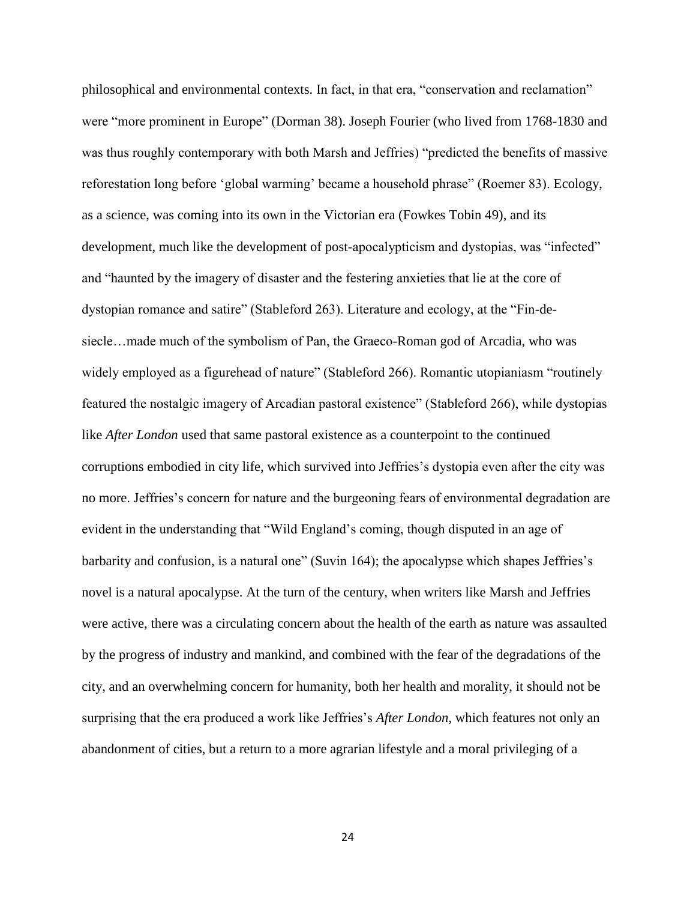philosophical and environmental contexts. In fact, in that era, "conservation and reclamation" were "more prominent in Europe" (Dorman 38). Joseph Fourier (who lived from 1768-1830 and was thus roughly contemporary with both Marsh and Jeffries) "predicted the benefits of massive reforestation long before 'global warming' became a household phrase" (Roemer 83). Ecology, as a science, was coming into its own in the Victorian era (Fowkes Tobin 49), and its development, much like the development of post-apocalypticism and dystopias, was "infected" and "haunted by the imagery of disaster and the festering anxieties that lie at the core of dystopian romance and satire" (Stableford 263). Literature and ecology, at the "Fin-de-siecle…made much of the symbolism of Pan, the Graeco-Roman god of Arcadia, who was widely employed as a figurehead of nature" (Stableford 266). Romantic utopianiasm "routinely featured the nostalgic imagery of Arcadian pastoral existence" (Stableford 266), while dystopias like *After London* used that same pastoral existence as a counterpoint to the continued corruptions embodied in city life, which survived into Jeffries's dystopia even after the city was no more. Jeffries's concern for nature and the burgeoning fears of environmental degradation are evident in the understanding that "Wild England's coming, though disputed in an age of barbarity and confusion, is a natural one" (Suvin 164); the apocalypse which shapes Jeffries's novel is a natural apocalypse. At the turn of the century, when writers like Marsh and Jeffries were active, there was a circulating concern about the health of the earth as nature was assaulted by the progress of industry and mankind, and combined with the fear of the degradations of the city, and an overwhelming concern for humanity, both her health and morality, it should not be surprising that the era produced a work like Jeffries's *After London*, which features not only an abandonment of cities, but a return to a more agrarian lifestyle and a moral privileging of a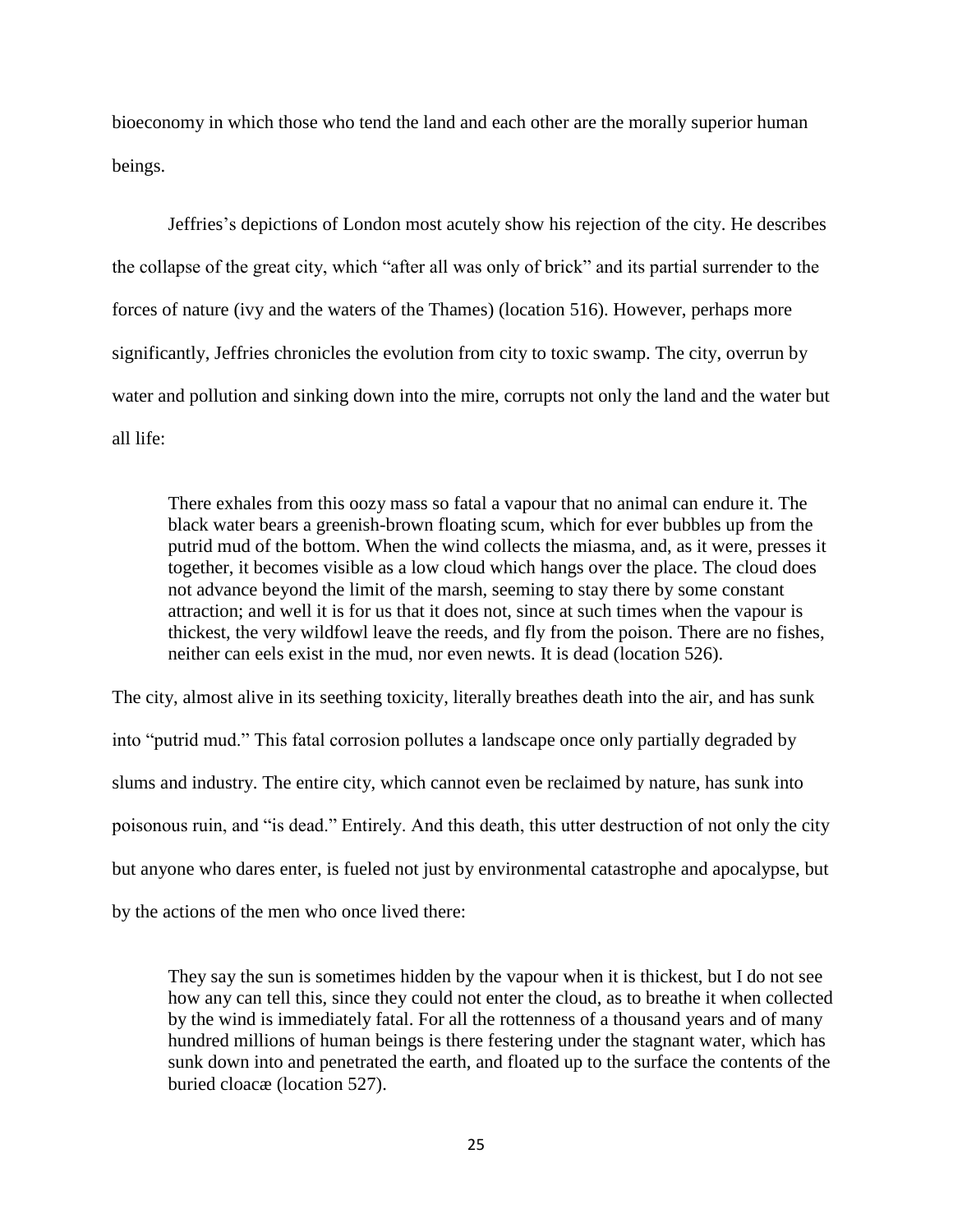bioeconomy in which those who tend the land and each other are the morally superior human beings.

Jeffries's depictions of London most acutely show his rejection of the city. He describes the collapse of the great city, which "after all was only of brick" and its partial surrender to the forces of nature (ivy and the waters of the Thames) (location 516). However, perhaps more significantly, Jeffries chronicles the evolution from city to toxic swamp. The city, overrun by water and pollution and sinking down into the mire, corrupts not only the land and the water but all life:

> There exhales from this oozy mass so fatal a vapour that no animal can endure it. The black water bears a greenish-brown floating scum, which for ever bubbles up from the putrid mud of the bottom. When the wind collects the miasma, and, as it were, presses it together, it becomes visible as a low cloud which hangs over the place. The cloud does not advance beyond the limit of the marsh, seeming to stay there by some constant attraction; and well it is for us that it does not, since at such times when the vapour is thickest, the very wildfowl leave the reeds, and fly from the poison. There are no fishes, neither can eels exist in the mud, nor even newts. It is dead (location 526).

The city, almost alive in its seething toxicity, literally breathes death into the air, and has sunk into "putrid mud." This fatal corrosion pollutes a landscape once only partially degraded by slums and industry. The entire city, which cannot even be reclaimed by nature, has sunk into poisonous ruin, and "is dead." Entirely. And this death, this utter destruction of not only the city but anyone who dares enter, is fueled not just by environmental catastrophe and apocalypse, but by the actions of the men who once lived there:

> They say the sun is sometimes hidden by the vapour when it is thickest, but I do not see how any can tell this, since they could not enter the cloud, as to breathe it when collected by the wind is immediately fatal. For all the rottenness of a thousand years and of many hundred millions of human beings is there festering under the stagnant water, which has sunk down into and penetrated the earth, and floated up to the surface the contents of the buried cloacæ (location 527).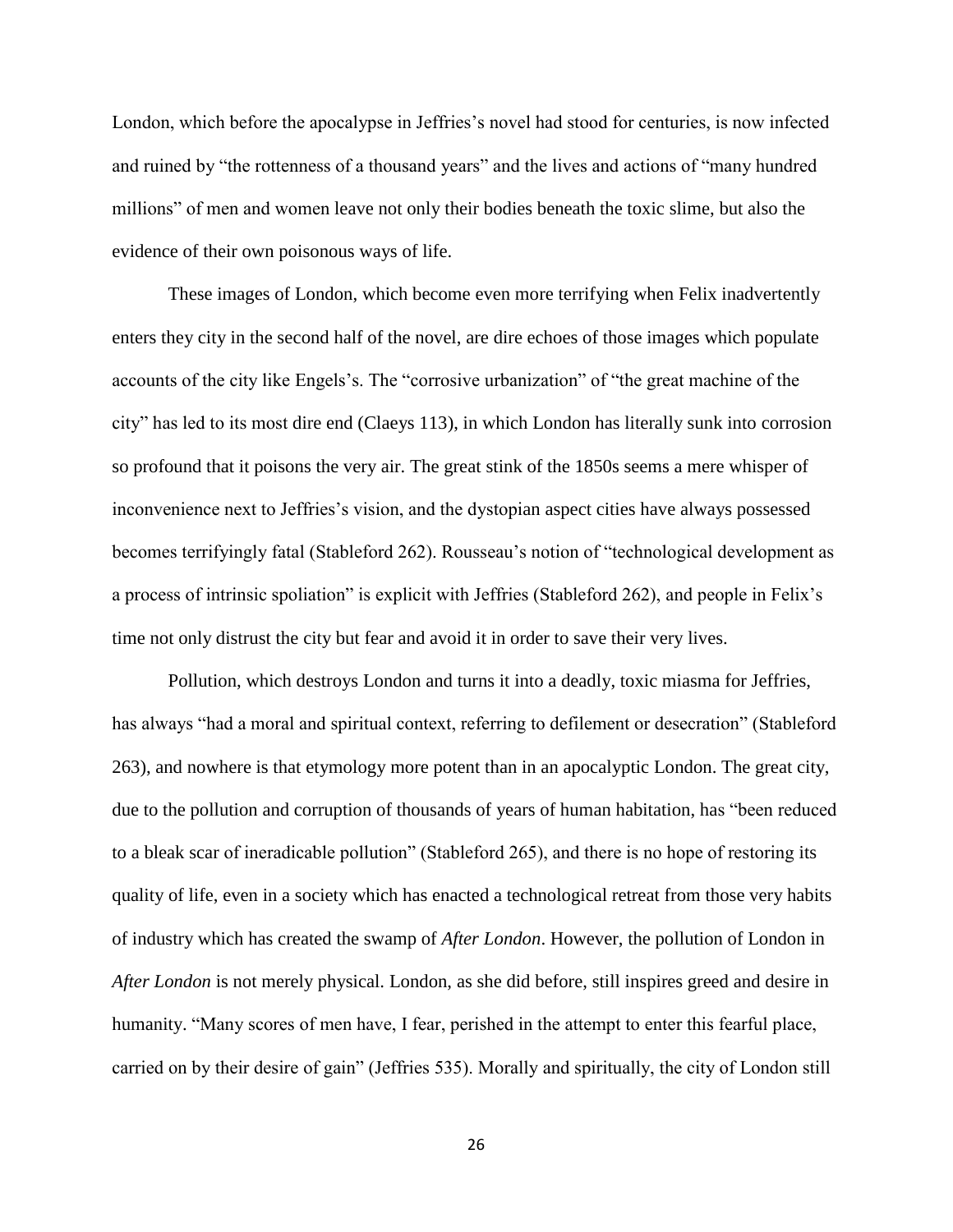London, which before the apocalypse in Jeffries's novel had stood for centuries, is now infected and ruined by "the rottenness of a thousand years" and the lives and actions of "many hundred millions" of men and women leave not only their bodies beneath the toxic slime, but also the evidence of their own poisonous ways of life.

These images of London, which become even more terrifying when Felix inadvertently enters they city in the second half of the novel, are dire echoes of those images which populate accounts of the city like Engels's. The "corrosive urbanization" of "the great machine of the city" has led to its most dire end (Claeys 113), in which London has literally sunk into corrosion so profound that it poisons the very air. The great stink of the 1850s seems a mere whisper of inconvenience next to Jeffries's vision, and the dystopian aspect cities have always possessed becomes terrifyingly fatal (Stableford 262). Rousseau's notion of "technological development as a process of intrinsic spoliation" is explicit with Jeffries (Stableford 262), and people in Felix's time not only distrust the city but fear and avoid it in order to save their very lives.

Pollution, which destroys London and turns it into a deadly, toxic miasma for Jeffries, has always "had a moral and spiritual context, referring to defilement or desecration" (Stableford 263), and nowhere is that etymology more potent than in an apocalyptic London. The great city, due to the pollution and corruption of thousands of years of human habitation, has "been reduced to a bleak scar of ineradicable pollution" (Stableford 265), and there is no hope of restoring its quality of life, even in a society which has enacted a technological retreat from those very habits of industry which has created the swamp of *After London*. However, the pollution of London in *After London* is not merely physical. London, as she did before, still inspires greed and desire in humanity. "Many scores of men have, I fear, perished in the attempt to enter this fearful place, carried on by their desire of gain" (Jeffries 535). Morally and spiritually, the city of London still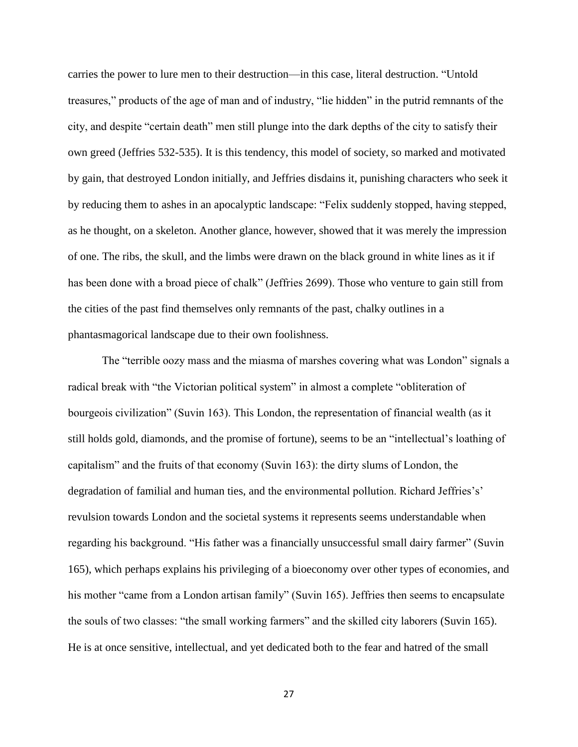carries the power to lure men to their destruction—in this case, literal destruction. "Untold treasures," products of the age of man and of industry, "lie hidden" in the putrid remnants of the city, and despite "certain death" men still plunge into the dark depths of the city to satisfy their own greed (Jeffries 532-535). It is this tendency, this model of society, so marked and motivated by gain, that destroyed London initially, and Jeffries disdains it, punishing characters who seek it by reducing them to ashes in an apocalyptic landscape: "Felix suddenly stopped, having stepped, as he thought, on a skeleton. Another glance, however, showed that it was merely the impression of one. The ribs, the skull, and the limbs were drawn on the black ground in white lines as it if has been done with a broad piece of chalk" (Jeffries 2699). Those who venture to gain still from the cities of the past find themselves only remnants of the past, chalky outlines in a phantasmagorical landscape due to their own foolishness.

The "terrible oozy mass and the miasma of marshes covering what was London" signals a radical break with "the Victorian political system" in almost a complete "obliteration of bourgeois civilization" (Suvin 163). This London, the representation of financial wealth (as it still holds gold, diamonds, and the promise of fortune), seems to be an "intellectual's loathing of capitalism" and the fruits of that economy (Suvin 163): the dirty slums of London, the degradation of familial and human ties, and the environmental pollution. Richard Jeffries's' revulsion towards London and the societal systems it represents seems understandable when regarding his background. "His father was a financially unsuccessful small dairy farmer" (Suvin 165), which perhaps explains his privileging of a bioeconomy over other types of economies, and his mother "came from a London artisan family" (Suvin 165). Jeffries then seems to encapsulate the souls of two classes: "the small working farmers" and the skilled city laborers (Suvin 165). He is at once sensitive, intellectual, and yet dedicated both to the fear and hatred of the small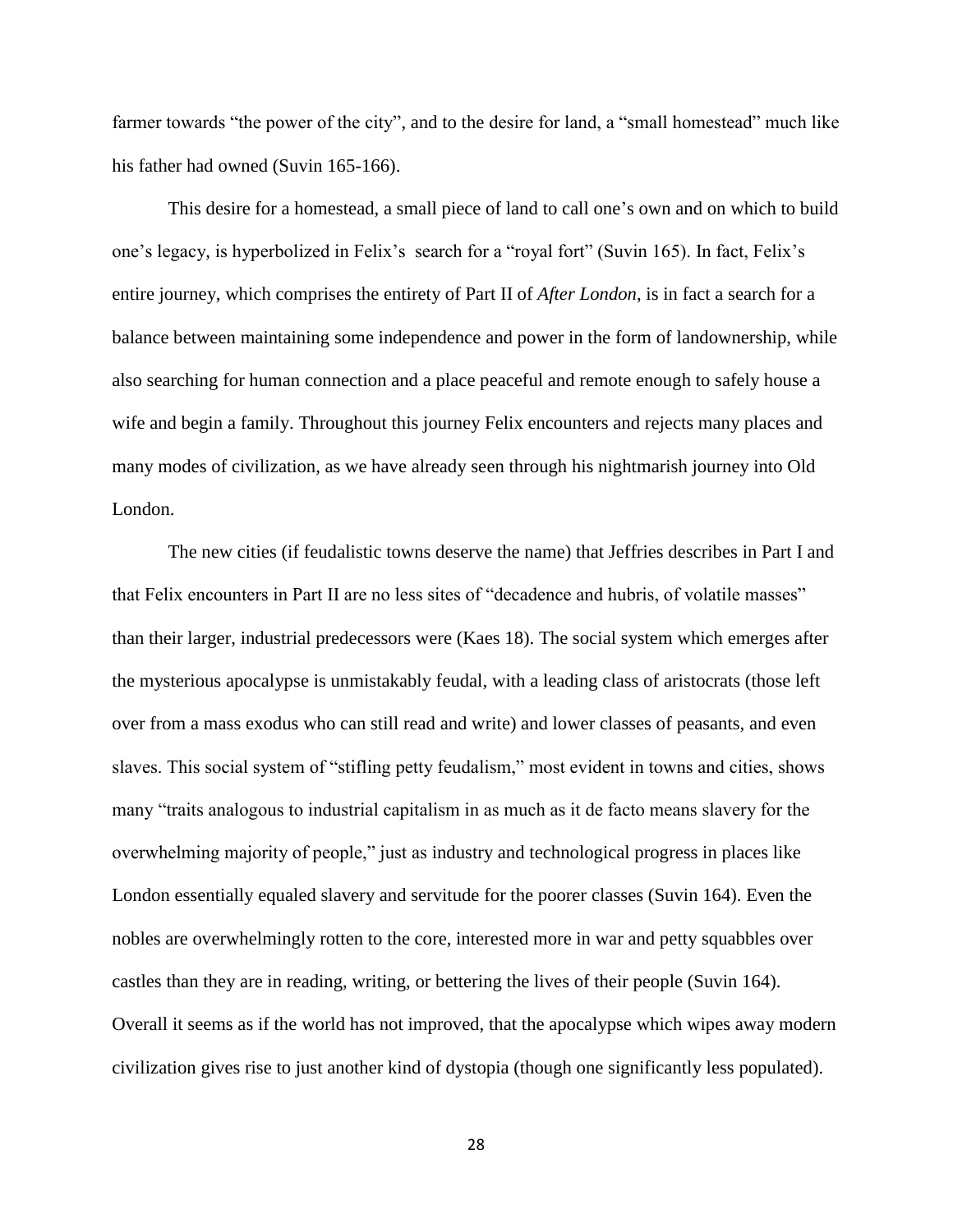farmer towards "the power of the city", and to the desire for land, a "small homestead" much like his father had owned (Suvin 165-166).

This desire for a homestead, a small piece of land to call one's own and on which to build one's legacy, is hyperbolized in Felix's search for a "royal fort" (Suvin 165). In fact, Felix's entire journey, which comprises the entirety of Part II of *After London*, is in fact a search for a balance between maintaining some independence and power in the form of landownership, while also searching for human connection and a place peaceful and remote enough to safely house a wife and begin a family. Throughout this journey Felix encounters and rejects many places and many modes of civilization, as we have already seen through his nightmarish journey into Old London.

The new cities (if feudalistic towns deserve the name) that Jeffries describes in Part I and that Felix encounters in Part II are no less sites of "decadence and hubris, of volatile masses" than their larger, industrial predecessors were (Kaes 18). The social system which emerges after the mysterious apocalypse is unmistakably feudal, with a leading class of aristocrats (those left over from a mass exodus who can still read and write) and lower classes of peasants, and even slaves. This social system of "stifling petty feudalism," most evident in towns and cities, shows many "traits analogous to industrial capitalism in as much as it de facto means slavery for the overwhelming majority of people," just as industry and technological progress in places like London essentially equaled slavery and servitude for the poorer classes (Suvin 164). Even the nobles are overwhelmingly rotten to the core, interested more in war and petty squabbles over castles than they are in reading, writing, or bettering the lives of their people (Suvin 164). Overall it seems as if the world has not improved, that the apocalypse which wipes away modern civilization gives rise to just another kind of dystopia (though one significantly less populated).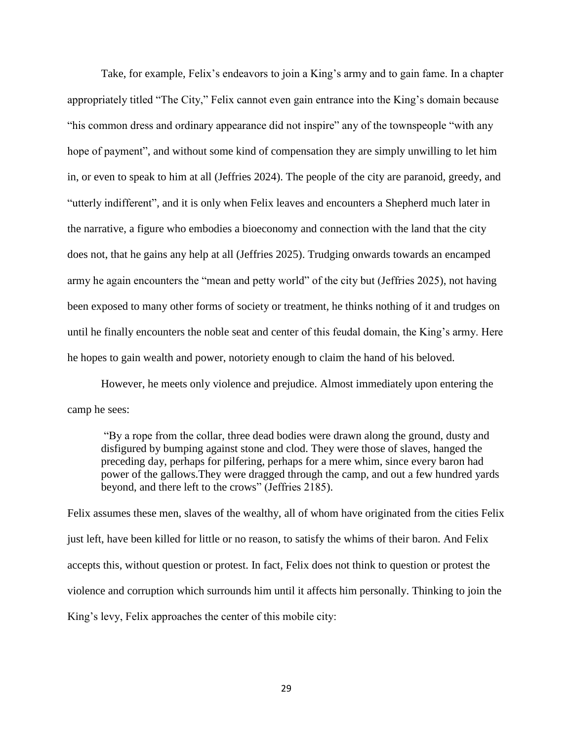Take, for example, Felix's endeavors to join a King's army and to gain fame. In a chapter appropriately titled "The City," Felix cannot even gain entrance into the King's domain because "his common dress and ordinary appearance did not inspire" any of the townspeople "with any hope of payment", and without some kind of compensation they are simply unwilling to let him in, or even to speak to him at all (Jeffries 2024). The people of the city are paranoid, greedy, and "utterly indifferent", and it is only when Felix leaves and encounters a Shepherd much later in the narrative, a figure who embodies a bioeconomy and connection with the land that the city does not, that he gains any help at all (Jeffries 2025). Trudging onwards towards an encamped army he again encounters the "mean and petty world" of the city but (Jeffries 2025), not having been exposed to many other forms of society or treatment, he thinks nothing of it and trudges on until he finally encounters the noble seat and center of this feudal domain, the King's army. Here he hopes to gain wealth and power, notoriety enough to claim the hand of his beloved.

However, he meets only violence and prejudice. Almost immediately upon entering the camp he sees:

> "By a rope from the collar, three dead bodies were drawn along the ground, dusty and disfigured by bumping against stone and clod. They were those of slaves, hanged the preceding day, perhaps for pilfering, perhaps for a mere whim, since every baron had power of the gallows.They were dragged through the camp, and out a few hundred yards beyond, and there left to the crows" (Jeffries 2185).

Felix assumes these men, slaves of the wealthy, all of whom have originated from the cities Felix just left, have been killed for little or no reason, to satisfy the whims of their baron. And Felix accepts this, without question or protest. In fact, Felix does not think to question or protest the violence and corruption which surrounds him until it affects him personally. Thinking to join the King's levy, Felix approaches the center of this mobile city: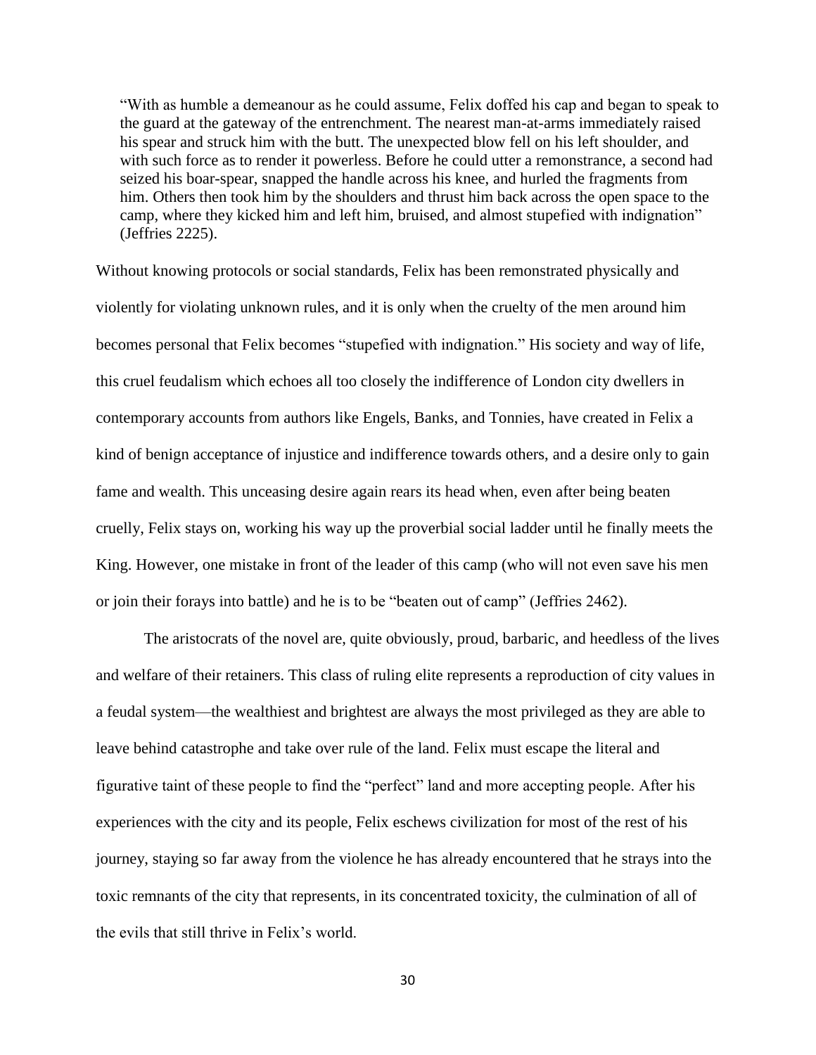> "With as humble a demeanour as he could assume, Felix doffed his cap and began to speak to the guard at the gateway of the entrenchment. The nearest man-at-arms immediately raised his spear and struck him with the butt. The unexpected blow fell on his left shoulder, and with such force as to render it powerless. Before he could utter a remonstrance, a second had seized his boar-spear, snapped the handle across his knee, and hurled the fragments from him. Others then took him by the shoulders and thrust him back across the open space to the camp, where they kicked him and left him, bruised, and almost stupefied with indignation" (Jeffries 2225).

Without knowing protocols or social standards, Felix has been remonstrated physically and violently for violating unknown rules, and it is only when the cruelty of the men around him becomes personal that Felix becomes "stupefied with indignation." His society and way of life, this cruel feudalism which echoes all too closely the indifference of London city dwellers in contemporary accounts from authors like Engels, Banks, and Tonnies, have created in Felix a kind of benign acceptance of injustice and indifference towards others, and a desire only to gain fame and wealth. This unceasing desire again rears its head when, even after being beaten cruelly, Felix stays on, working his way up the proverbial social ladder until he finally meets the King. However, one mistake in front of the leader of this camp (who will not even save his men or join their forays into battle) and he is to be "beaten out of camp" (Jeffries 2462).

The aristocrats of the novel are, quite obviously, proud, barbaric, and heedless of the lives and welfare of their retainers. This class of ruling elite represents a reproduction of city values in a feudal system—the wealthiest and brightest are always the most privileged as they are able to leave behind catastrophe and take over rule of the land. Felix must escape the literal and figurative taint of these people to find the "perfect" land and more accepting people. After his experiences with the city and its people, Felix eschews civilization for most of the rest of his journey, staying so far away from the violence he has already encountered that he strays into the toxic remnants of the city that represents, in its concentrated toxicity, the culmination of all of the evils that still thrive in Felix's world.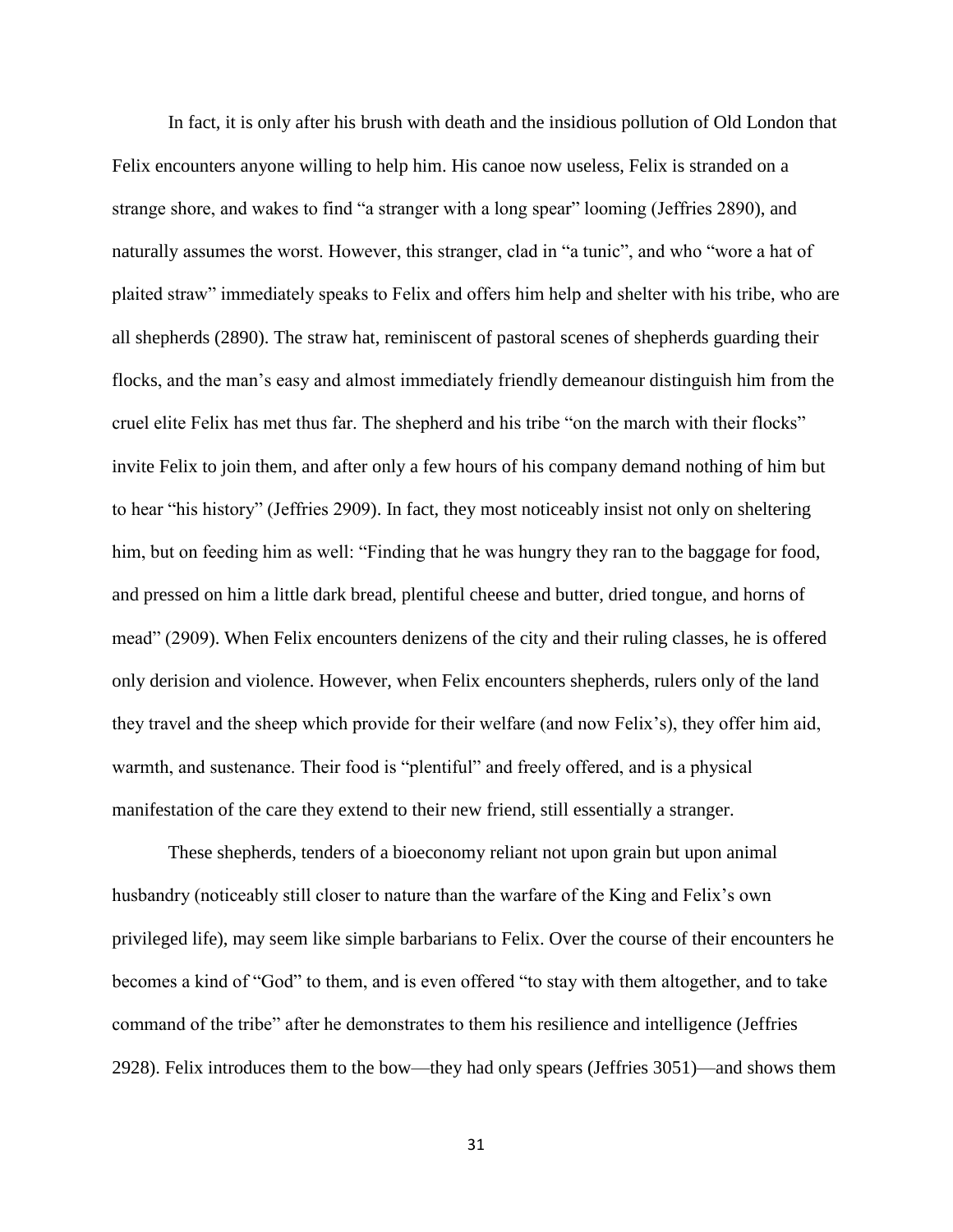In fact, it is only after his brush with death and the insidious pollution of Old London that Felix encounters anyone willing to help him. His canoe now useless, Felix is stranded on a strange shore, and wakes to find "a stranger with a long spear" looming (Jeffries 2890), and naturally assumes the worst. However, this stranger, clad in "a tunic", and who "wore a hat of plaited straw" immediately speaks to Felix and offers him help and shelter with his tribe, who are all shepherds (2890). The straw hat, reminiscent of pastoral scenes of shepherds guarding their flocks, and the man's easy and almost immediately friendly demeanour distinguish him from the cruel elite Felix has met thus far. The shepherd and his tribe "on the march with their flocks" invite Felix to join them, and after only a few hours of his company demand nothing of him but to hear "his history" (Jeffries 2909). In fact, they most noticeably insist not only on sheltering him, but on feeding him as well: "Finding that he was hungry they ran to the baggage for food, and pressed on him a little dark bread, plentiful cheese and butter, dried tongue, and horns of mead" (2909). When Felix encounters denizens of the city and their ruling classes, he is offered only derision and violence. However, when Felix encounters shepherds, rulers only of the land they travel and the sheep which provide for their welfare (and now Felix's), they offer him aid, warmth, and sustenance. Their food is "plentiful" and freely offered, and is a physical manifestation of the care they extend to their new friend, still essentially a stranger.

These shepherds, tenders of a bioeconomy reliant not upon grain but upon animal husbandry (noticeably still closer to nature than the warfare of the King and Felix's own privileged life), may seem like simple barbarians to Felix. Over the course of their encounters he becomes a kind of "God" to them, and is even offered "to stay with them altogether, and to take command of the tribe" after he demonstrates to them his resilience and intelligence (Jeffries 2928). Felix introduces them to the bow—they had only spears (Jeffries 3051)—and shows them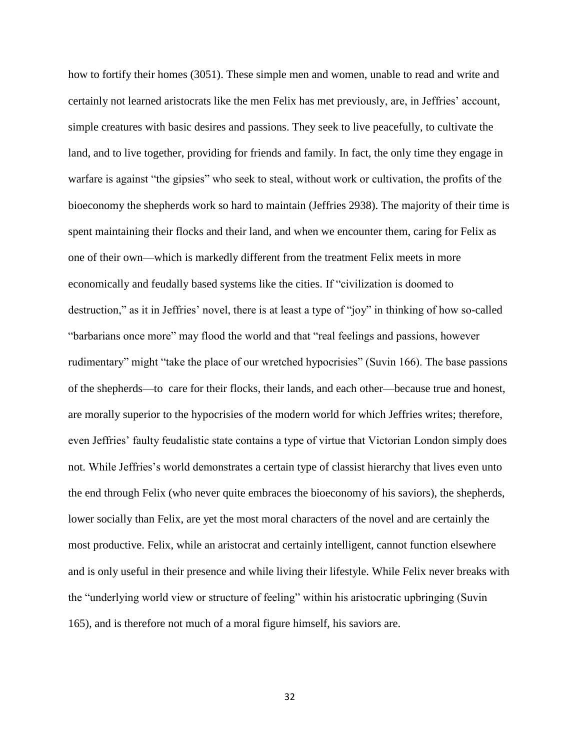how to fortify their homes (3051). These simple men and women, unable to read and write and certainly not learned aristocrats like the men Felix has met previously, are, in Jeffries' account, simple creatures with basic desires and passions. They seek to live peacefully, to cultivate the land, and to live together, providing for friends and family. In fact, the only time they engage in warfare is against "the gipsies" who seek to steal, without work or cultivation, the profits of the bioeconomy the shepherds work so hard to maintain (Jeffries 2938). The majority of their time is spent maintaining their flocks and their land, and when we encounter them, caring for Felix as one of their own—which is markedly different from the treatment Felix meets in more economically and feudally based systems like the cities. If "civilization is doomed to destruction," as it in Jeffries' novel, there is at least a type of "joy" in thinking of how so-called "barbarians once more" may flood the world and that "real feelings and passions, however rudimentary" might "take the place of our wretched hypocrisies" (Suvin 166). The base passions of the shepherds—to care for their flocks, their lands, and each other—because true and honest, are morally superior to the hypocrisies of the modern world for which Jeffries writes; therefore, even Jeffries' faulty feudalistic state contains a type of virtue that Victorian London simply does not. While Jeffries's world demonstrates a certain type of classist hierarchy that lives even unto the end through Felix (who never quite embraces the bioeconomy of his saviors), the shepherds, lower socially than Felix, are yet the most moral characters of the novel and are certainly the most productive. Felix, while an aristocrat and certainly intelligent, cannot function elsewhere and is only useful in their presence and while living their lifestyle. While Felix never breaks with the "underlying world view or structure of feeling" within his aristocratic upbringing (Suvin 165), and is therefore not much of a moral figure himself, his saviors are.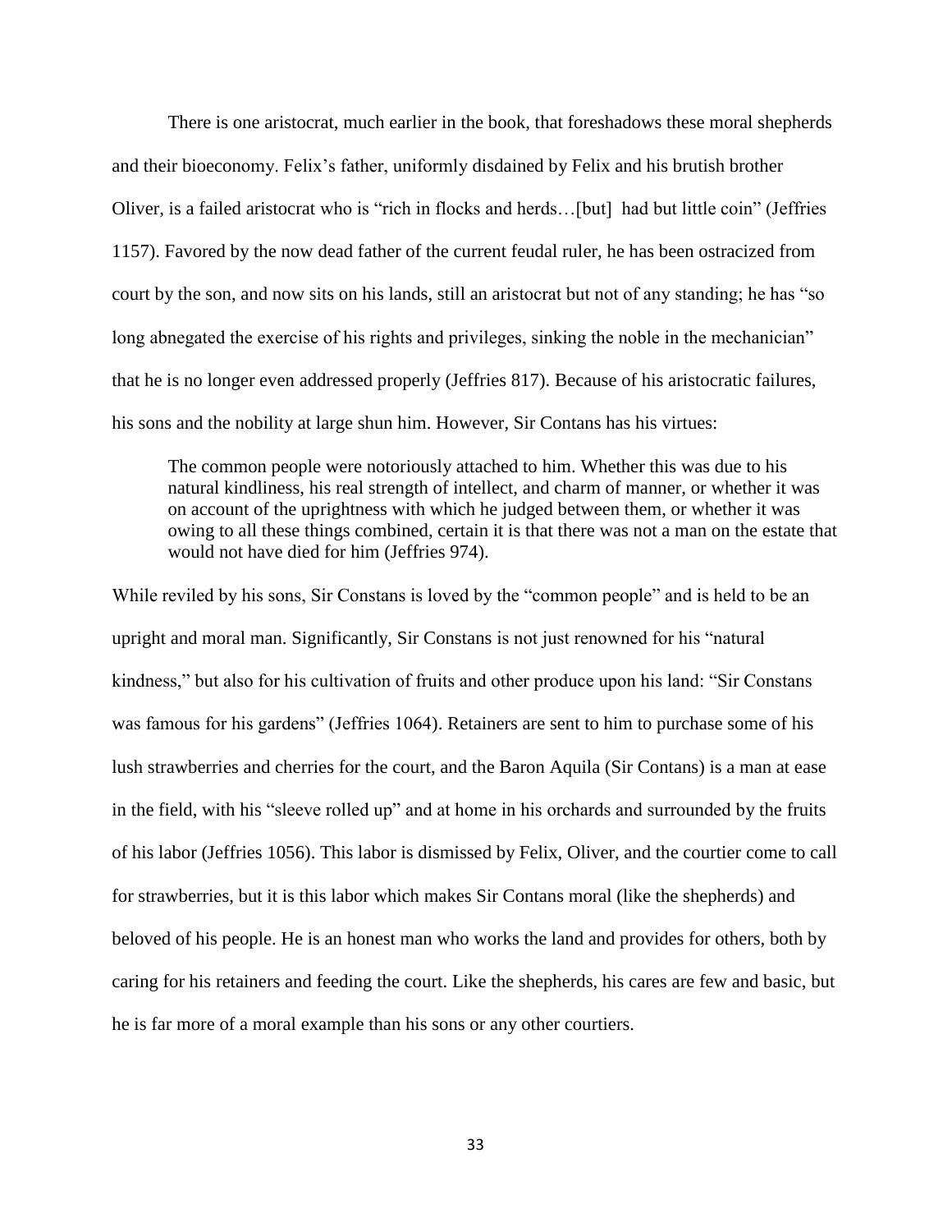There is one aristocrat, much earlier in the book, that foreshadows these moral shepherds and their bioeconomy. Felix's father, uniformly disdained by Felix and his brutish brother Oliver, is a failed aristocrat who is "rich in flocks and herds…[but] had but little coin" (Jeffries 1157). Favored by the now dead father of the current feudal ruler, he has been ostracized from court by the son, and now sits on his lands, still an aristocrat but not of any standing; he has "so long abnegated the exercise of his rights and privileges, sinking the noble in the mechanician" that he is no longer even addressed properly (Jeffries 817). Because of his aristocratic failures, his sons and the nobility at large shun him. However, Sir Contans has his virtues:

> The common people were notoriously attached to him. Whether this was due to his natural kindliness, his real strength of intellect, and charm of manner, or whether it was on account of the uprightness with which he judged between them, or whether it was owing to all these things combined, certain it is that there was not a man on the estate that would not have died for him (Jeffries 974).

While reviled by his sons, Sir Constans is loved by the "common people" and is held to be an upright and moral man. Significantly, Sir Constans is not just renowned for his "natural kindness," but also for his cultivation of fruits and other produce upon his land: "Sir Constans was famous for his gardens" (Jeffries 1064). Retainers are sent to him to purchase some of his lush strawberries and cherries for the court, and the Baron Aquila (Sir Contans) is a man at ease in the field, with his "sleeve rolled up" and at home in his orchards and surrounded by the fruits of his labor (Jeffries 1056). This labor is dismissed by Felix, Oliver, and the courtier come to call for strawberries, but it is this labor which makes Sir Contans moral (like the shepherds) and beloved of his people. He is an honest man who works the land and provides for others, both by caring for his retainers and feeding the court. Like the shepherds, his cares are few and basic, but he is far more of a moral example than his sons or any other courtiers.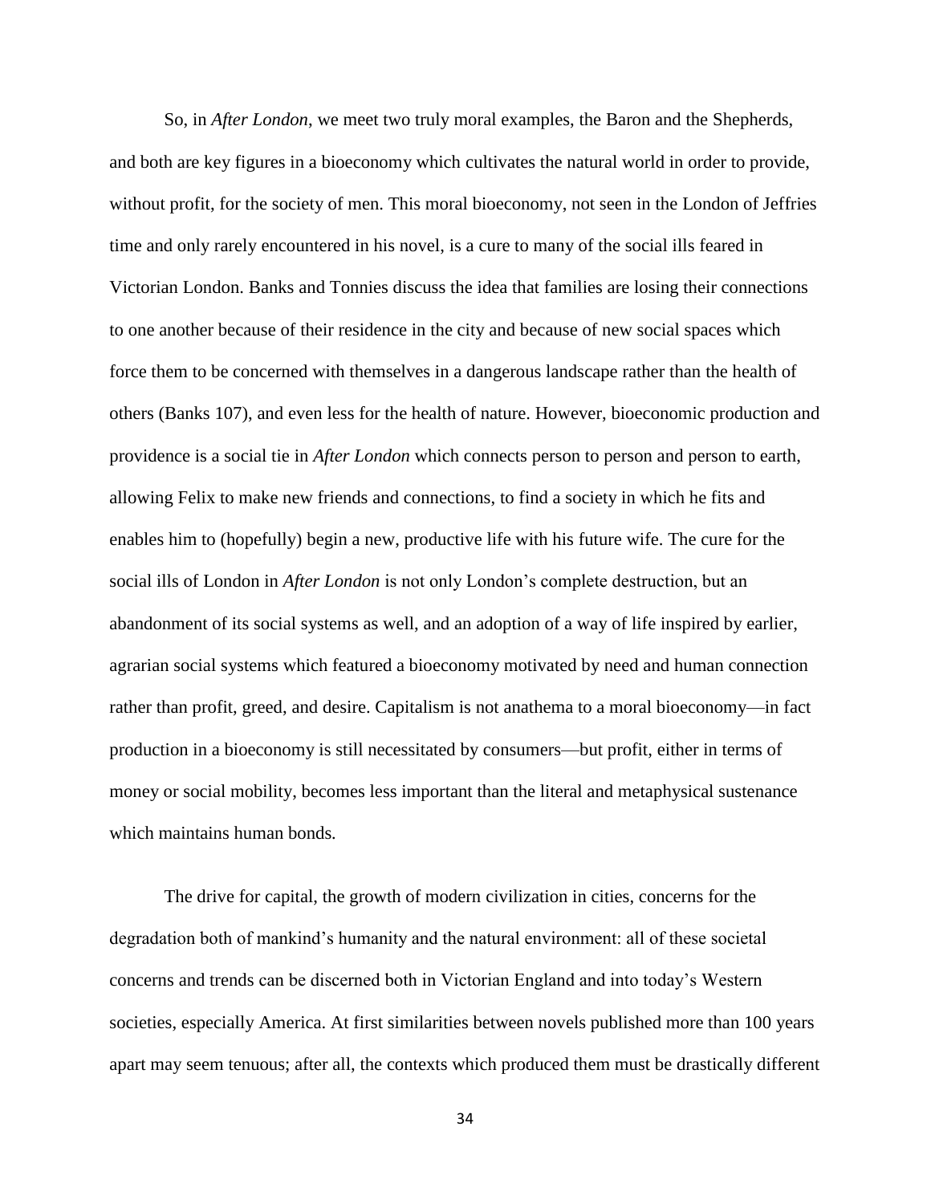So, in *After London*, we meet two truly moral examples, the Baron and the Shepherds, and both are key figures in a bioeconomy which cultivates the natural world in order to provide, without profit, for the society of men. This moral bioeconomy, not seen in the London of Jeffries time and only rarely encountered in his novel, is a cure to many of the social ills feared in Victorian London. Banks and Tonnies discuss the idea that families are losing their connections to one another because of their residence in the city and because of new social spaces which force them to be concerned with themselves in a dangerous landscape rather than the health of others (Banks 107), and even less for the health of nature. However, bioeconomic production and providence is a social tie in *After London* which connects person to person and person to earth, allowing Felix to make new friends and connections, to find a society in which he fits and enables him to (hopefully) begin a new, productive life with his future wife. The cure for the social ills of London in *After London* is not only London's complete destruction, but an abandonment of its social systems as well, and an adoption of a way of life inspired by earlier, agrarian social systems which featured a bioeconomy motivated by need and human connection rather than profit, greed, and desire. Capitalism is not anathema to a moral bioeconomy—in fact production in a bioeconomy is still necessitated by consumers—but profit, either in terms of money or social mobility, becomes less important than the literal and metaphysical sustenance which maintains human bonds.

The drive for capital, the growth of modern civilization in cities, concerns for the degradation both of mankind's humanity and the natural environment: all of these societal concerns and trends can be discerned both in Victorian England and into today's Western societies, especially America. At first similarities between novels published more than 100 years apart may seem tenuous; after all, the contexts which produced them must be drastically different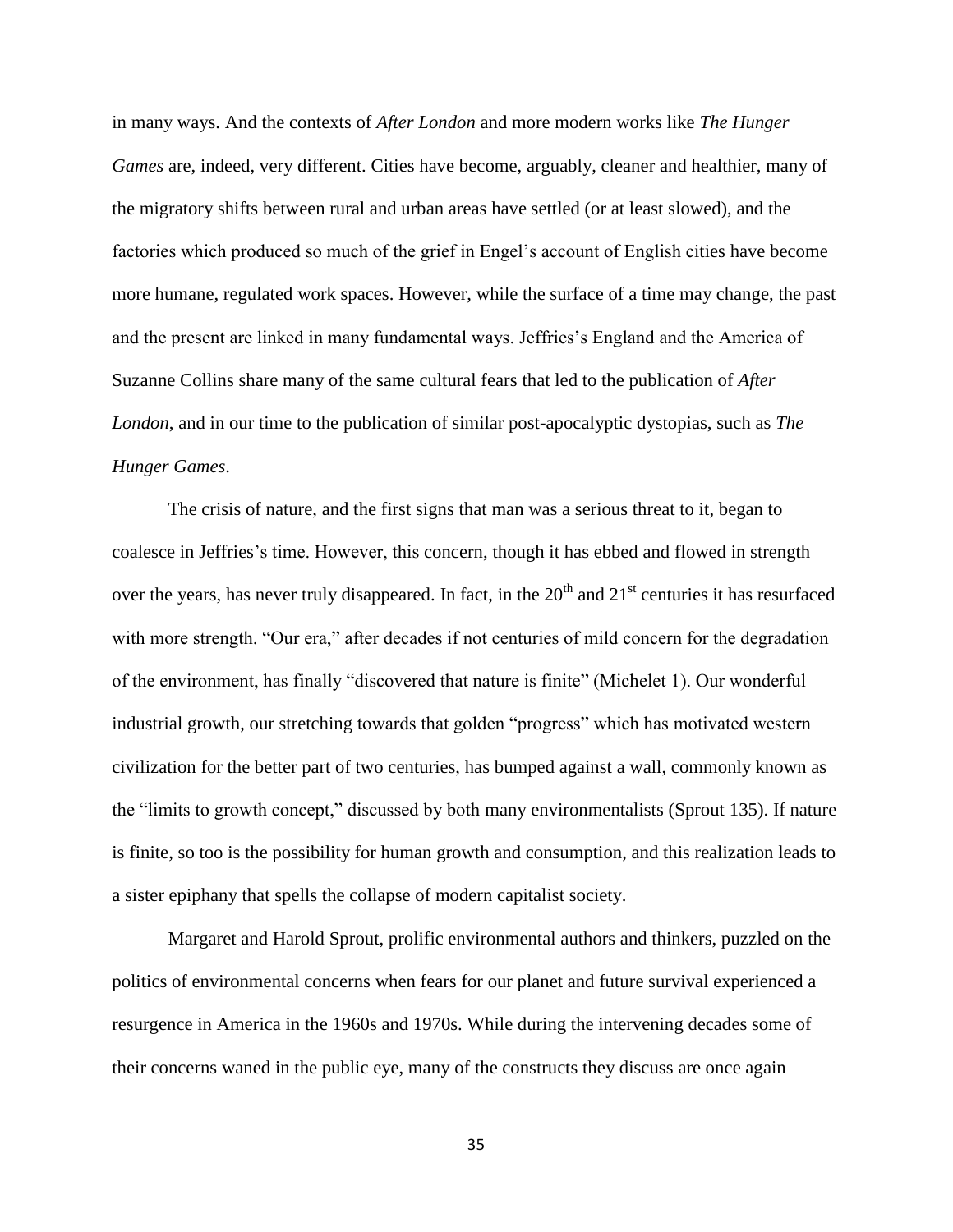in many ways. And the contexts of *After London* and more modern works like *The Hunger Games* are, indeed, very different. Cities have become, arguably, cleaner and healthier, many of the migratory shifts between rural and urban areas have settled (or at least slowed), and the factories which produced so much of the grief in Engel's account of English cities have become more humane, regulated work spaces. However, while the surface of a time may change, the past and the present are linked in many fundamental ways. Jeffries's England and the America of Suzanne Collins share many of the same cultural fears that led to the publication of *After London*, and in our time to the publication of similar post-apocalyptic dystopias, such as *The Hunger Games*.

The crisis of nature, and the first signs that man was a serious threat to it, began to coalesce in Jeffries's time. However, this concern, though it has ebbed and flowed in strength over the years, has never truly disappeared. In fact, in the 20th and 21st centuries it has resurfaced with more strength. "Our era," after decades if not centuries of mild concern for the degradation of the environment, has finally "discovered that nature is finite" (Michelet 1). Our wonderful industrial growth, our stretching towards that golden "progress" which has motivated western civilization for the better part of two centuries, has bumped against a wall, commonly known as the "limits to growth concept," discussed by both many environmentalists (Sprout 135). If nature is finite, so too is the possibility for human growth and consumption, and this realization leads to a sister epiphany that spells the collapse of modern capitalist society.

Margaret and Harold Sprout, prolific environmental authors and thinkers, puzzled on the politics of environmental concerns when fears for our planet and future survival experienced a resurgence in America in the 1960s and 1970s. While during the intervening decades some of their concerns waned in the public eye, many of the constructs they discuss are once again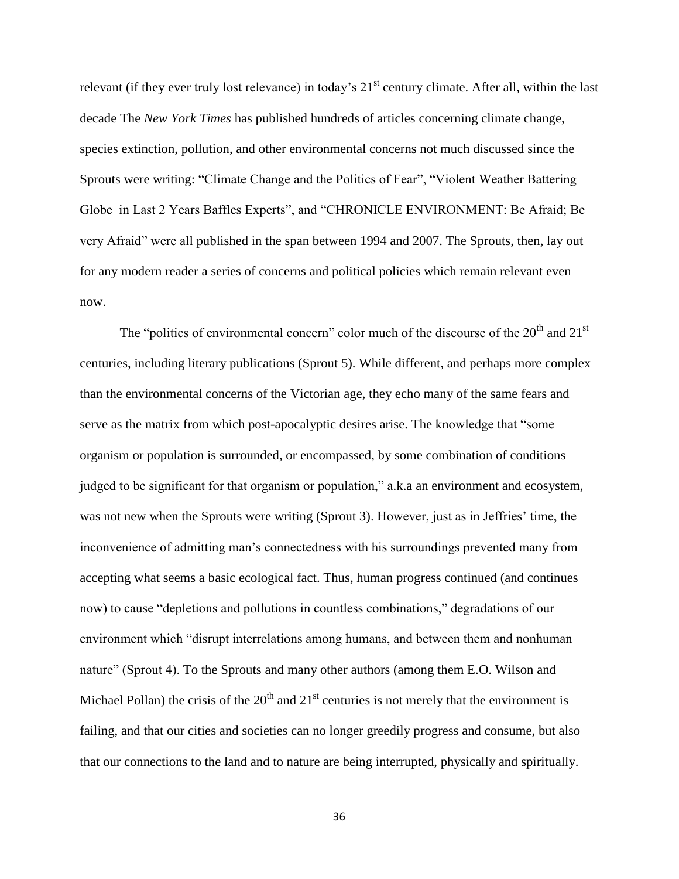relevant (if they ever truly lost relevance) in today's 21st century climate. After all, within the last decade The *New York Times* has published hundreds of articles concerning climate change, species extinction, pollution, and other environmental concerns not much discussed since the Sprouts were writing: "Climate Change and the Politics of Fear", "Violent Weather Battering Globe in Last 2 Years Baffles Experts", and "CHRONICLE ENVIRONMENT: Be Afraid; Be very Afraid" were all published in the span between 1994 and 2007. The Sprouts, then, lay out for any modern reader a series of concerns and political policies which remain relevant even now.

The "politics of environmental concern" color much of the discourse of the 20th and 21st centuries, including literary publications (Sprout 5). While different, and perhaps more complex than the environmental concerns of the Victorian age, they echo many of the same fears and serve as the matrix from which post-apocalyptic desires arise. The knowledge that "some organism or population is surrounded, or encompassed, by some combination of conditions judged to be significant for that organism or population," a.k.a an environment and ecosystem, was not new when the Sprouts were writing (Sprout 3). However, just as in Jeffries' time, the inconvenience of admitting man's connectedness with his surroundings prevented many from accepting what seems a basic ecological fact. Thus, human progress continued (and continues now) to cause "depletions and pollutions in countless combinations," degradations of our environment which "disrupt interrelations among humans, and between them and nonhuman nature" (Sprout 4). To the Sprouts and many other authors (among them E.O. Wilson and Michael Pollan) the crisis of the 20th and 21st centuries is not merely that the environment is failing, and that our cities and societies can no longer greedily progress and consume, but also that our connections to the land and to nature are being interrupted, physically and spiritually.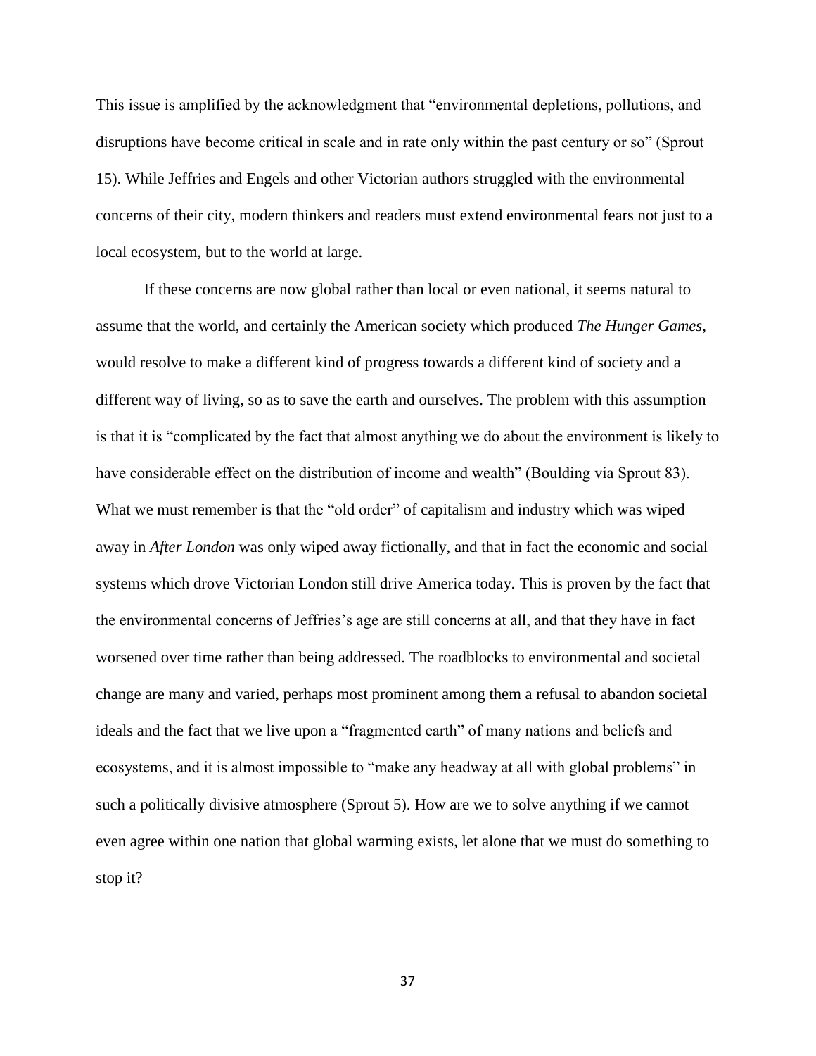This issue is amplified by the acknowledgment that "environmental depletions, pollutions, and disruptions have become critical in scale and in rate only within the past century or so" (Sprout 15). While Jeffries and Engels and other Victorian authors struggled with the environmental concerns of their city, modern thinkers and readers must extend environmental fears not just to a local ecosystem, but to the world at large.

If these concerns are now global rather than local or even national, it seems natural to assume that the world, and certainly the American society which produced *The Hunger Games*, would resolve to make a different kind of progress towards a different kind of society and a different way of living, so as to save the earth and ourselves. The problem with this assumption is that it is "complicated by the fact that almost anything we do about the environment is likely to have considerable effect on the distribution of income and wealth" (Boulding via Sprout 83). What we must remember is that the "old order" of capitalism and industry which was wiped away in *After London* was only wiped away fictionally, and that in fact the economic and social systems which drove Victorian London still drive America today. This is proven by the fact that the environmental concerns of Jeffries's age are still concerns at all, and that they have in fact worsened over time rather than being addressed. The roadblocks to environmental and societal change are many and varied, perhaps most prominent among them a refusal to abandon societal ideals and the fact that we live upon a "fragmented earth" of many nations and beliefs and ecosystems, and it is almost impossible to "make any headway at all with global problems" in such a politically divisive atmosphere (Sprout 5). How are we to solve anything if we cannot even agree within one nation that global warming exists, let alone that we must do something to stop it?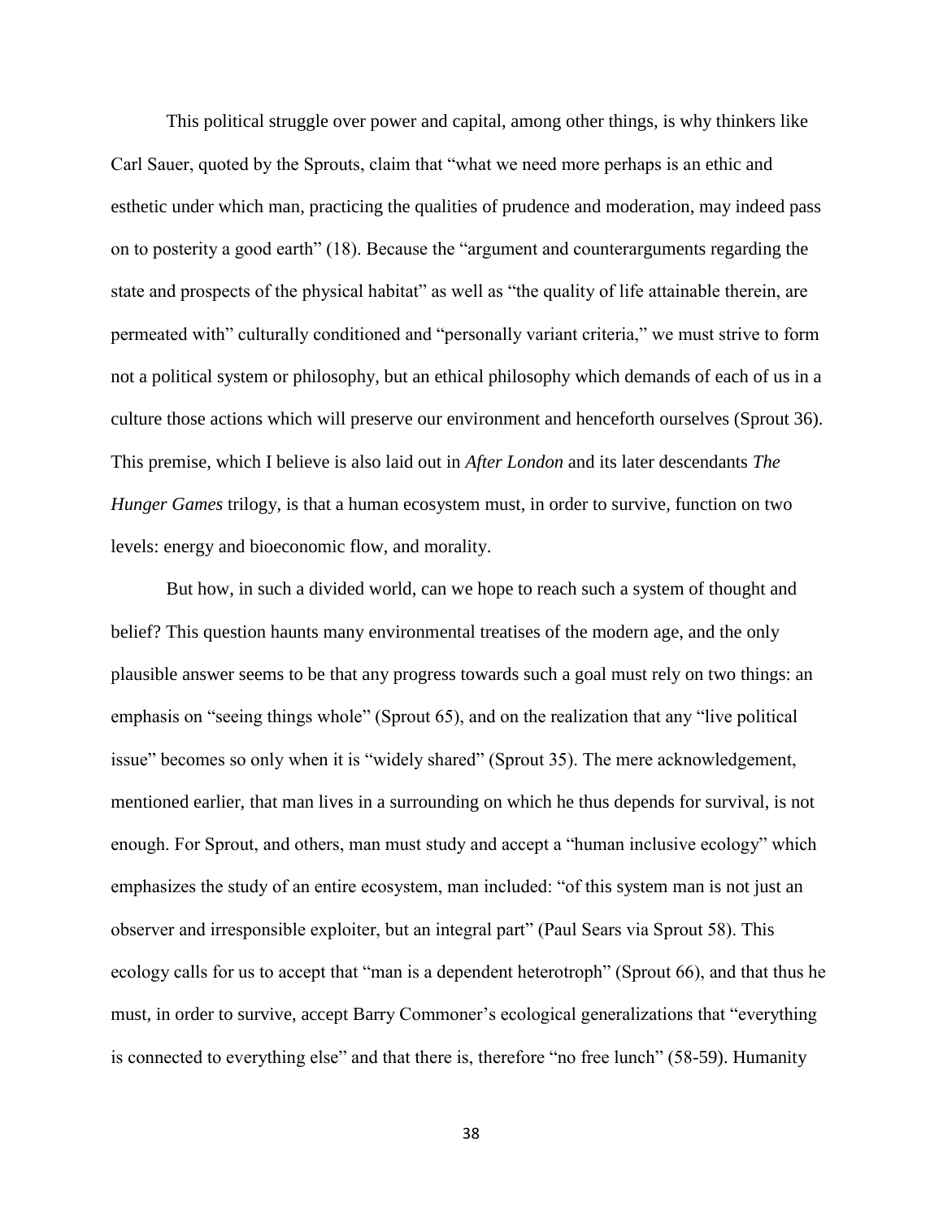This political struggle over power and capital, among other things, is why thinkers like Carl Sauer, quoted by the Sprouts, claim that "what we need more perhaps is an ethic and esthetic under which man, practicing the qualities of prudence and moderation, may indeed pass on to posterity a good earth" (18). Because the "argument and counterarguments regarding the state and prospects of the physical habitat" as well as "the quality of life attainable therein, are permeated with" culturally conditioned and "personally variant criteria," we must strive to form not a political system or philosophy, but an ethical philosophy which demands of each of us in a culture those actions which will preserve our environment and henceforth ourselves (Sprout 36). This premise, which I believe is also laid out in *After London* and its later descendants *The Hunger Games* trilogy, is that a human ecosystem must, in order to survive, function on two levels: energy and bioeconomic flow, and morality.

But how, in such a divided world, can we hope to reach such a system of thought and belief? This question haunts many environmental treatises of the modern age, and the only plausible answer seems to be that any progress towards such a goal must rely on two things: an emphasis on "seeing things whole" (Sprout 65), and on the realization that any "live political issue" becomes so only when it is "widely shared" (Sprout 35). The mere acknowledgement, mentioned earlier, that man lives in a surrounding on which he thus depends for survival, is not enough. For Sprout, and others, man must study and accept a "human inclusive ecology" which emphasizes the study of an entire ecosystem, man included: "of this system man is not just an observer and irresponsible exploiter, but an integral part" (Paul Sears via Sprout 58). This ecology calls for us to accept that "man is a dependent heterotroph" (Sprout 66), and that thus he must, in order to survive, accept Barry Commoner's ecological generalizations that "everything is connected to everything else" and that there is, therefore "no free lunch" (58-59). Humanity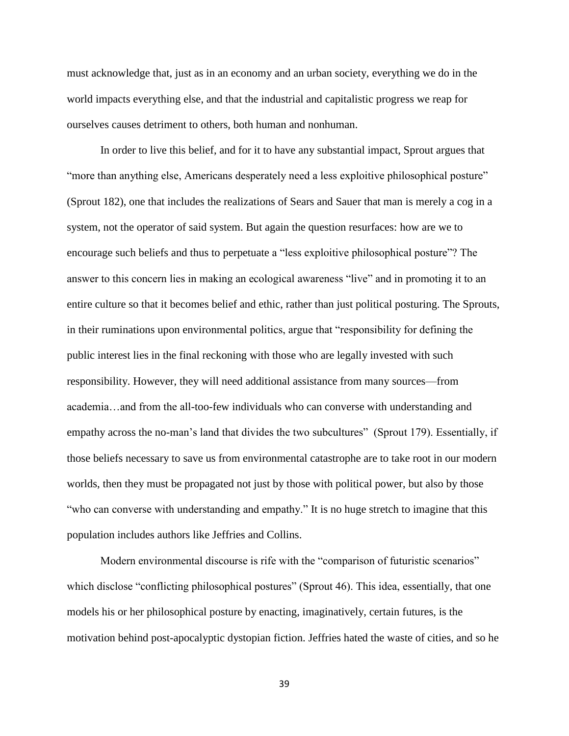must acknowledge that, just as in an economy and an urban society, everything we do in the world impacts everything else, and that the industrial and capitalistic progress we reap for ourselves causes detriment to others, both human and nonhuman.

In order to live this belief, and for it to have any substantial impact, Sprout argues that "more than anything else, Americans desperately need a less exploitive philosophical posture" (Sprout 182), one that includes the realizations of Sears and Sauer that man is merely a cog in a system, not the operator of said system. But again the question resurfaces: how are we to encourage such beliefs and thus to perpetuate a "less exploitive philosophical posture"? The answer to this concern lies in making an ecological awareness "live" and in promoting it to an entire culture so that it becomes belief and ethic, rather than just political posturing. The Sprouts, in their ruminations upon environmental politics, argue that "responsibility for defining the public interest lies in the final reckoning with those who are legally invested with such responsibility. However, they will need additional assistance from many sources—from academia…and from the all-too-few individuals who can converse with understanding and empathy across the no-man's land that divides the two subcultures" (Sprout 179). Essentially, if those beliefs necessary to save us from environmental catastrophe are to take root in our modern worlds, then they must be propagated not just by those with political power, but also by those "who can converse with understanding and empathy." It is no huge stretch to imagine that this population includes authors like Jeffries and Collins.

Modern environmental discourse is rife with the "comparison of futuristic scenarios" which disclose "conflicting philosophical postures" (Sprout 46). This idea, essentially, that one models his or her philosophical posture by enacting, imaginatively, certain futures, is the motivation behind post-apocalyptic dystopian fiction. Jeffries hated the waste of cities, and so he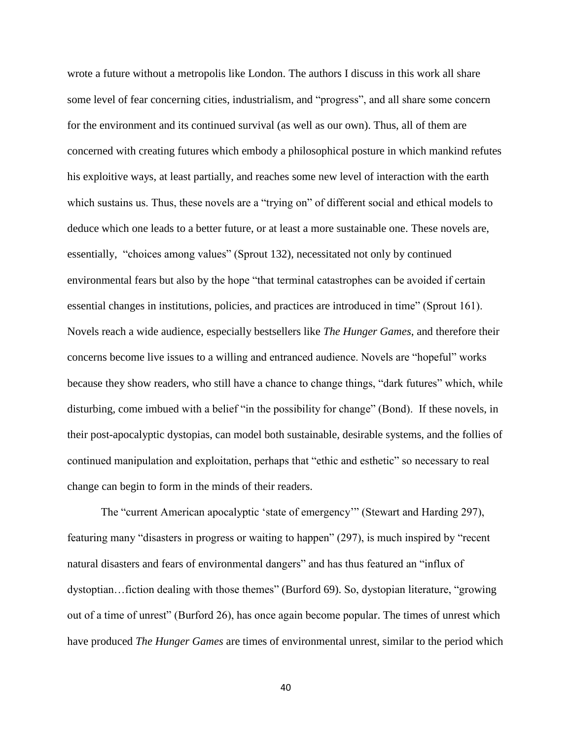wrote a future without a metropolis like London. The authors I discuss in this work all share some level of fear concerning cities, industrialism, and "progress", and all share some concern for the environment and its continued survival (as well as our own). Thus, all of them are concerned with creating futures which embody a philosophical posture in which mankind refutes his exploitive ways, at least partially, and reaches some new level of interaction with the earth which sustains us. Thus, these novels are a "trying on" of different social and ethical models to deduce which one leads to a better future, or at least a more sustainable one. These novels are, essentially, "choices among values" (Sprout 132), necessitated not only by continued environmental fears but also by the hope "that terminal catastrophes can be avoided if certain essential changes in institutions, policies, and practices are introduced in time" (Sprout 161). Novels reach a wide audience, especially bestsellers like *The Hunger Games*, and therefore their concerns become live issues to a willing and entranced audience. Novels are "hopeful" works because they show readers, who still have a chance to change things, "dark futures" which, while disturbing, come imbued with a belief "in the possibility for change" (Bond). If these novels, in their post-apocalyptic dystopias, can model both sustainable, desirable systems, and the follies of continued manipulation and exploitation, perhaps that "ethic and esthetic" so necessary to real change can begin to form in the minds of their readers.

The "current American apocalyptic 'state of emergency'" (Stewart and Harding 297), featuring many "disasters in progress or waiting to happen" (297), is much inspired by "recent natural disasters and fears of environmental dangers" and has thus featured an "influx of dystoptian…fiction dealing with those themes" (Burford 69). So, dystopian literature, "growing out of a time of unrest" (Burford 26), has once again become popular. The times of unrest which have produced *The Hunger Games* are times of environmental unrest, similar to the period which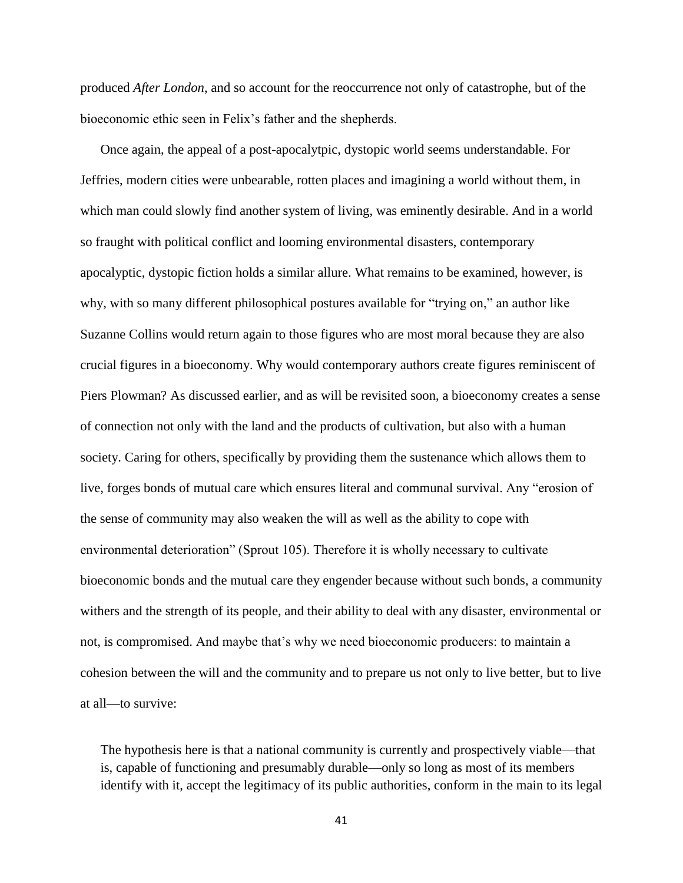produced *After London*, and so account for the reoccurrence not only of catastrophe, but of the bioeconomic ethic seen in Felix's father and the shepherds.

Once again, the appeal of a post-apocalytpic, dystopic world seems understandable. For Jeffries, modern cities were unbearable, rotten places and imagining a world without them, in which man could slowly find another system of living, was eminently desirable. And in a world so fraught with political conflict and looming environmental disasters, contemporary apocalyptic, dystopic fiction holds a similar allure. What remains to be examined, however, is why, with so many different philosophical postures available for "trying on," an author like Suzanne Collins would return again to those figures who are most moral because they are also crucial figures in a bioeconomy. Why would contemporary authors create figures reminiscent of Piers Plowman? As discussed earlier, and as will be revisited soon, a bioeconomy creates a sense of connection not only with the land and the products of cultivation, but also with a human society. Caring for others, specifically by providing them the sustenance which allows them to live, forges bonds of mutual care which ensures literal and communal survival. Any "erosion of the sense of community may also weaken the will as well as the ability to cope with environmental deterioration" (Sprout 105). Therefore it is wholly necessary to cultivate bioeconomic bonds and the mutual care they engender because without such bonds, a community withers and the strength of its people, and their ability to deal with any disaster, environmental or not, is compromised. And maybe that's why we need bioeconomic producers: to maintain a cohesion between the will and the community and to prepare us not only to live better, but to live at all—to survive:

> The hypothesis here is that a national community is currently and prospectively viable—that is, capable of functioning and presumably durable—only so long as most of its members identify with it, accept the legitimacy of its public authorities, conform in the main to its legal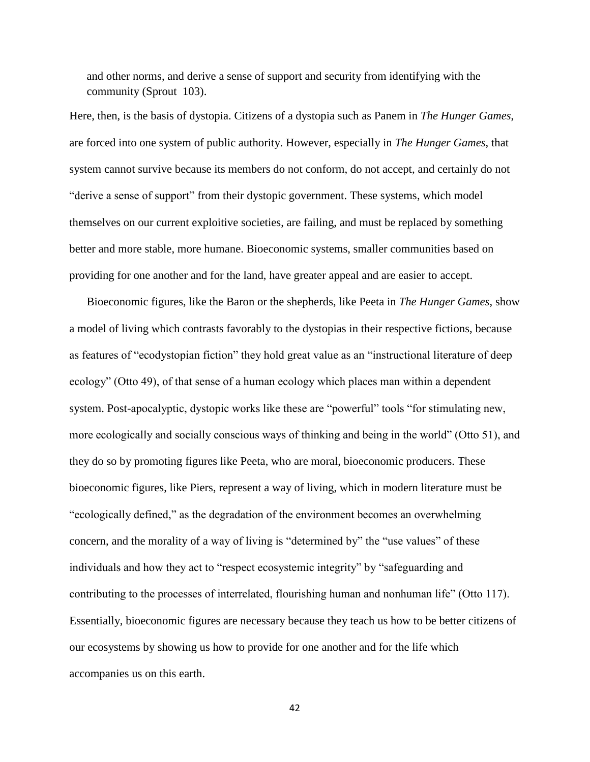and other norms, and derive a sense of support and security from identifying with the community (Sprout 103).

Here, then, is the basis of dystopia. Citizens of a dystopia such as Panem in *The Hunger Games*, are forced into one system of public authority. However, especially in *The Hunger Games*, that system cannot survive because its members do not conform, do not accept, and certainly do not "derive a sense of support" from their dystopic government. These systems, which model themselves on our current exploitive societies, are failing, and must be replaced by something better and more stable, more humane. Bioeconomic systems, smaller communities based on providing for one another and for the land, have greater appeal and are easier to accept.

Bioeconomic figures, like the Baron or the shepherds, like Peeta in *The Hunger Games*, show a model of living which contrasts favorably to the dystopias in their respective fictions, because as features of "ecodystopian fiction" they hold great value as an "instructional literature of deep ecology" (Otto 49), of that sense of a human ecology which places man within a dependent system. Post-apocalyptic, dystopic works like these are "powerful" tools "for stimulating new, more ecologically and socially conscious ways of thinking and being in the world" (Otto 51), and they do so by promoting figures like Peeta, who are moral, bioeconomic producers. These bioeconomic figures, like Piers, represent a way of living, which in modern literature must be "ecologically defined," as the degradation of the environment becomes an overwhelming concern, and the morality of a way of living is "determined by" the "use values" of these individuals and how they act to "respect ecosystemic integrity" by "safeguarding and contributing to the processes of interrelated, flourishing human and nonhuman life" (Otto 117). Essentially, bioeconomic figures are necessary because they teach us how to be better citizens of our ecosystems by showing us how to provide for one another and for the life which accompanies us on this earth.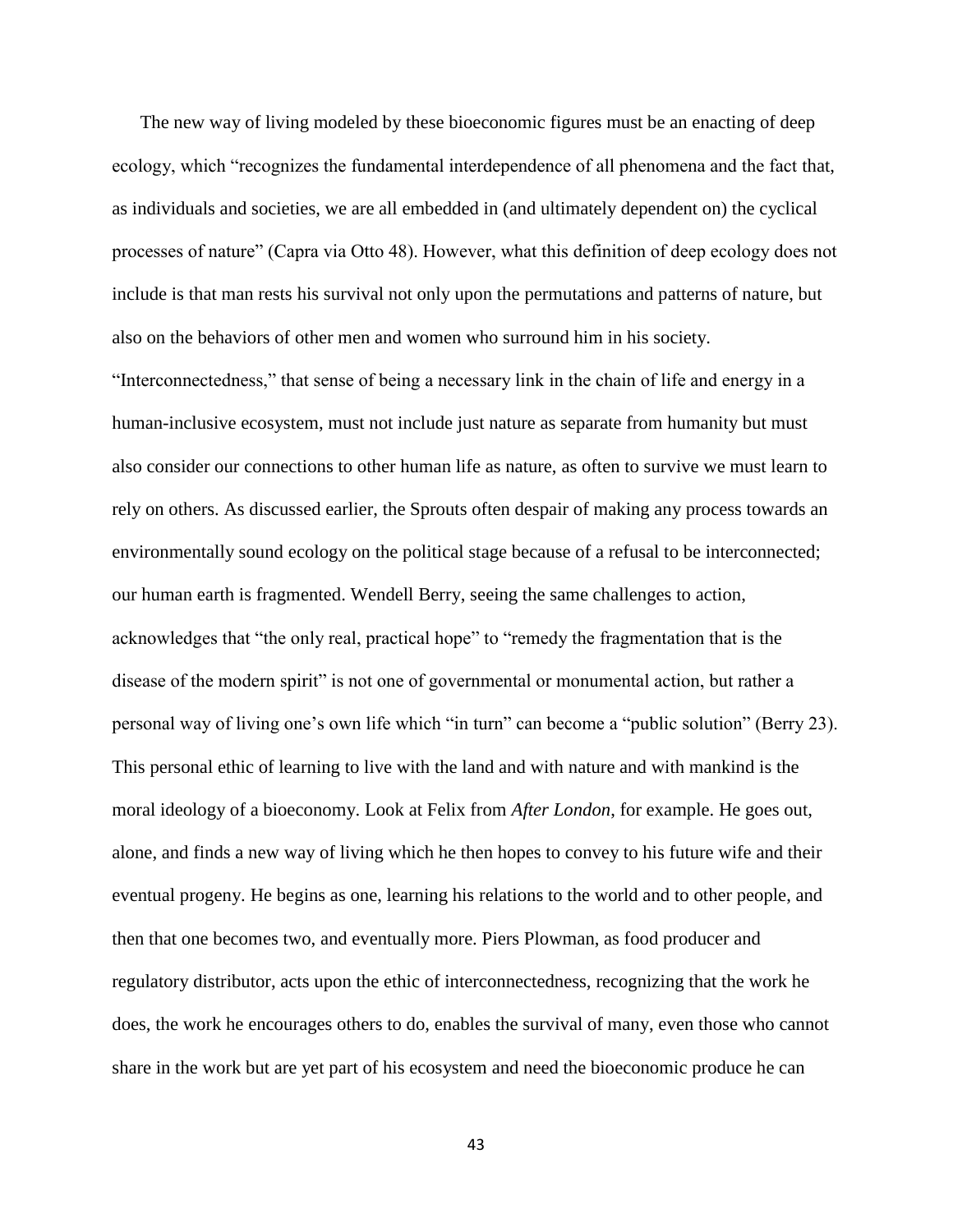The new way of living modeled by these bioeconomic figures must be an enacting of deep ecology, which "recognizes the fundamental interdependence of all phenomena and the fact that, as individuals and societies, we are all embedded in (and ultimately dependent on) the cyclical processes of nature" (Capra via Otto 48). However, what this definition of deep ecology does not include is that man rests his survival not only upon the permutations and patterns of nature, but also on the behaviors of other men and women who surround him in his society. "Interconnectedness," that sense of being a necessary link in the chain of life and energy in a human-inclusive ecosystem, must not include just nature as separate from humanity but must also consider our connections to other human life as nature, as often to survive we must learn to rely on others. As discussed earlier, the Sprouts often despair of making any process towards an environmentally sound ecology on the political stage because of a refusal to be interconnected; our human earth is fragmented. Wendell Berry, seeing the same challenges to action, acknowledges that "the only real, practical hope" to "remedy the fragmentation that is the disease of the modern spirit" is not one of governmental or monumental action, but rather a personal way of living one's own life which "in turn" can become a "public solution" (Berry 23). This personal ethic of learning to live with the land and with nature and with mankind is the moral ideology of a bioeconomy. Look at Felix from *After London*, for example. He goes out, alone, and finds a new way of living which he then hopes to convey to his future wife and their eventual progeny. He begins as one, learning his relations to the world and to other people, and then that one becomes two, and eventually more. Piers Plowman, as food producer and regulatory distributor, acts upon the ethic of interconnectedness, recognizing that the work he does, the work he encourages others to do, enables the survival of many, even those who cannot share in the work but are yet part of his ecosystem and need the bioeconomic produce he can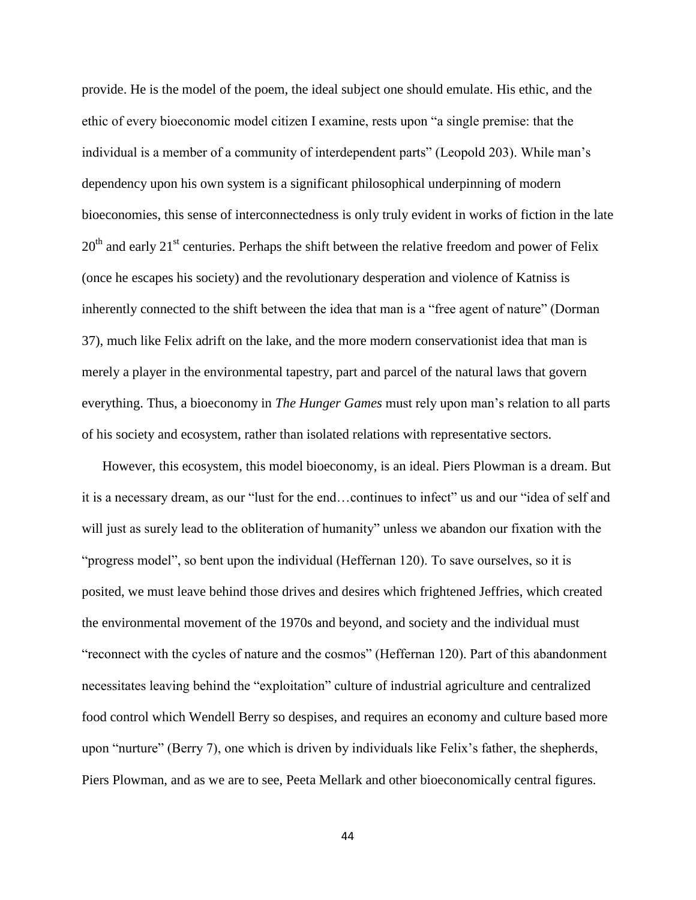provide. He is the model of the poem, the ideal subject one should emulate. His ethic, and the ethic of every bioeconomic model citizen I examine, rests upon "a single premise: that the individual is a member of a community of interdependent parts" (Leopold 203). While man's dependency upon his own system is a significant philosophical underpinning of modern bioeconomies, this sense of interconnectedness is only truly evident in works of fiction in the late 20th and early 21st centuries. Perhaps the shift between the relative freedom and power of Felix (once he escapes his society) and the revolutionary desperation and violence of Katniss is inherently connected to the shift between the idea that man is a "free agent of nature" (Dorman 37), much like Felix adrift on the lake, and the more modern conservationist idea that man is merely a player in the environmental tapestry, part and parcel of the natural laws that govern everything. Thus, a bioeconomy in *The Hunger Games* must rely upon man's relation to all parts of his society and ecosystem, rather than isolated relations with representative sectors.

However, this ecosystem, this model bioeconomy, is an ideal. Piers Plowman is a dream. But it is a necessary dream, as our "lust for the end…continues to infect" us and our "idea of self and will just as surely lead to the obliteration of humanity" unless we abandon our fixation with the "progress model", so bent upon the individual (Heffernan 120). To save ourselves, so it is posited, we must leave behind those drives and desires which frightened Jeffries, which created the environmental movement of the 1970s and beyond, and society and the individual must "reconnect with the cycles of nature and the cosmos" (Heffernan 120). Part of this abandonment necessitates leaving behind the "exploitation" culture of industrial agriculture and centralized food control which Wendell Berry so despises, and requires an economy and culture based more upon "nurture" (Berry 7), one which is driven by individuals like Felix's father, the shepherds, Piers Plowman, and as we are to see, Peeta Mellark and other bioeconomically central figures.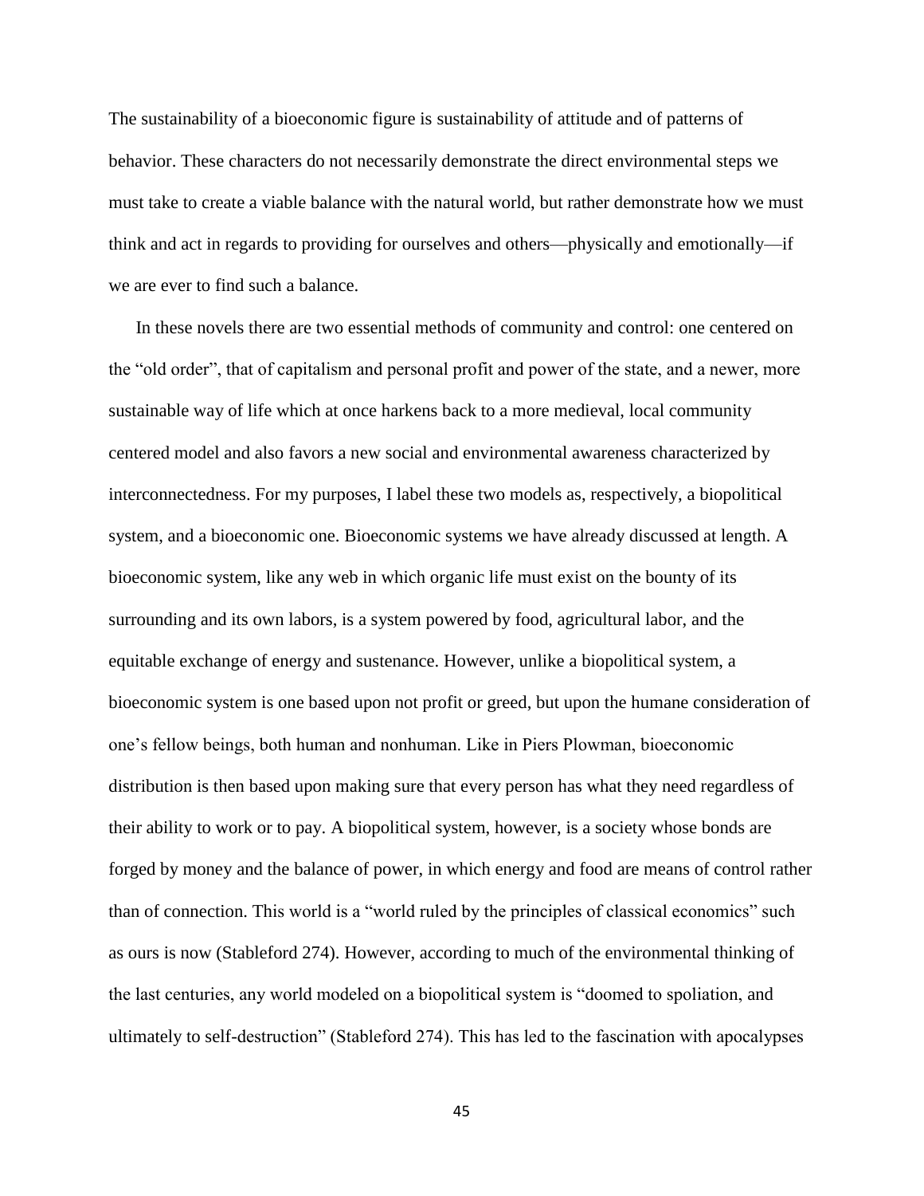The sustainability of a bioeconomic figure is sustainability of attitude and of patterns of behavior. These characters do not necessarily demonstrate the direct environmental steps we must take to create a viable balance with the natural world, but rather demonstrate how we must think and act in regards to providing for ourselves and others—physically and emotionally—if we are ever to find such a balance.

In these novels there are two essential methods of community and control: one centered on the "old order", that of capitalism and personal profit and power of the state, and a newer, more sustainable way of life which at once harkens back to a more medieval, local community centered model and also favors a new social and environmental awareness characterized by interconnectedness. For my purposes, I label these two models as, respectively, a biopolitical system, and a bioeconomic one. Bioeconomic systems we have already discussed at length. A bioeconomic system, like any web in which organic life must exist on the bounty of its surrounding and its own labors, is a system powered by food, agricultural labor, and the equitable exchange of energy and sustenance. However, unlike a biopolitical system, a bioeconomic system is one based upon not profit or greed, but upon the humane consideration of one's fellow beings, both human and nonhuman. Like in Piers Plowman, bioeconomic distribution is then based upon making sure that every person has what they need regardless of their ability to work or to pay. A biopolitical system, however, is a society whose bonds are forged by money and the balance of power, in which energy and food are means of control rather than of connection. This world is a "world ruled by the principles of classical economics" such as ours is now (Stableford 274). However, according to much of the environmental thinking of the last centuries, any world modeled on a biopolitical system is "doomed to spoliation, and ultimately to self-destruction" (Stableford 274). This has led to the fascination with apocalypses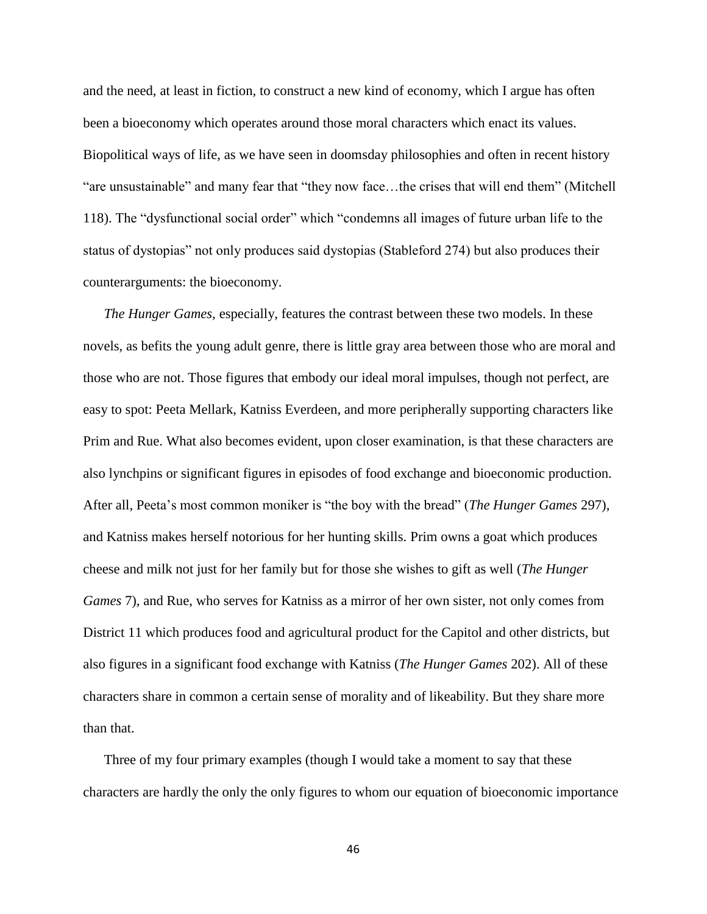and the need, at least in fiction, to construct a new kind of economy, which I argue has often been a bioeconomy which operates around those moral characters which enact its values. Biopolitical ways of life, as we have seen in doomsday philosophies and often in recent history "are unsustainable" and many fear that "they now face…the crises that will end them" (Mitchell 118). The "dysfunctional social order" which "condemns all images of future urban life to the status of dystopias" not only produces said dystopias (Stableford 274) but also produces their counterarguments: the bioeconomy.

*The Hunger Games*, especially, features the contrast between these two models. In these novels, as befits the young adult genre, there is little gray area between those who are moral and those who are not. Those figures that embody our ideal moral impulses, though not perfect, are easy to spot: Peeta Mellark, Katniss Everdeen, and more peripherally supporting characters like Prim and Rue. What also becomes evident, upon closer examination, is that these characters are also lynchpins or significant figures in episodes of food exchange and bioeconomic production. After all, Peeta's most common moniker is "the boy with the bread" (*The Hunger Games* 297), and Katniss makes herself notorious for her hunting skills. Prim owns a goat which produces cheese and milk not just for her family but for those she wishes to gift as well (*The Hunger Games* 7), and Rue, who serves for Katniss as a mirror of her own sister, not only comes from District 11 which produces food and agricultural product for the Capitol and other districts, but also figures in a significant food exchange with Katniss (*The Hunger Games* 202). All of these characters share in common a certain sense of morality and of likeability. But they share more than that.

Three of my four primary examples (though I would take a moment to say that these characters are hardly the only the only figures to whom our equation of bioeconomic importance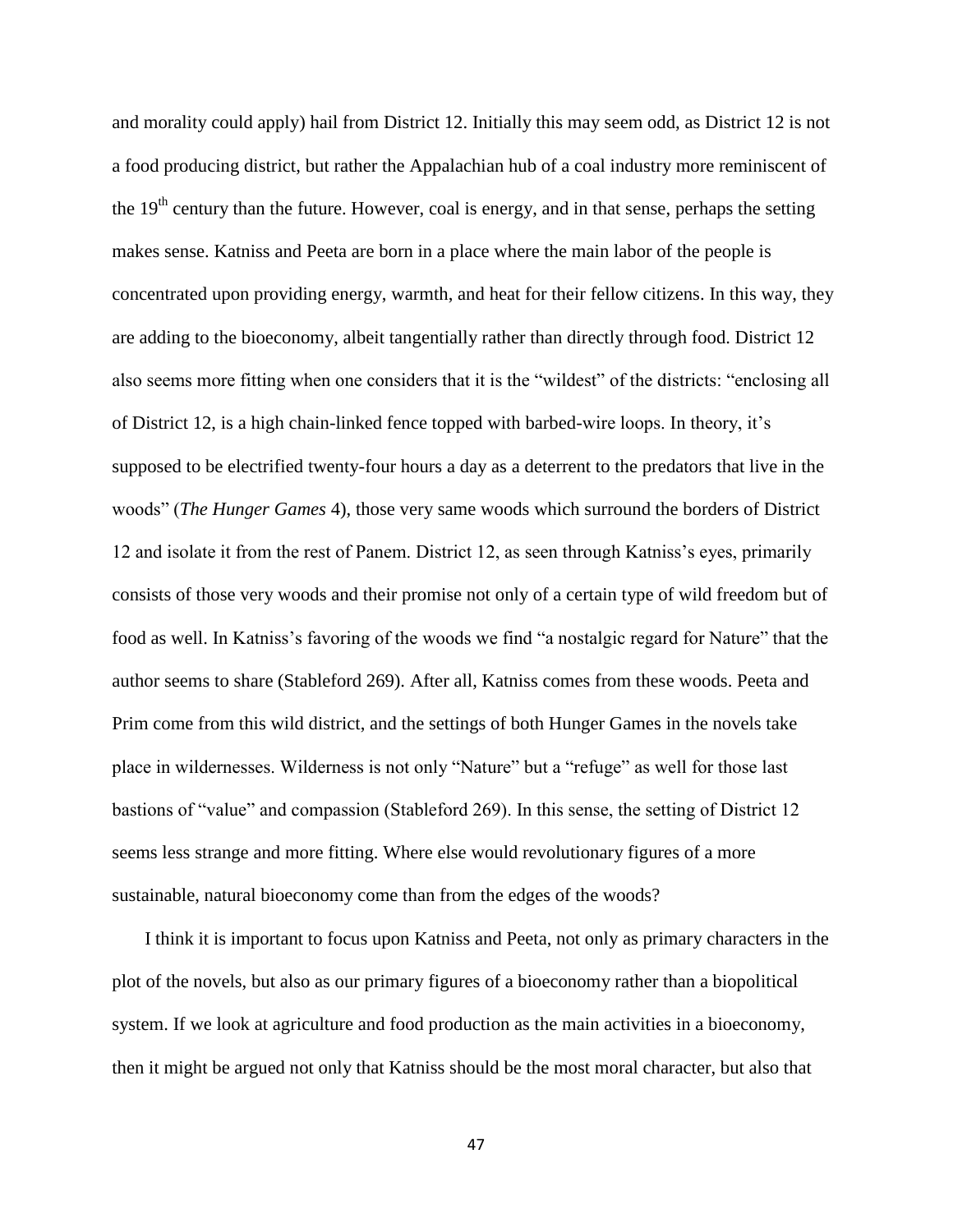and morality could apply) hail from District 12. Initially this may seem odd, as District 12 is not a food producing district, but rather the Appalachian hub of a coal industry more reminiscent of the 19th century than the future. However, coal is energy, and in that sense, perhaps the setting makes sense. Katniss and Peeta are born in a place where the main labor of the people is concentrated upon providing energy, warmth, and heat for their fellow citizens. In this way, they are adding to the bioeconomy, albeit tangentially rather than directly through food. District 12 also seems more fitting when one considers that it is the "wildest" of the districts: "enclosing all of District 12, is a high chain-linked fence topped with barbed-wire loops. In theory, it's supposed to be electrified twenty-four hours a day as a deterrent to the predators that live in the woods" (*The Hunger Games* 4), those very same woods which surround the borders of District 12 and isolate it from the rest of Panem. District 12, as seen through Katniss's eyes, primarily consists of those very woods and their promise not only of a certain type of wild freedom but of food as well. In Katniss's favoring of the woods we find "a nostalgic regard for Nature" that the author seems to share (Stableford 269). After all, Katniss comes from these woods. Peeta and Prim come from this wild district, and the settings of both Hunger Games in the novels take place in wildernesses. Wilderness is not only "Nature" but a "refuge" as well for those last bastions of "value" and compassion (Stableford 269). In this sense, the setting of District 12 seems less strange and more fitting. Where else would revolutionary figures of a more sustainable, natural bioeconomy come than from the edges of the woods?

I think it is important to focus upon Katniss and Peeta, not only as primary characters in the plot of the novels, but also as our primary figures of a bioeconomy rather than a biopolitical system. If we look at agriculture and food production as the main activities in a bioeconomy, then it might be argued not only that Katniss should be the most moral character, but also that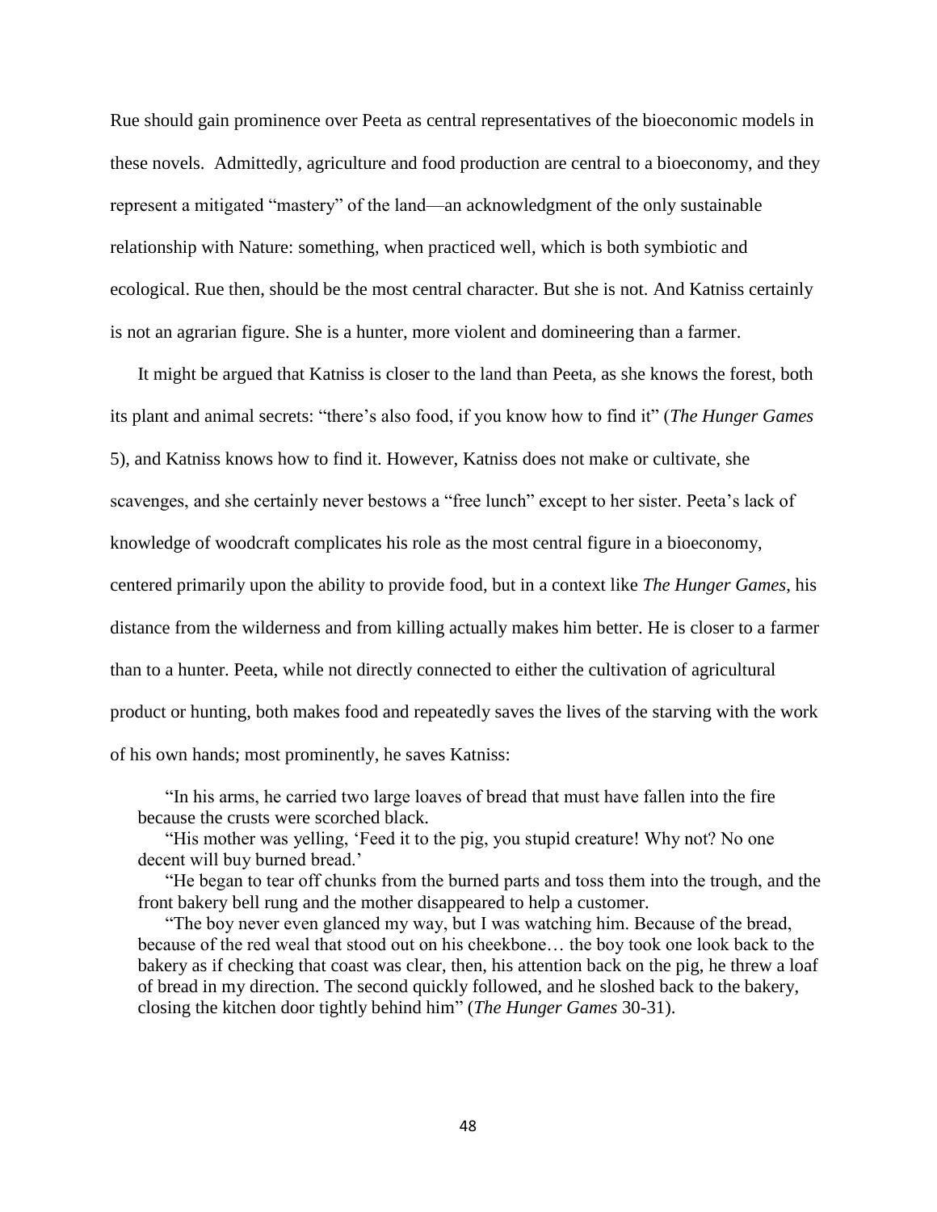Rue should gain prominence over Peeta as central representatives of the bioeconomic models in these novels. Admittedly, agriculture and food production are central to a bioeconomy, and they represent a mitigated "mastery" of the land—an acknowledgment of the only sustainable relationship with Nature: something, when practiced well, which is both symbiotic and ecological. Rue then, should be the most central character. But she is not. And Katniss certainly is not an agrarian figure. She is a hunter, more violent and domineering than a farmer.

It might be argued that Katniss is closer to the land than Peeta, as she knows the forest, both its plant and animal secrets: "there's also food, if you know how to find it" (*The Hunger Games* 5), and Katniss knows how to find it. However, Katniss does not make or cultivate, she scavenges, and she certainly never bestows a "free lunch" except to her sister. Peeta's lack of knowledge of woodcraft complicates his role as the most central figure in a bioeconomy, centered primarily upon the ability to provide food, but in a context like *The Hunger Games*, his distance from the wilderness and from killing actually makes him better. He is closer to a farmer than to a hunter. Peeta, while not directly connected to either the cultivation of agricultural product or hunting, both makes food and repeatedly saves the lives of the starving with the work of his own hands; most prominently, he saves Katniss:

> "In his arms, he carried two large loaves of bread that must have fallen into the fire because the crusts were scorched black.
>
> "His mother was yelling, 'Feed it to the pig, you stupid creature! Why not? No one decent will buy burned bread.'
>
> "He began to tear off chunks from the burned parts and toss them into the trough, and the front bakery bell rung and the mother disappeared to help a customer.
>
> "The boy never even glanced my way, but I was watching him. Because of the bread, because of the red weal that stood out on his cheekbone… the boy took one look back to the bakery as if checking that coast was clear, then, his attention back on the pig, he threw a loaf of bread in my direction. The second quickly followed, and he sloshed back to the bakery, closing the kitchen door tightly behind him" (*The Hunger Games* 30-31).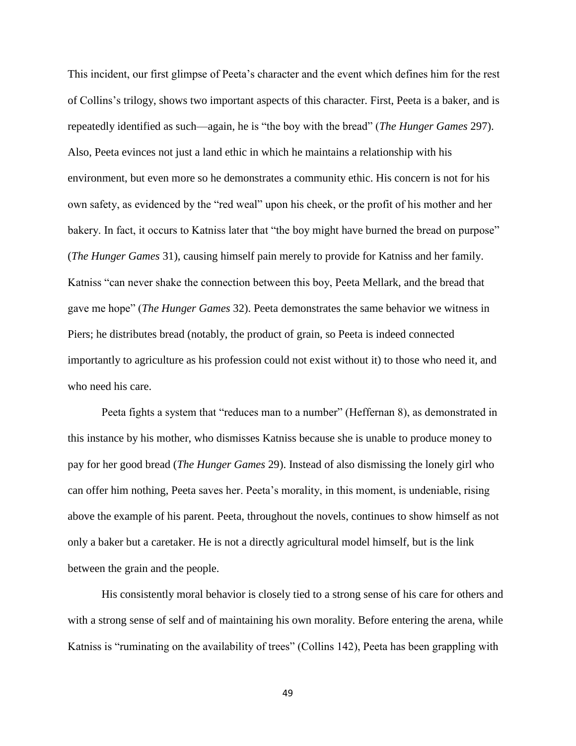This incident, our first glimpse of Peeta's character and the event which defines him for the rest of Collins's trilogy, shows two important aspects of this character. First, Peeta is a baker, and is repeatedly identified as such—again, he is "the boy with the bread" (*The Hunger Games* 297). Also, Peeta evinces not just a land ethic in which he maintains a relationship with his environment, but even more so he demonstrates a community ethic. His concern is not for his own safety, as evidenced by the "red weal" upon his cheek, or the profit of his mother and her bakery. In fact, it occurs to Katniss later that "the boy might have burned the bread on purpose" (*The Hunger Games* 31), causing himself pain merely to provide for Katniss and her family. Katniss "can never shake the connection between this boy, Peeta Mellark, and the bread that gave me hope" (*The Hunger Games* 32). Peeta demonstrates the same behavior we witness in Piers; he distributes bread (notably, the product of grain, so Peeta is indeed connected importantly to agriculture as his profession could not exist without it) to those who need it, and who need his care.

Peeta fights a system that "reduces man to a number" (Heffernan 8), as demonstrated in this instance by his mother, who dismisses Katniss because she is unable to produce money to pay for her good bread (*The Hunger Games* 29). Instead of also dismissing the lonely girl who can offer him nothing, Peeta saves her. Peeta's morality, in this moment, is undeniable, rising above the example of his parent. Peeta, throughout the novels, continues to show himself as not only a baker but a caretaker. He is not a directly agricultural model himself, but is the link between the grain and the people.

His consistently moral behavior is closely tied to a strong sense of his care for others and with a strong sense of self and of maintaining his own morality. Before entering the arena, while Katniss is "ruminating on the availability of trees" (Collins 142), Peeta has been grappling with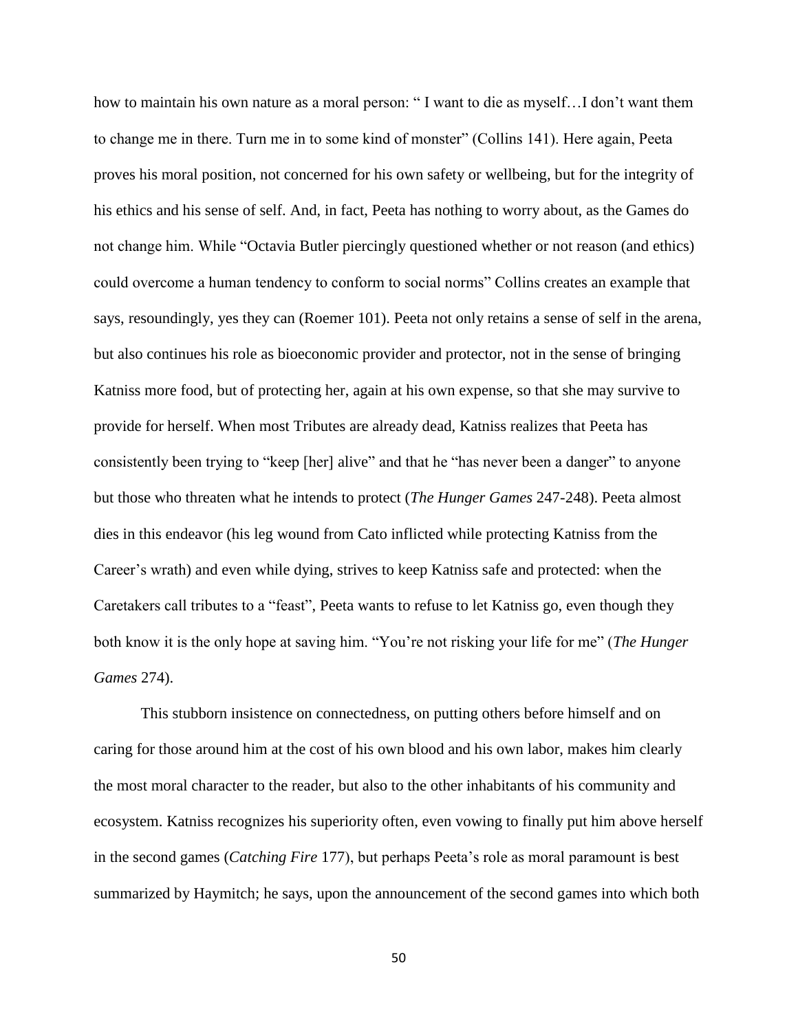how to maintain his own nature as a moral person: " I want to die as myself…I don't want them to change me in there. Turn me in to some kind of monster" (Collins 141). Here again, Peeta proves his moral position, not concerned for his own safety or wellbeing, but for the integrity of his ethics and his sense of self. And, in fact, Peeta has nothing to worry about, as the Games do not change him. While "Octavia Butler piercingly questioned whether or not reason (and ethics) could overcome a human tendency to conform to social norms" Collins creates an example that says, resoundingly, yes they can (Roemer 101). Peeta not only retains a sense of self in the arena, but also continues his role as bioeconomic provider and protector, not in the sense of bringing Katniss more food, but of protecting her, again at his own expense, so that she may survive to provide for herself. When most Tributes are already dead, Katniss realizes that Peeta has consistently been trying to "keep [her] alive" and that he "has never been a danger" to anyone but those who threaten what he intends to protect (*The Hunger Games* 247-248). Peeta almost dies in this endeavor (his leg wound from Cato inflicted while protecting Katniss from the Career's wrath) and even while dying, strives to keep Katniss safe and protected: when the Caretakers call tributes to a "feast", Peeta wants to refuse to let Katniss go, even though they both know it is the only hope at saving him. "You're not risking your life for me" (*The Hunger Games* 274).

This stubborn insistence on connectedness, on putting others before himself and on caring for those around him at the cost of his own blood and his own labor, makes him clearly the most moral character to the reader, but also to the other inhabitants of his community and ecosystem. Katniss recognizes his superiority often, even vowing to finally put him above herself in the second games (*Catching Fire* 177), but perhaps Peeta's role as moral paramount is best summarized by Haymitch; he says, upon the announcement of the second games into which both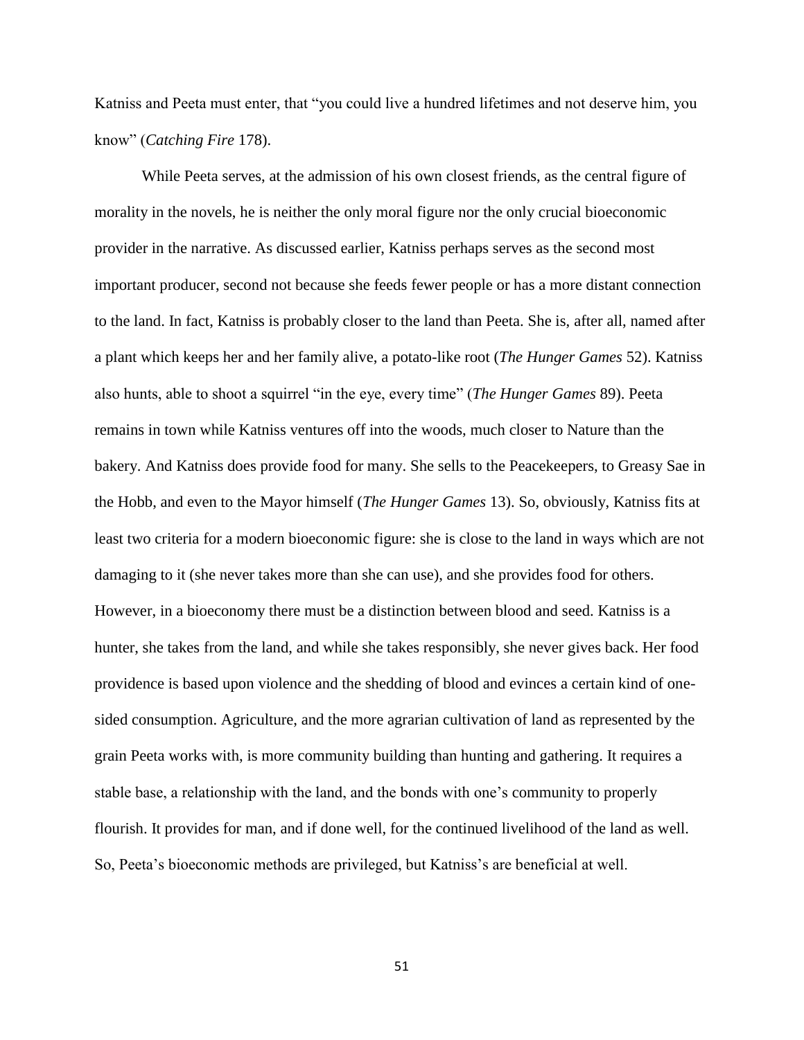Katniss and Peeta must enter, that "you could live a hundred lifetimes and not deserve him, you know" (*Catching Fire* 178).

While Peeta serves, at the admission of his own closest friends, as the central figure of morality in the novels, he is neither the only moral figure nor the only crucial bioeconomic provider in the narrative. As discussed earlier, Katniss perhaps serves as the second most important producer, second not because she feeds fewer people or has a more distant connection to the land. In fact, Katniss is probably closer to the land than Peeta. She is, after all, named after a plant which keeps her and her family alive, a potato-like root (*The Hunger Games* 52). Katniss also hunts, able to shoot a squirrel "in the eye, every time" (*The Hunger Games* 89). Peeta remains in town while Katniss ventures off into the woods, much closer to Nature than the bakery. And Katniss does provide food for many. She sells to the Peacekeepers, to Greasy Sae in the Hobb, and even to the Mayor himself (*The Hunger Games* 13). So, obviously, Katniss fits at least two criteria for a modern bioeconomic figure: she is close to the land in ways which are not damaging to it (she never takes more than she can use), and she provides food for others. However, in a bioeconomy there must be a distinction between blood and seed. Katniss is a hunter, she takes from the land, and while she takes responsibly, she never gives back. Her food providence is based upon violence and the shedding of blood and evinces a certain kind of one-sided consumption. Agriculture, and the more agrarian cultivation of land as represented by the grain Peeta works with, is more community building than hunting and gathering. It requires a stable base, a relationship with the land, and the bonds with one's community to properly flourish. It provides for man, and if done well, for the continued livelihood of the land as well. So, Peeta's bioeconomic methods are privileged, but Katniss's are beneficial at well.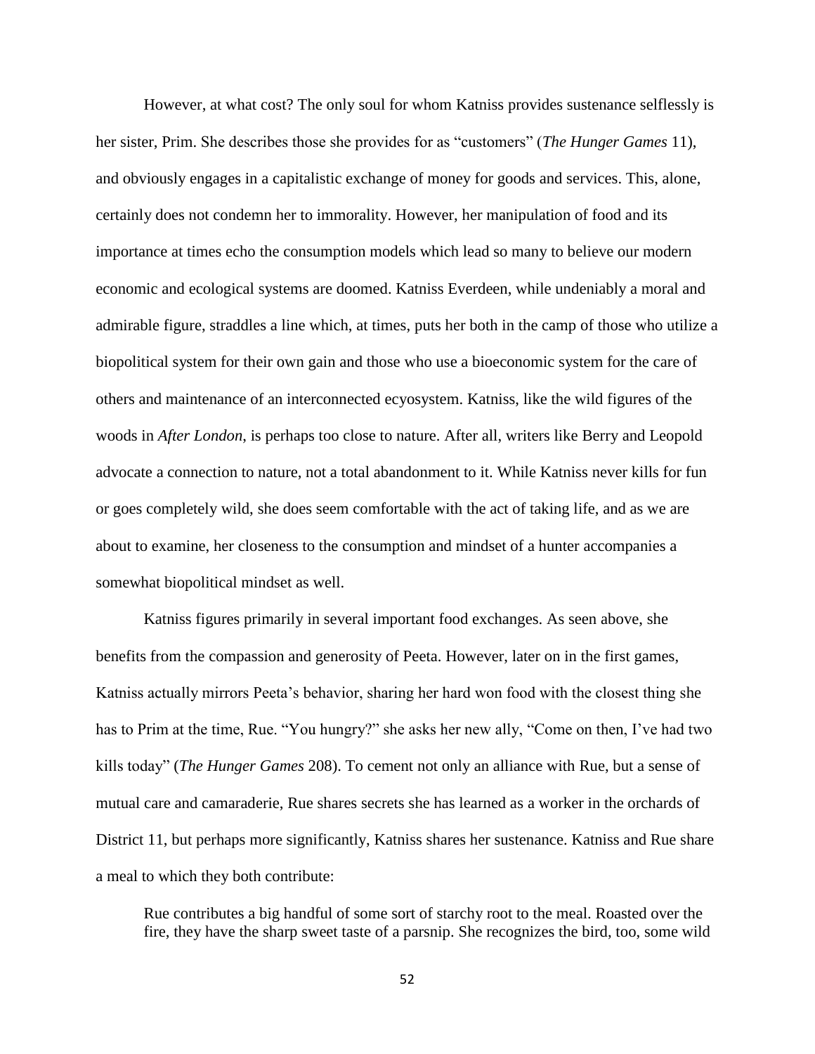However, at what cost? The only soul for whom Katniss provides sustenance selflessly is her sister, Prim. She describes those she provides for as "customers" (*The Hunger Games* 11), and obviously engages in a capitalistic exchange of money for goods and services. This, alone, certainly does not condemn her to immorality. However, her manipulation of food and its importance at times echo the consumption models which lead so many to believe our modern economic and ecological systems are doomed. Katniss Everdeen, while undeniably a moral and admirable figure, straddles a line which, at times, puts her both in the camp of those who utilize a biopolitical system for their own gain and those who use a bioeconomic system for the care of others and maintenance of an interconnected ecyosystem. Katniss, like the wild figures of the woods in *After London*, is perhaps too close to nature. After all, writers like Berry and Leopold advocate a connection to nature, not a total abandonment to it. While Katniss never kills for fun or goes completely wild, she does seem comfortable with the act of taking life, and as we are about to examine, her closeness to the consumption and mindset of a hunter accompanies a somewhat biopolitical mindset as well.

Katniss figures primarily in several important food exchanges. As seen above, she benefits from the compassion and generosity of Peeta. However, later on in the first games, Katniss actually mirrors Peeta's behavior, sharing her hard won food with the closest thing she has to Prim at the time, Rue. "You hungry?" she asks her new ally, "Come on then, I've had two kills today" (*The Hunger Games* 208). To cement not only an alliance with Rue, but a sense of mutual care and camaraderie, Rue shares secrets she has learned as a worker in the orchards of District 11, but perhaps more significantly, Katniss shares her sustenance. Katniss and Rue share a meal to which they both contribute:

> Rue contributes a big handful of some sort of starchy root to the meal. Roasted over the fire, they have the sharp sweet taste of a parsnip. She recognizes the bird, too, some wild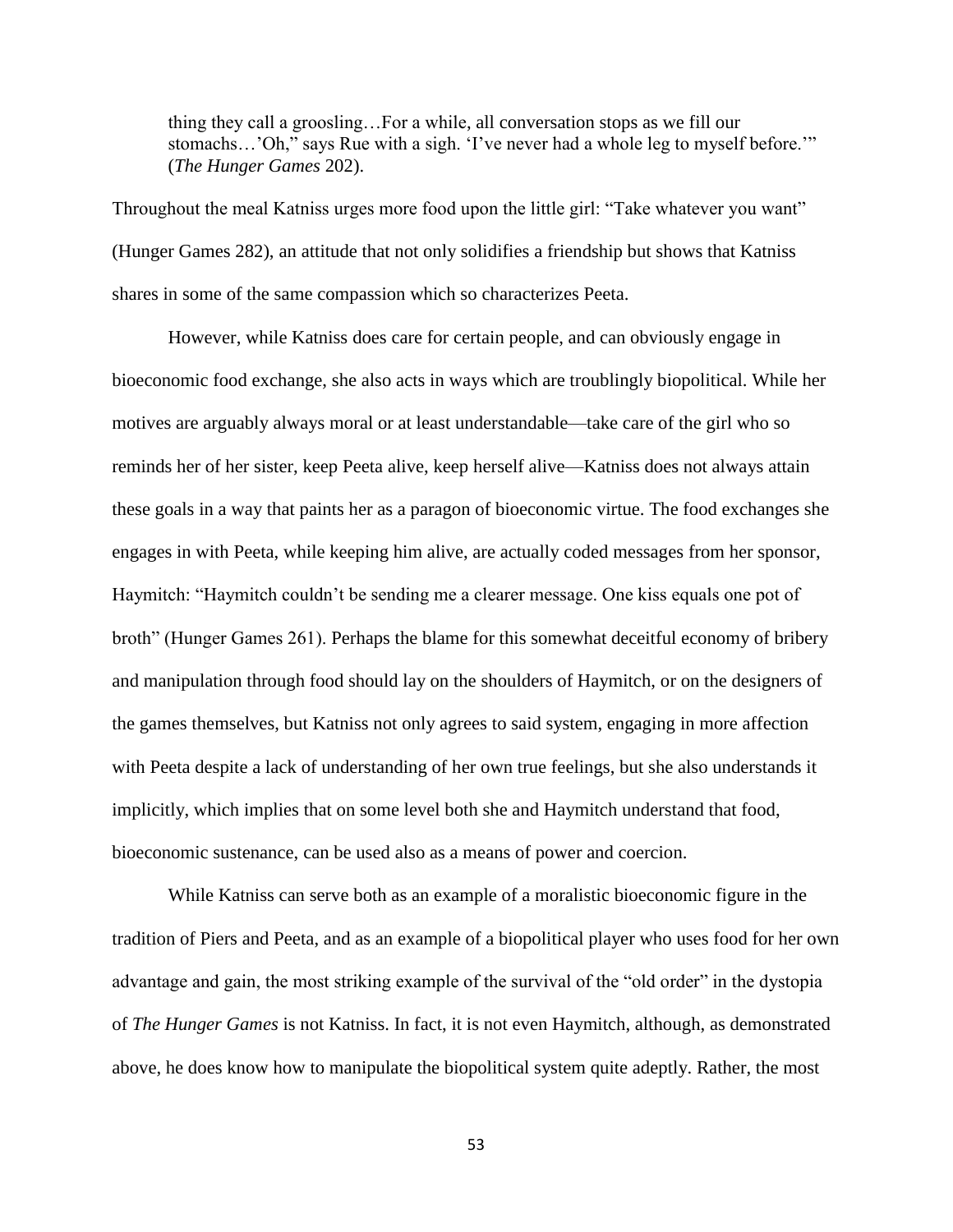> thing they call a groosling…For a while, all conversation stops as we fill our stomachs…'Oh," says Rue with a sigh. 'I've never had a whole leg to myself before.'" (*The Hunger Games* 202).

Throughout the meal Katniss urges more food upon the little girl: "Take whatever you want" (Hunger Games 282), an attitude that not only solidifies a friendship but shows that Katniss shares in some of the same compassion which so characterizes Peeta.

However, while Katniss does care for certain people, and can obviously engage in bioeconomic food exchange, she also acts in ways which are troublingly biopolitical. While her motives are arguably always moral or at least understandable—take care of the girl who so reminds her of her sister, keep Peeta alive, keep herself alive—Katniss does not always attain these goals in a way that paints her as a paragon of bioeconomic virtue. The food exchanges she engages in with Peeta, while keeping him alive, are actually coded messages from her sponsor, Haymitch: "Haymitch couldn't be sending me a clearer message. One kiss equals one pot of broth" (Hunger Games 261). Perhaps the blame for this somewhat deceitful economy of bribery and manipulation through food should lay on the shoulders of Haymitch, or on the designers of the games themselves, but Katniss not only agrees to said system, engaging in more affection with Peeta despite a lack of understanding of her own true feelings, but she also understands it implicitly, which implies that on some level both she and Haymitch understand that food, bioeconomic sustenance, can be used also as a means of power and coercion.

While Katniss can serve both as an example of a moralistic bioeconomic figure in the tradition of Piers and Peeta, and as an example of a biopolitical player who uses food for her own advantage and gain, the most striking example of the survival of the "old order" in the dystopia of *The Hunger Games* is not Katniss. In fact, it is not even Haymitch, although, as demonstrated above, he does know how to manipulate the biopolitical system quite adeptly. Rather, the most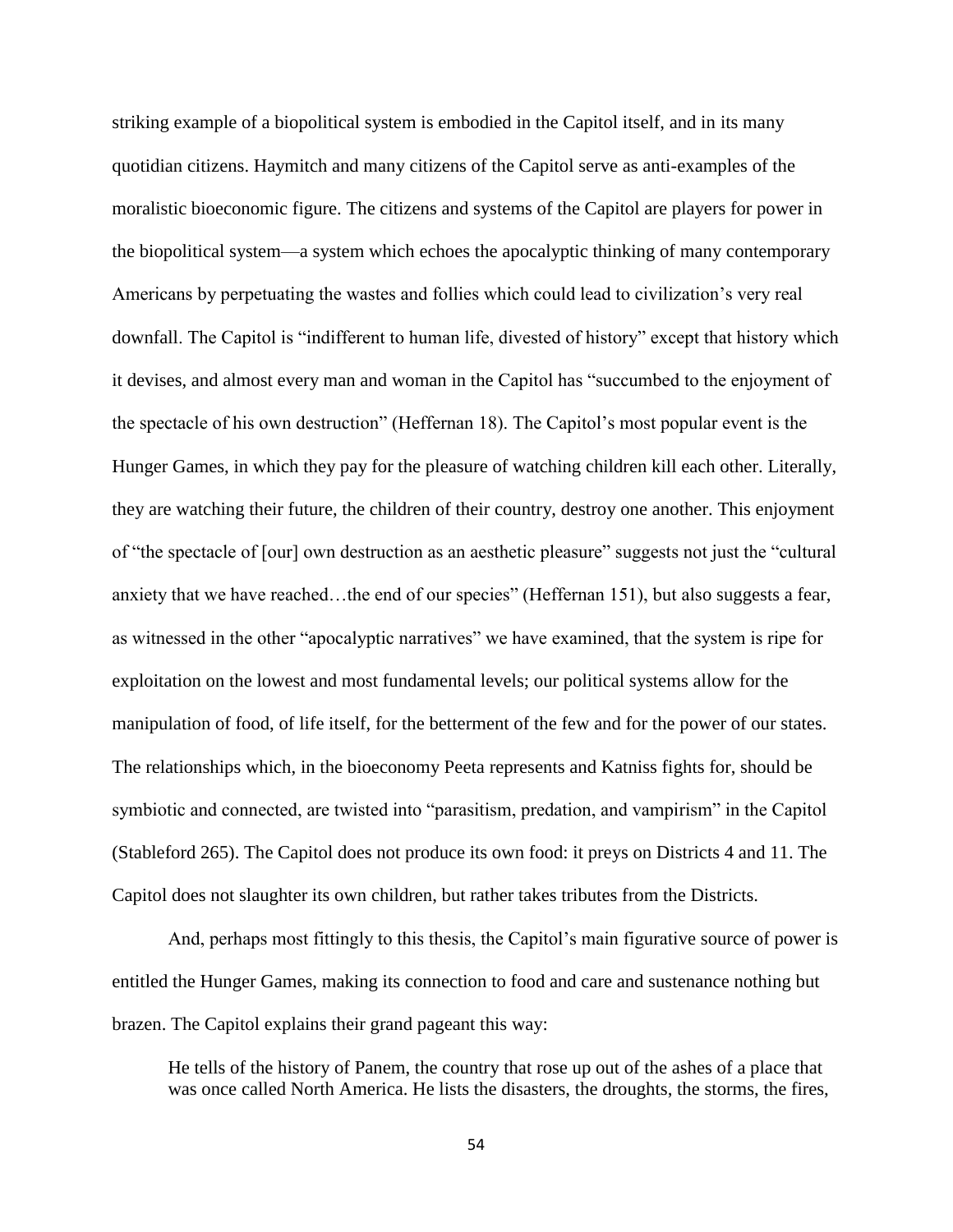striking example of a biopolitical system is embodied in the Capitol itself, and in its many quotidian citizens. Haymitch and many citizens of the Capitol serve as anti-examples of the moralistic bioeconomic figure. The citizens and systems of the Capitol are players for power in the biopolitical system—a system which echoes the apocalyptic thinking of many contemporary Americans by perpetuating the wastes and follies which could lead to civilization's very real downfall. The Capitol is "indifferent to human life, divested of history" except that history which it devises, and almost every man and woman in the Capitol has "succumbed to the enjoyment of the spectacle of his own destruction" (Heffernan 18). The Capitol's most popular event is the Hunger Games, in which they pay for the pleasure of watching children kill each other. Literally, they are watching their future, the children of their country, destroy one another. This enjoyment of "the spectacle of [our] own destruction as an aesthetic pleasure" suggests not just the "cultural anxiety that we have reached…the end of our species" (Heffernan 151), but also suggests a fear, as witnessed in the other "apocalyptic narratives" we have examined, that the system is ripe for exploitation on the lowest and most fundamental levels; our political systems allow for the manipulation of food, of life itself, for the betterment of the few and for the power of our states. The relationships which, in the bioeconomy Peeta represents and Katniss fights for, should be symbiotic and connected, are twisted into "parasitism, predation, and vampirism" in the Capitol (Stableford 265). The Capitol does not produce its own food: it preys on Districts 4 and 11. The Capitol does not slaughter its own children, but rather takes tributes from the Districts.

And, perhaps most fittingly to this thesis, the Capitol's main figurative source of power is entitled the Hunger Games, making its connection to food and care and sustenance nothing but brazen. The Capitol explains their grand pageant this way:

> He tells of the history of Panem, the country that rose up out of the ashes of a place that was once called North America. He lists the disasters, the droughts, the storms, the fires,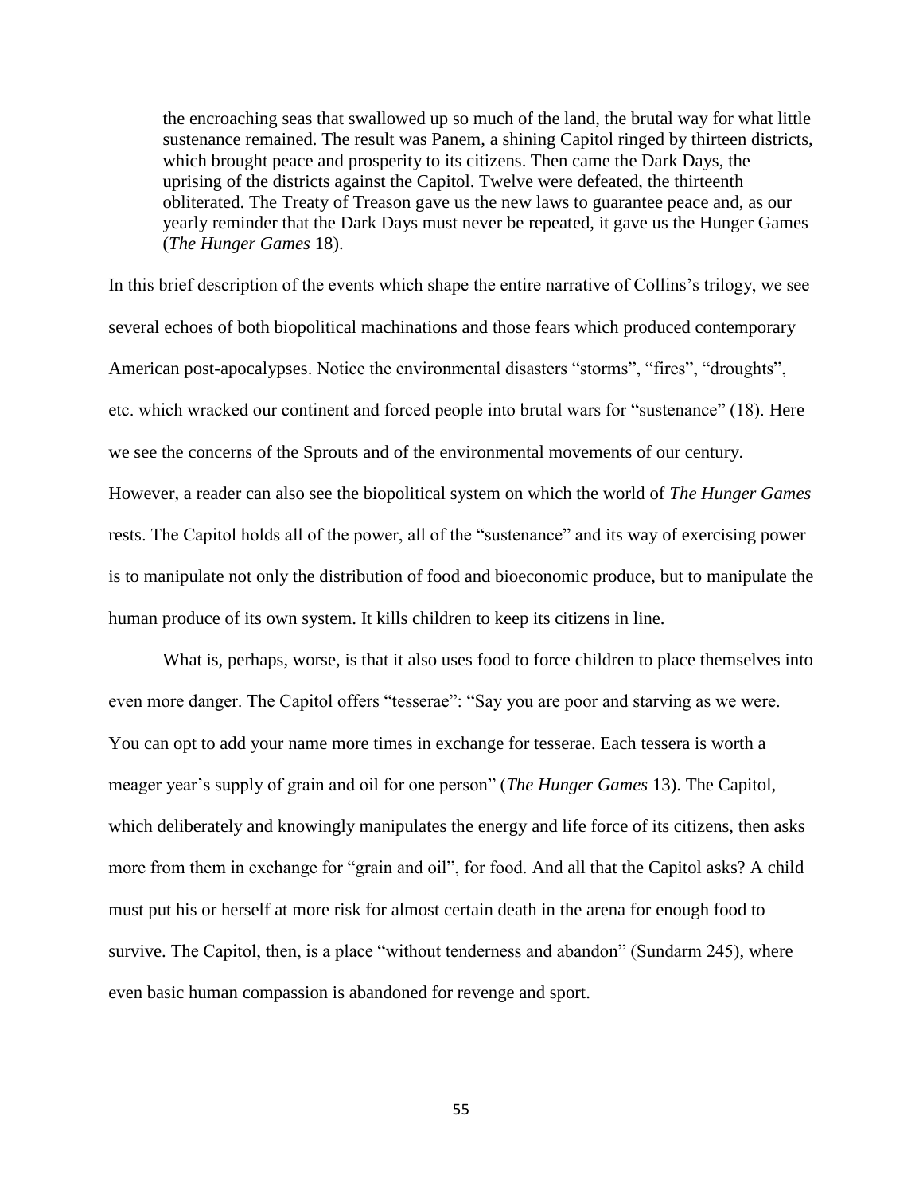> the encroaching seas that swallowed up so much of the land, the brutal way for what little sustenance remained. The result was Panem, a shining Capitol ringed by thirteen districts, which brought peace and prosperity to its citizens. Then came the Dark Days, the uprising of the districts against the Capitol. Twelve were defeated, the thirteenth obliterated. The Treaty of Treason gave us the new laws to guarantee peace and, as our yearly reminder that the Dark Days must never be repeated, it gave us the Hunger Games (*The Hunger Games* 18).

In this brief description of the events which shape the entire narrative of Collins's trilogy, we see several echoes of both biopolitical machinations and those fears which produced contemporary American post-apocalypses. Notice the environmental disasters "storms", "fires", "droughts", etc. which wracked our continent and forced people into brutal wars for "sustenance" (18). Here we see the concerns of the Sprouts and of the environmental movements of our century. However, a reader can also see the biopolitical system on which the world of *The Hunger Games* rests. The Capitol holds all of the power, all of the "sustenance" and its way of exercising power is to manipulate not only the distribution of food and bioeconomic produce, but to manipulate the human produce of its own system. It kills children to keep its citizens in line.

What is, perhaps, worse, is that it also uses food to force children to place themselves into even more danger. The Capitol offers "tesserae": "Say you are poor and starving as we were. You can opt to add your name more times in exchange for tesserae. Each tessera is worth a meager year's supply of grain and oil for one person" (*The Hunger Games* 13). The Capitol, which deliberately and knowingly manipulates the energy and life force of its citizens, then asks more from them in exchange for "grain and oil", for food. And all that the Capitol asks? A child must put his or herself at more risk for almost certain death in the arena for enough food to survive. The Capitol, then, is a place "without tenderness and abandon" (Sundarm 245), where even basic human compassion is abandoned for revenge and sport.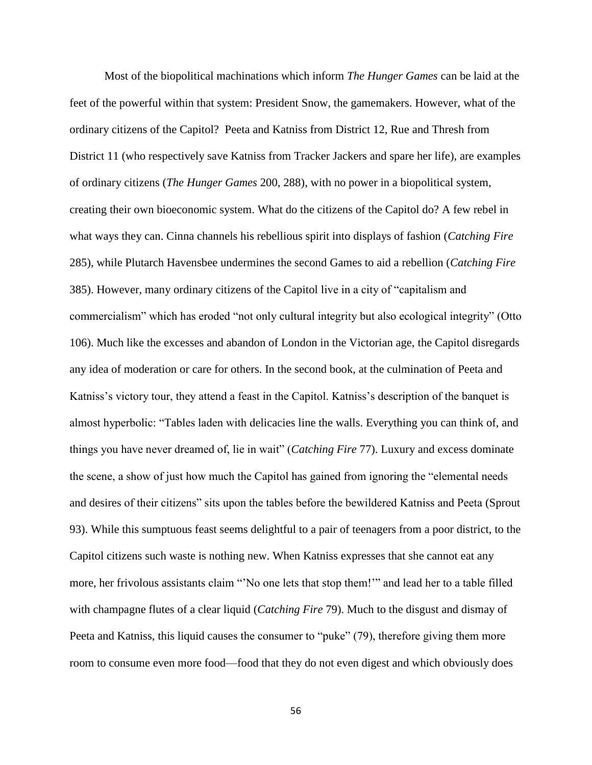Most of the biopolitical machinations which inform *The Hunger Games* can be laid at the feet of the powerful within that system: President Snow, the gamemakers. However, what of the ordinary citizens of the Capitol? Peeta and Katniss from District 12, Rue and Thresh from District 11 (who respectively save Katniss from Tracker Jackers and spare her life), are examples of ordinary citizens (*The Hunger Games* 200, 288), with no power in a biopolitical system, creating their own bioeconomic system. What do the citizens of the Capitol do? A few rebel in what ways they can. Cinna channels his rebellious spirit into displays of fashion (*Catching Fire* 285), while Plutarch Havensbee undermines the second Games to aid a rebellion (*Catching Fire* 385). However, many ordinary citizens of the Capitol live in a city of "capitalism and commercialism" which has eroded "not only cultural integrity but also ecological integrity" (Otto 106). Much like the excesses and abandon of London in the Victorian age, the Capitol disregards any idea of moderation or care for others. In the second book, at the culmination of Peeta and Katniss's victory tour, they attend a feast in the Capitol. Katniss's description of the banquet is almost hyperbolic: "Tables laden with delicacies line the walls. Everything you can think of, and things you have never dreamed of, lie in wait" (*Catching Fire* 77). Luxury and excess dominate the scene, a show of just how much the Capitol has gained from ignoring the "elemental needs and desires of their citizens" sits upon the tables before the bewildered Katniss and Peeta (Sprout 93). While this sumptuous feast seems delightful to a pair of teenagers from a poor district, to the Capitol citizens such waste is nothing new. When Katniss expresses that she cannot eat any more, her frivolous assistants claim "'No one lets that stop them!'" and lead her to a table filled with champagne flutes of a clear liquid (*Catching Fire* 79). Much to the disgust and dismay of Peeta and Katniss, this liquid causes the consumer to "puke" (79), therefore giving them more room to consume even more food—food that they do not even digest and which obviously does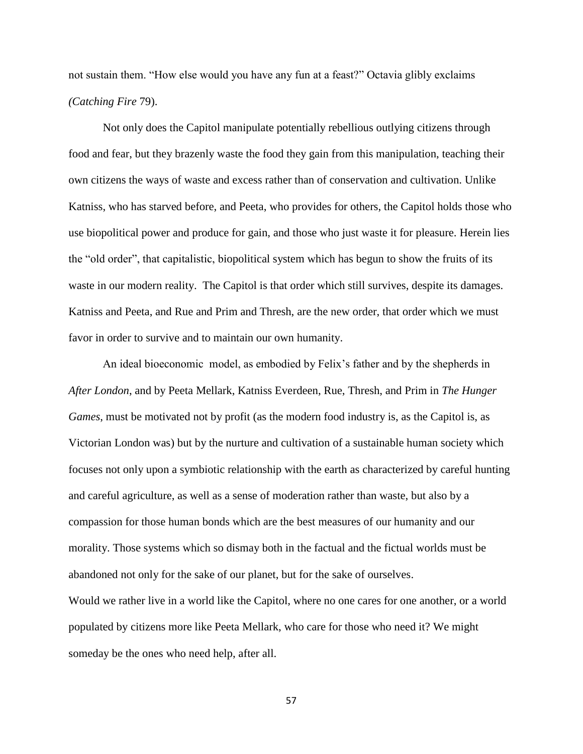not sustain them. "How else would you have any fun at a feast?" Octavia glibly exclaims (*Catching Fire* 79).

Not only does the Capitol manipulate potentially rebellious outlying citizens through food and fear, but they brazenly waste the food they gain from this manipulation, teaching their own citizens the ways of waste and excess rather than of conservation and cultivation. Unlike Katniss, who has starved before, and Peeta, who provides for others, the Capitol holds those who use biopolitical power and produce for gain, and those who just waste it for pleasure. Herein lies the "old order", that capitalistic, biopolitical system which has begun to show the fruits of its waste in our modern reality. The Capitol is that order which still survives, despite its damages. Katniss and Peeta, and Rue and Prim and Thresh, are the new order, that order which we must favor in order to survive and to maintain our own humanity.

An ideal bioeconomic model, as embodied by Felix's father and by the shepherds in *After London*, and by Peeta Mellark, Katniss Everdeen, Rue, Thresh, and Prim in *The Hunger Games*, must be motivated not by profit (as the modern food industry is, as the Capitol is, as Victorian London was) but by the nurture and cultivation of a sustainable human society which focuses not only upon a symbiotic relationship with the earth as characterized by careful hunting and careful agriculture, as well as a sense of moderation rather than waste, but also by a compassion for those human bonds which are the best measures of our humanity and our morality. Those systems which so dismay both in the factual and the fictual worlds must be abandoned not only for the sake of our planet, but for the sake of ourselves.

Would we rather live in a world like the Capitol, where no one cares for one another, or a world populated by citizens more like Peeta Mellark, who care for those who need it? We might someday be the ones who need help, after all.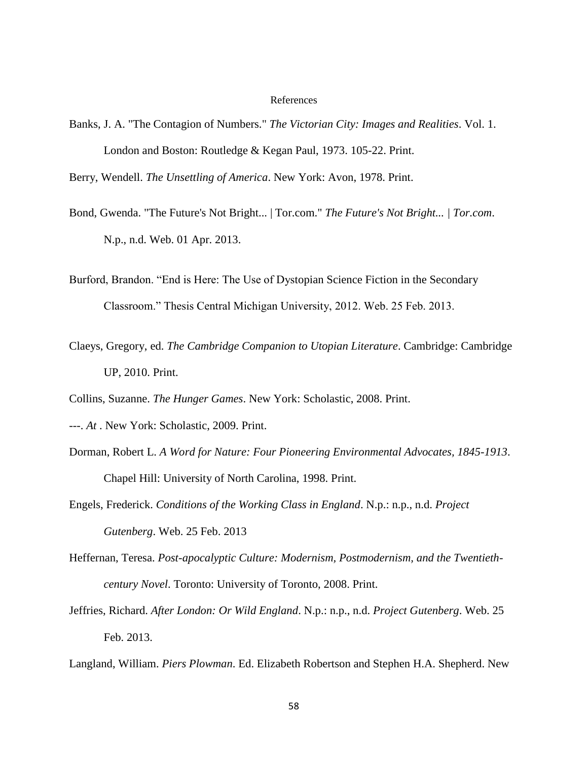# References

Banks, J. A. "The Contagion of Numbers." *The Victorian City: Images and Realities*. Vol. 1. London and Boston: Routledge & Kegan Paul, 1973. 105-22. Print.

Berry, Wendell. *The Unsettling of America*. New York: Avon, 1978. Print.

Bond, Gwenda. "The Future's Not Bright... | Tor.com." *The Future's Not Bright... | Tor.com*. N.p., n.d. Web. 01 Apr. 2013.

Burford, Brandon. "End is Here: The Use of Dystopian Science Fiction in the Secondary Classroom." Thesis Central Michigan University, 2012. Web. 25 Feb. 2013.

Claeys, Gregory, ed. *The Cambridge Companion to Utopian Literature*. Cambridge: Cambridge UP, 2010. Print.

Collins, Suzanne. *The Hunger Games*. New York: Scholastic, 2008. Print.

---. *At* . New York: Scholastic, 2009. Print.

Dorman, Robert L. *A Word for Nature: Four Pioneering Environmental Advocates, 1845-1913*. Chapel Hill: University of North Carolina, 1998. Print.

Engels, Frederick. *Conditions of the Working Class in England*. N.p.: n.p., n.d. *Project Gutenberg*. Web. 25 Feb. 2013

Heffernan, Teresa. *Post-apocalyptic Culture: Modernism, Postmodernism, and the Twentieth-century Novel*. Toronto: University of Toronto, 2008. Print.

Jeffries, Richard. *After London: Or Wild England*. N.p.: n.p., n.d. *Project Gutenberg*. Web. 25 Feb. 2013.

Langland, William. *Piers Plowman*. Ed. Elizabeth Robertson and Stephen H.A. Shepherd. New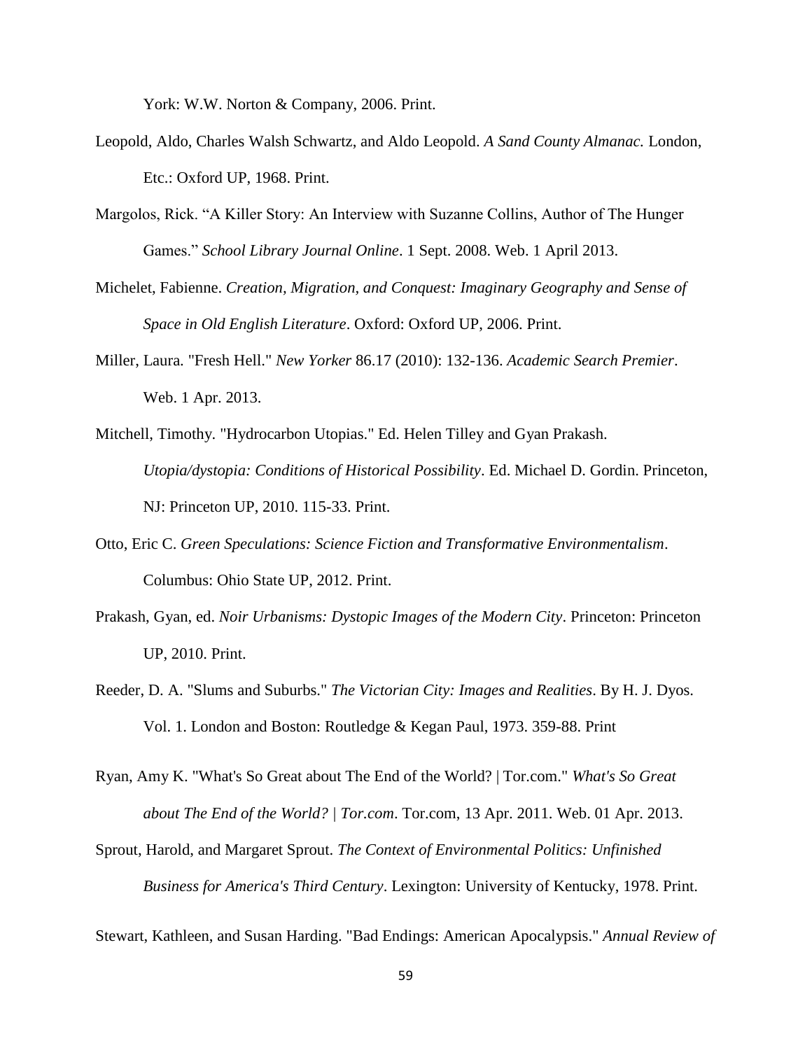York: W.W. Norton & Company, 2006. Print.

Leopold, Aldo, Charles Walsh Schwartz, and Aldo Leopold. *A Sand County Almanac.* London, Etc.: Oxford UP, 1968. Print.

Margolos, Rick. "A Killer Story: An Interview with Suzanne Collins, Author of The Hunger Games." *School Library Journal Online*. 1 Sept. 2008. Web. 1 April 2013.

Michelet, Fabienne. *Creation, Migration, and Conquest: Imaginary Geography and Sense of Space in Old English Literature*. Oxford: Oxford UP, 2006. Print.

Miller, Laura. "Fresh Hell." *New Yorker* 86.17 (2010): 132-136. *Academic Search Premier*. Web. 1 Apr. 2013.

Mitchell, Timothy. "Hydrocarbon Utopias." Ed. Helen Tilley and Gyan Prakash. *Utopia/dystopia: Conditions of Historical Possibility*. Ed. Michael D. Gordin. Princeton, NJ: Princeton UP, 2010. 115-33. Print.

Otto, Eric C. *Green Speculations: Science Fiction and Transformative Environmentalism*. Columbus: Ohio State UP, 2012. Print.

Prakash, Gyan, ed. *Noir Urbanisms: Dystopic Images of the Modern City*. Princeton: Princeton UP, 2010. Print.

Reeder, D. A. "Slums and Suburbs." *The Victorian City: Images and Realities*. By H. J. Dyos. Vol. 1. London and Boston: Routledge & Kegan Paul, 1973. 359-88. Print

Ryan, Amy K. "What's So Great about The End of the World? | Tor.com." *What's So Great about The End of the World? | Tor.com*. Tor.com, 13 Apr. 2011. Web. 01 Apr. 2013.

Sprout, Harold, and Margaret Sprout. *The Context of Environmental Politics: Unfinished Business for America's Third Century*. Lexington: University of Kentucky, 1978. Print.

Stewart, Kathleen, and Susan Harding. "Bad Endings: American Apocalypsis." *Annual Review of*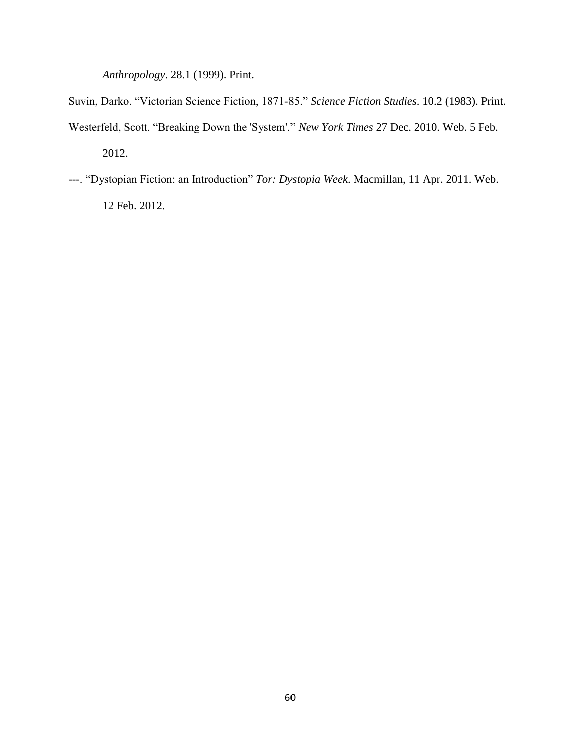*Anthropology*. 28.1 (1999). Print.

Suvin, Darko. "Victorian Science Fiction, 1871-85." *Science Fiction Studies*. 10.2 (1983). Print.

Westerfeld, Scott. "Breaking Down the 'System'." *New York Times* 27 Dec. 2010. Web. 5 Feb. 2012.

---. "Dystopian Fiction: an Introduction" *Tor: Dystopia Week*. Macmillan, 11 Apr. 2011. Web. 12 Feb. 2012.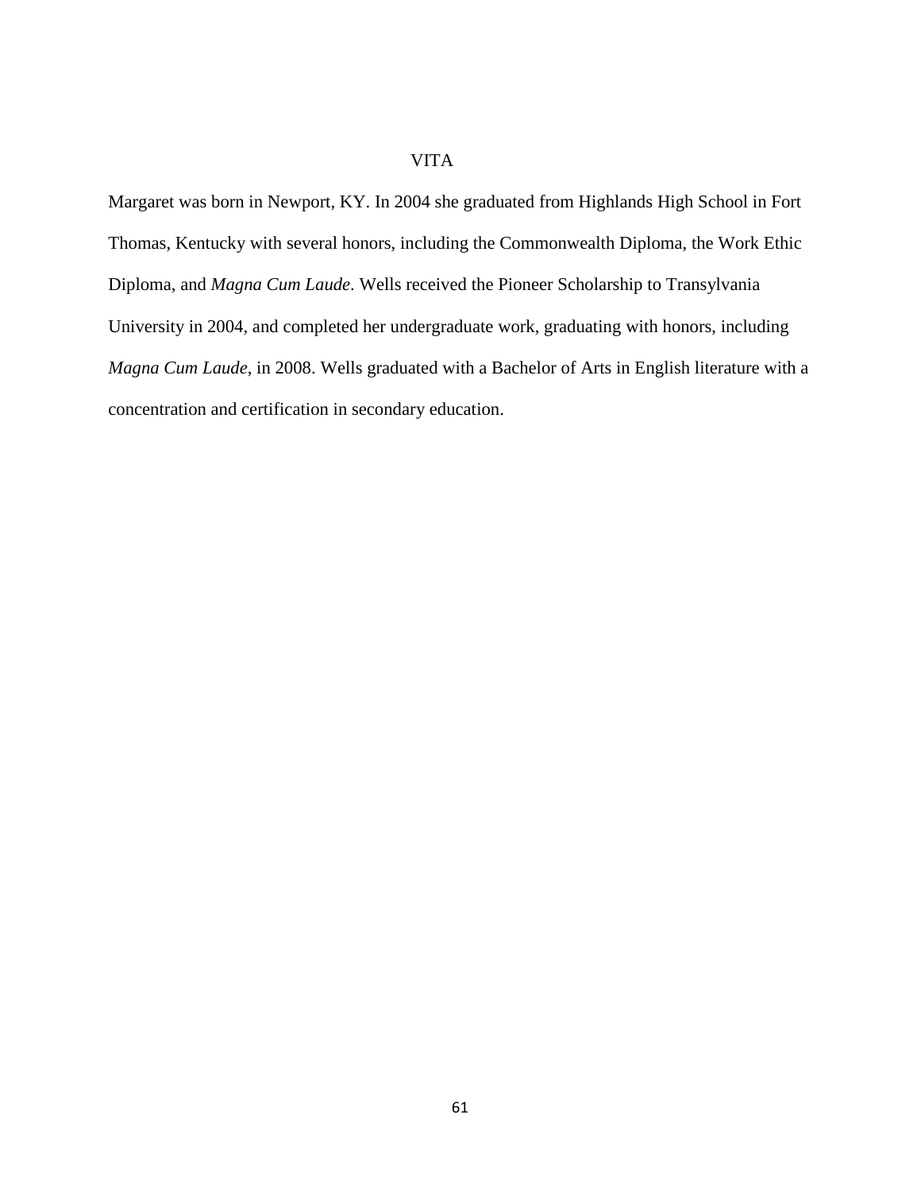# VITA

Margaret was born in Newport, KY. In 2004 she graduated from Highlands High School in Fort Thomas, Kentucky with several honors, including the Commonwealth Diploma, the Work Ethic Diploma, and *Magna Cum Laude*. Wells received the Pioneer Scholarship to Transylvania University in 2004, and completed her undergraduate work, graduating with honors, including *Magna Cum Laude*, in 2008. Wells graduated with a Bachelor of Arts in English literature with a concentration and certification in secondary education.